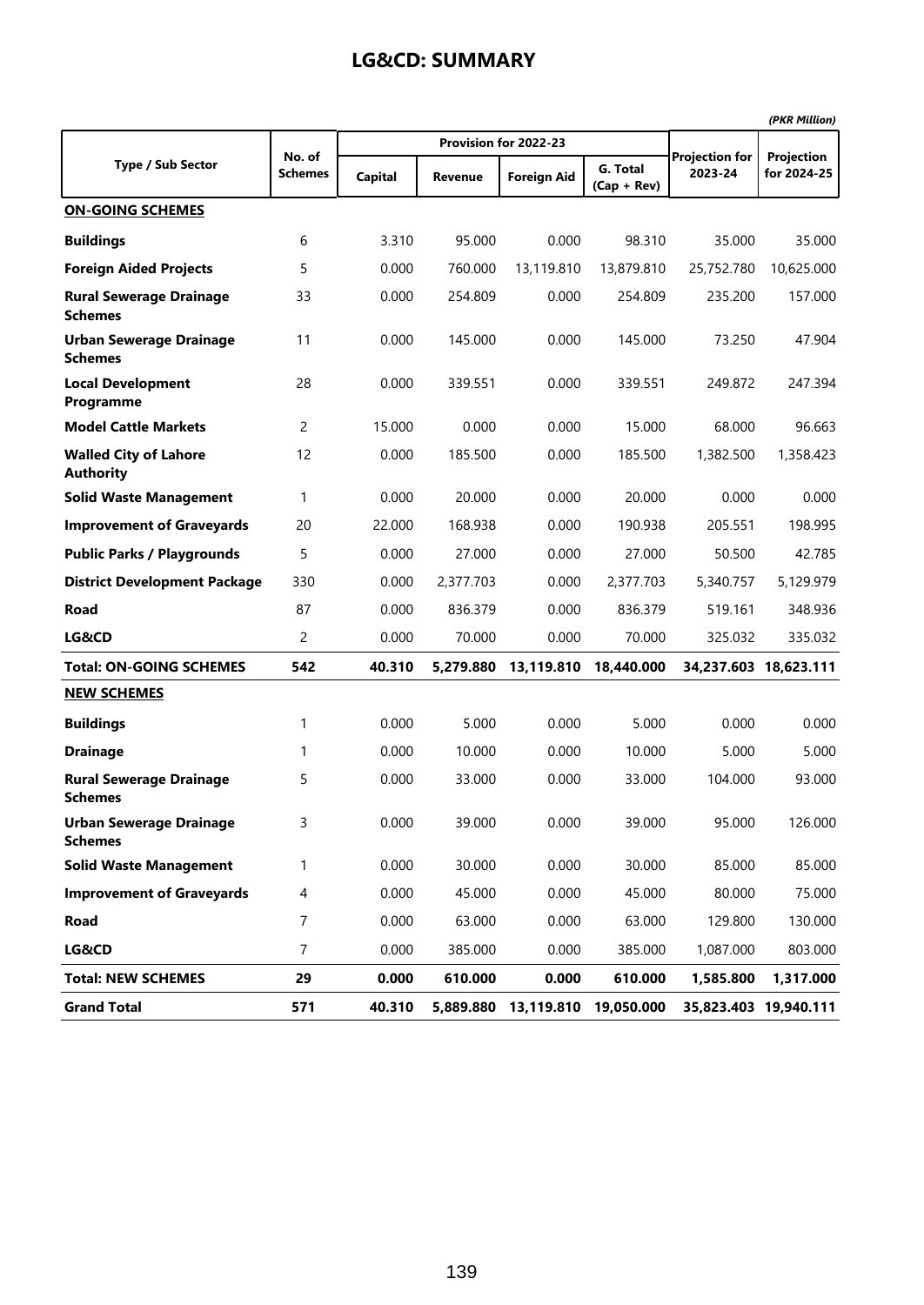## LG&CD: SUMMARY

*(PKR Million)*

| Type / Sub Sector | No. of Schemes | Provision for 2022-23 | | | | Projection for 2023-24 | Projection for 2024-25 |
|---|---|---|---|---|---|---|---|
| | | Capital | Revenue | Foreign Aid | G. Total (Cap + Rev) | | |
| **ON-GOING SCHEMES** | | | | | | | |
| **Buildings** | 6 | 3.310 | 95.000 | 0.000 | 98.310 | 35.000 | 35.000 |
| **Foreign Aided Projects** | 5 | 0.000 | 760.000 | 13,119.810 | 13,879.810 | 25,752.780 | 10,625.000 |
| **Rural Sewerage Drainage Schemes** | 33 | 0.000 | 254.809 | 0.000 | 254.809 | 235.200 | 157.000 |
| **Urban Sewerage Drainage Schemes** | 11 | 0.000 | 145.000 | 0.000 | 145.000 | 73.250 | 47.904 |
| **Local Development Programme** | 28 | 0.000 | 339.551 | 0.000 | 339.551 | 249.872 | 247.394 |
| **Model Cattle Markets** | 2 | 15.000 | 0.000 | 0.000 | 15.000 | 68.000 | 96.663 |
| **Walled City of Lahore Authority** | 12 | 0.000 | 185.500 | 0.000 | 185.500 | 1,382.500 | 1,358.423 |
| **Solid Waste Management** | 1 | 0.000 | 20.000 | 0.000 | 20.000 | 0.000 | 0.000 |
| **Improvement of Graveyards** | 20 | 22.000 | 168.938 | 0.000 | 190.938 | 205.551 | 198.995 |
| **Public Parks / Playgrounds** | 5 | 0.000 | 27.000 | 0.000 | 27.000 | 50.500 | 42.785 |
| **District Development Package** | 330 | 0.000 | 2,377.703 | 0.000 | 2,377.703 | 5,340.757 | 5,129.979 |
| **Road** | 87 | 0.000 | 836.379 | 0.000 | 836.379 | 519.161 | 348.936 |
| **LG&CD** | 2 | 0.000 | 70.000 | 0.000 | 70.000 | 325.032 | 335.032 |
| **Total: ON-GOING SCHEMES** | **542** | **40.310** | **5,279.880** | **13,119.810** | **18,440.000** | **34,237.603** | **18,623.111** |
| **NEW SCHEMES** | | | | | | | |
| **Buildings** | 1 | 0.000 | 5.000 | 0.000 | 5.000 | 0.000 | 0.000 |
| **Drainage** | 1 | 0.000 | 10.000 | 0.000 | 10.000 | 5.000 | 5.000 |
| **Rural Sewerage Drainage Schemes** | 5 | 0.000 | 33.000 | 0.000 | 33.000 | 104.000 | 93.000 |
| **Urban Sewerage Drainage Schemes** | 3 | 0.000 | 39.000 | 0.000 | 39.000 | 95.000 | 126.000 |
| **Solid Waste Management** | 1 | 0.000 | 30.000 | 0.000 | 30.000 | 85.000 | 85.000 |
| **Improvement of Graveyards** | 4 | 0.000 | 45.000 | 0.000 | 45.000 | 80.000 | 75.000 |
| **Road** | 7 | 0.000 | 63.000 | 0.000 | 63.000 | 129.800 | 130.000 |
| **LG&CD** | 7 | 0.000 | 385.000 | 0.000 | 385.000 | 1,087.000 | 803.000 |
| **Total: NEW SCHEMES** | **29** | **0.000** | **610.000** | **0.000** | **610.000** | **1,585.800** | **1,317.000** |
| **Grand Total** | **571** | **40.310** | **5,889.880** | **13,119.810** | **19,050.000** | **35,823.403** | **19,940.111** |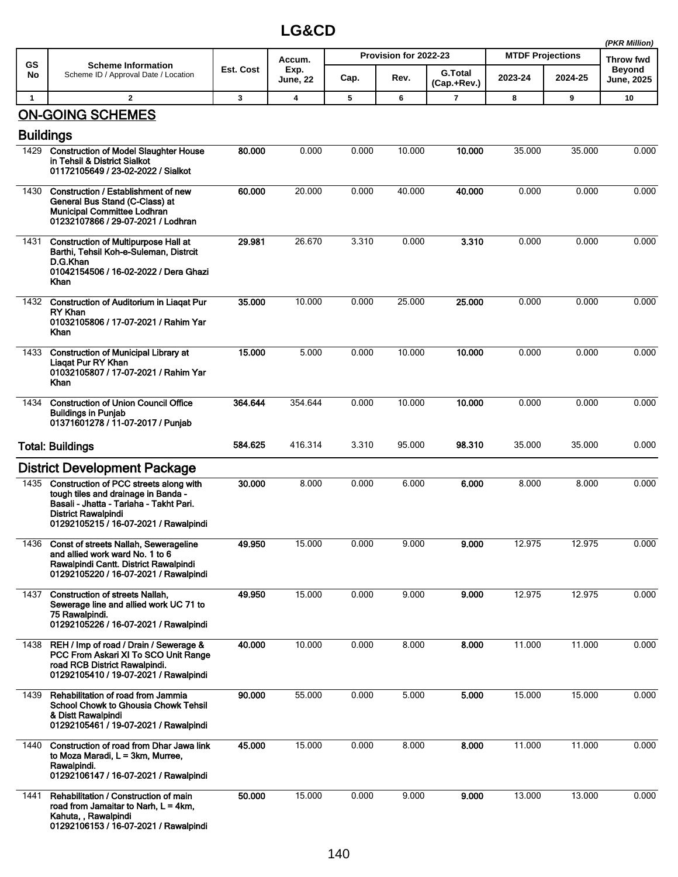# LG&CD

*(PKR Million)*

| GS No | Scheme Information<br>Scheme ID / Approval Date / Location | Est. Cost | Accum. Exp. June, 22 | Provision for 2022-23 | | | MTDF Projections | | Throw fwd Beyond June, 2025 |
|---|---|---|---|---|---|---|---|---|---|
| | | | | Cap. | Rev. | G.Total (Cap.+Rev.) | 2023-24 | 2024-25 | |
| 1 | 2 | 3 | 4 | 5 | 6 | 7 | 8 | 9 | 10 |
| | **ON-GOING SCHEMES** | | | | | | | | |
| | **Buildings** | | | | | | | | |
| 1429 | **Construction of Model Slaughter House in Tehsil & District Sialkot**<br>**01172105649 / 23-02-2022 / Sialkot** | **80.000** | 0.000 | 0.000 | 10.000 | **10.000** | 35.000 | 35.000 | 0.000 |
| 1430 | **Construction / Establishment of new General Bus Stand (C-Class) at Municipal Committee Lodhran**<br>**01232107866 / 29-07-2021 / Lodhran** | **60.000** | 20.000 | 0.000 | 40.000 | **40.000** | 0.000 | 0.000 | 0.000 |
| 1431 | **Construction of Multipurpose Hall at Barthi, Tehsil Koh-e-Suleman, Distrcit D.G.Khan**<br>**01042154506 / 16-02-2022 / Dera Ghazi Khan** | **29.981** | 26.670 | 3.310 | 0.000 | **3.310** | 0.000 | 0.000 | 0.000 |
| 1432 | **Construction of Auditorium in Liaqat Pur RY Khan**<br>**01032105806 / 17-07-2021 / Rahim Yar Khan** | **35.000** | 10.000 | 0.000 | 25.000 | **25.000** | 0.000 | 0.000 | 0.000 |
| 1433 | **Construction of Municipal Library at Liaqat Pur RY Khan**<br>**01032105807 / 17-07-2021 / Rahim Yar Khan** | **15.000** | 5.000 | 0.000 | 10.000 | **10.000** | 0.000 | 0.000 | 0.000 |
| 1434 | **Construction of Union Council Office Buildings in Punjab**<br>**01371601278 / 11-07-2017 / Punjab** | **364.644** | 354.644 | 0.000 | 10.000 | **10.000** | 0.000 | 0.000 | 0.000 |
| | **Total: Buildings** | **584.625** | 416.314 | 3.310 | 95.000 | **98.310** | 35.000 | 35.000 | 0.000 |
| | **District Development Package** | | | | | | | | |
| 1435 | **Construction of PCC streets along with tough tiles and drainage in Banda - Basali - Jhatta - Tariaha - Takht Pari. District Rawalpindi**<br>**01292105215 / 16-07-2021 / Rawalpindi** | **30.000** | 8.000 | 0.000 | 6.000 | **6.000** | 8.000 | 8.000 | 0.000 |
| 1436 | **Const of streets Nallah, Sewerageline and allied work ward No. 1 to 6 Rawalpindi Cantt. District Rawalpindi**<br>**01292105220 / 16-07-2021 / Rawalpindi** | **49.950** | 15.000 | 0.000 | 9.000 | **9.000** | 12.975 | 12.975 | 0.000 |
| 1437 | **Construction of streets Nallah, Sewerage line and allied work UC 71 to 75 Rawalpindi.**<br>**01292105226 / 16-07-2021 / Rawalpindi** | **49.950** | 15.000 | 0.000 | 9.000 | **9.000** | 12.975 | 12.975 | 0.000 |
| 1438 | **REH / Imp of road / Drain / Sewerage & PCC From Askari XI To SCO Unit Range road RCB District Rawalpindi.**<br>**01292105410 / 19-07-2021 / Rawalpindi** | **40.000** | 10.000 | 0.000 | 8.000 | **8.000** | 11.000 | 11.000 | 0.000 |
| 1439 | **Rehabilitation of road from Jammia School Chowk to Ghousia Chowk Tehsil & Distt Rawalpindi**<br>**01292105461 / 19-07-2021 / Rawalpindi** | **90.000** | 55.000 | 0.000 | 5.000 | **5.000** | 15.000 | 15.000 | 0.000 |
| 1440 | **Construction of road from Dhar Jawa link to Moza Maradi, L = 3km, Murree, Rawalpindi.**<br>**01292106147 / 16-07-2021 / Rawalpindi** | **45.000** | 15.000 | 0.000 | 8.000 | **8.000** | 11.000 | 11.000 | 0.000 |
| 1441 | **Rehabilitation / Construction of main road from Jamaitar to Narh, L = 4km, Kahuta, , Rawalpindi**<br>**01292106153 / 16-07-2021 / Rawalpindi** | **50.000** | 15.000 | 0.000 | 9.000 | **9.000** | 13.000 | 13.000 | 0.000 |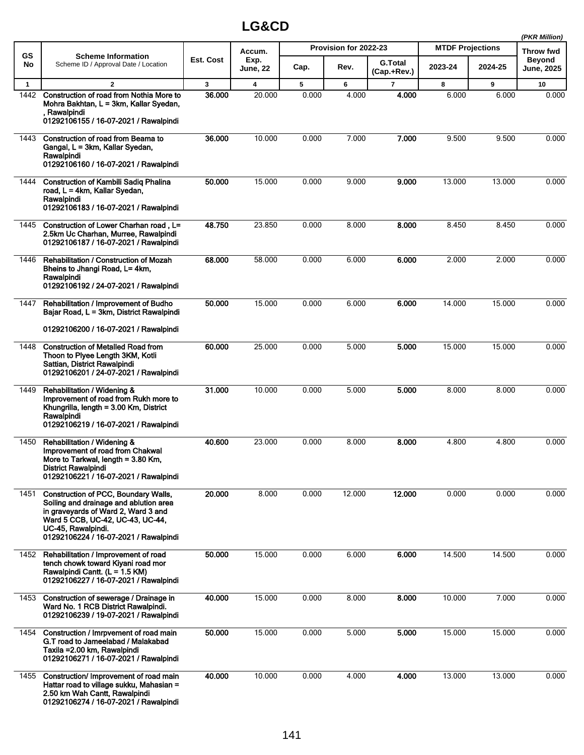# LG&CD

(PKR Million)

| GS No | Scheme Information<br>Scheme ID / Approval Date / Location | Est. Cost | Accum. Exp. June, 22 | Provision for 2022-23 | | | MTDF Projections | | Throw fwd Beyond June, 2025 |
|---|---|---|---|---|---|---|---|---|---|
| | | | | Cap. | Rev. | G.Total (Cap.+Rev.) | 2023-24 | 2024-25 | |
| 1 | 2 | 3 | 4 | 5 | 6 | 7 | 8 | 9 | 10 |
| 1442 | **Construction of road from Nothia More to Mohra Bakhtan, L = 3km, Kallar Syedan, , Rawalpindi**<br>**01292106155 / 16-07-2021 / Rawalpindi** | **36.000** | 20.000 | 0.000 | 4.000 | **4.000** | 6.000 | 6.000 | 0.000 |
| 1443 | **Construction of road from Beama to Gangal, L = 3km, Kallar Syedan, Rawalpindi**<br>**01292106160 / 16-07-2021 / Rawalpindi** | **36.000** | 10.000 | 0.000 | 7.000 | **7.000** | 9.500 | 9.500 | 0.000 |
| 1444 | **Construction of Kambili Sadiq Phalina road, L = 4km, Kallar Syedan, Rawalpindi**<br>**01292106183 / 16-07-2021 / Rawalpindi** | **50.000** | 15.000 | 0.000 | 9.000 | **9.000** | 13.000 | 13.000 | 0.000 |
| 1445 | **Construction of Lower Charhan road , L= 2.5km Uc Charhan, Murree, Rawalpindi**<br>**01292106187 / 16-07-2021 / Rawalpindi** | **48.750** | 23.850 | 0.000 | 8.000 | **8.000** | 8.450 | 8.450 | 0.000 |
| 1446 | **Rehabilitation / Construction of Mozah Bheins to Jhangi Road, L= 4km, Rawalpindi**<br>**01292106192 / 24-07-2021 / Rawalpindi** | **68.000** | 58.000 | 0.000 | 6.000 | **6.000** | 2.000 | 2.000 | 0.000 |
| 1447 | **Rehabilitation / Improvement of Budho Bajar Road, L = 3km, District Rawalpindi**<br>**01292106200 / 16-07-2021 / Rawalpindi** | **50.000** | 15.000 | 0.000 | 6.000 | **6.000** | 14.000 | 15.000 | 0.000 |
| 1448 | **Construction of Metalled Road from Thoon to Plyee Length 3KM, Kotli Sattian, District Rawalpindi**<br>**01292106201 / 24-07-2021 / Rawalpindi** | **60.000** | 25.000 | 0.000 | 5.000 | **5.000** | 15.000 | 15.000 | 0.000 |
| 1449 | **Rehabilitation / Widening & Improvement of road from Rukh more to Khungrilla, length = 3.00 Km, District Rawalpindi**<br>**01292106219 / 16-07-2021 / Rawalpindi** | **31.000** | 10.000 | 0.000 | 5.000 | **5.000** | 8.000 | 8.000 | 0.000 |
| 1450 | **Rehabilitation / Widening & Improvement of road from Chakwal More to Tarkwal, length = 3.80 Km, District Rawalpindi**<br>**01292106221 / 16-07-2021 / Rawalpindi** | **40.600** | 23.000 | 0.000 | 8.000 | **8.000** | 4.800 | 4.800 | 0.000 |
| 1451 | **Construction of PCC, Boundary Walls, Soiling and drainage and ablution area in graveyards of Ward 2, Ward 3 and Ward 5 CCB, UC-42, UC-43, UC-44, UC-45, Rawalpindi.**<br>**01292106224 / 16-07-2021 / Rawalpindi** | **20.000** | 8.000 | 0.000 | 12.000 | **12.000** | 0.000 | 0.000 | 0.000 |
| 1452 | **Rehabilitation / Improvement of road tench chowk toward Kiyani road mor Rawalpindi Cantt. (L = 1.5 KM)**<br>**01292106227 / 16-07-2021 / Rawalpindi** | **50.000** | 15.000 | 0.000 | 6.000 | **6.000** | 14.500 | 14.500 | 0.000 |
| 1453 | **Construction of sewerage / Drainage in Ward No. 1 RCB District Rawalpindi.**<br>**01292106239 / 19-07-2021 / Rawalpindi** | **40.000** | 15.000 | 0.000 | 8.000 | **8.000** | 10.000 | 7.000 | 0.000 |
| 1454 | **Construction / Imrpvement of road main G.T road to Jameelabad / Malakabad Taxila =2.00 km, Rawalpindi**<br>**01292106271 / 16-07-2021 / Rawalpindi** | **50.000** | 15.000 | 0.000 | 5.000 | **5.000** | 15.000 | 15.000 | 0.000 |
| 1455 | **Construction/ Improvement of road main Hattar road to village sukku, Mahasian = 2.50 km Wah Cantt, Rawalpindi**<br>**01292106274 / 16-07-2021 / Rawalpindi** | **40.000** | 10.000 | 0.000 | 4.000 | **4.000** | 13.000 | 13.000 | 0.000 |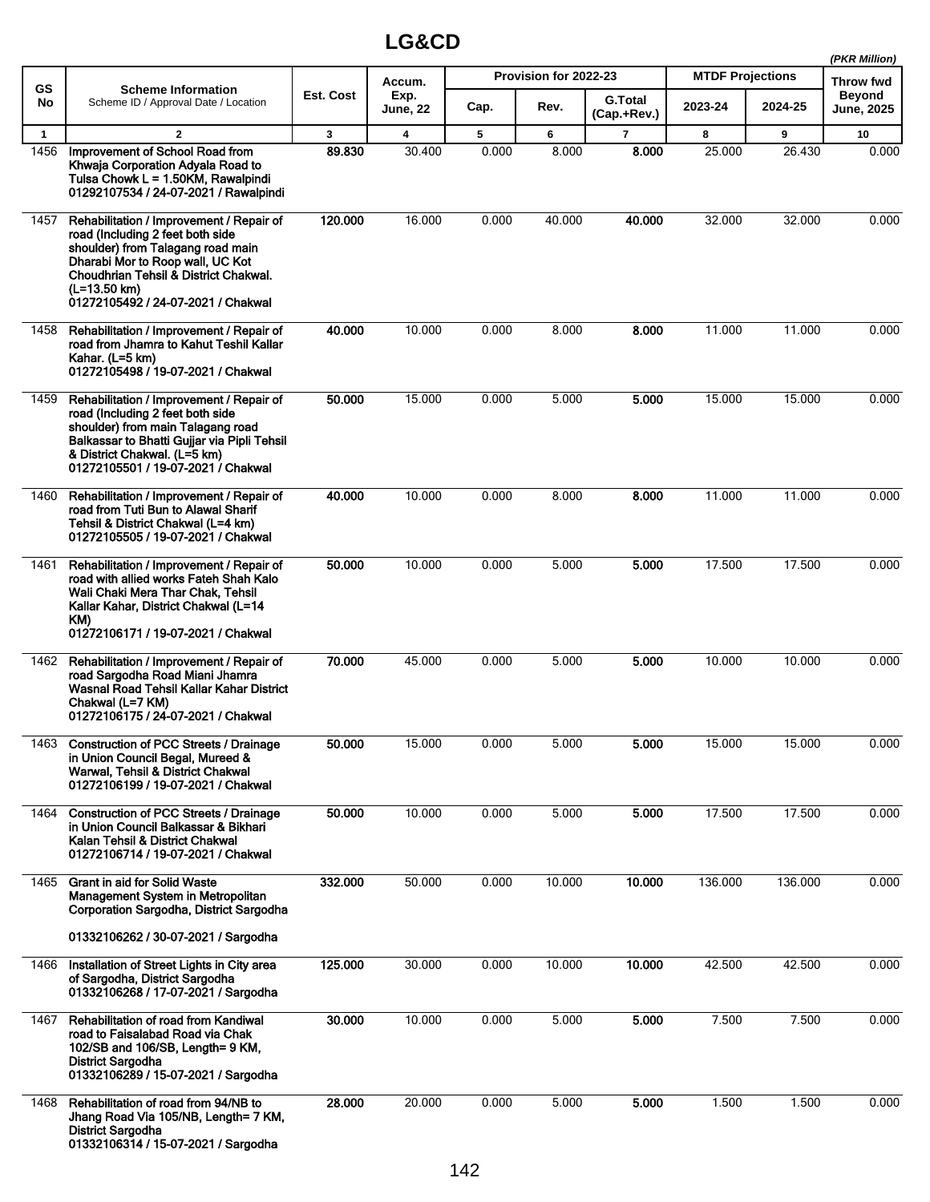# LG&CD

*(PKR Million)*

| GS No | Scheme Information<br>Scheme ID / Approval Date / Location | Est. Cost | Accum. Exp. June, 22 | Provision for 2022-23 | | | MTDF Projections | | Throw fwd Beyond June, 2025 |
|---|---|---|---|---|---|---|---|---|---|
| | | | | Cap. | Rev. | G.Total (Cap.+Rev.) | 2023-24 | 2024-25 | |
| 1 | 2 | 3 | 4 | 5 | 6 | 7 | 8 | 9 | 10 |
| 1456 | **Improvement of School Road from Khwaja Corporation Adyala Road to Tulsa Chowk L = 1.50KM, Rawalpindi**<br>**01292107534 / 24-07-2021 / Rawalpindi** | **89.830** | 30.400 | 0.000 | 8.000 | **8.000** | 25.000 | 26.430 | 0.000 |
| 1457 | **Rehabilitation / Improvement / Repair of road (Including 2 feet both side shoulder) from Talagang road main Dharabi Mor to Roop wall, UC Kot Choudhrian Tehsil & District Chakwal. (L=13.50 km)**<br>**01272105492 / 24-07-2021 / Chakwal** | **120.000** | 16.000 | 0.000 | 40.000 | **40.000** | 32.000 | 32.000 | 0.000 |
| 1458 | **Rehabilitation / Improvement / Repair of road from Jhamra to Kahut Teshil Kallar Kahar. (L=5 km)**<br>**01272105498 / 19-07-2021 / Chakwal** | **40.000** | 10.000 | 0.000 | 8.000 | **8.000** | 11.000 | 11.000 | 0.000 |
| 1459 | **Rehabilitation / Improvement / Repair of road (Including 2 feet both side shoulder) from main Talagang road Balkassar to Bhatti Gujjar via Pipli Tehsil & District Chakwal. (L=5 km)**<br>**01272105501 / 19-07-2021 / Chakwal** | **50.000** | 15.000 | 0.000 | 5.000 | **5.000** | 15.000 | 15.000 | 0.000 |
| 1460 | **Rehabilitation / Improvement / Repair of road from Tuti Bun to Alawal Sharif Tehsil & District Chakwal (L=4 km)**<br>**01272105505 / 19-07-2021 / Chakwal** | **40.000** | 10.000 | 0.000 | 8.000 | **8.000** | 11.000 | 11.000 | 0.000 |
| 1461 | **Rehabilitation / Improvement / Repair of road with allied works Fateh Shah Kalo Wali Chaki Mera Thar Chak, Tehsil Kallar Kahar, District Chakwal (L=14 KM)**<br>**01272106171 / 19-07-2021 / Chakwal** | **50.000** | 10.000 | 0.000 | 5.000 | **5.000** | 17.500 | 17.500 | 0.000 |
| 1462 | **Rehabilitation / Improvement / Repair of road Sargodha Road Miani Jhamra Wasnal Road Tehsil Kallar Kahar District Chakwal (L=7 KM)**<br>**01272106175 / 24-07-2021 / Chakwal** | **70.000** | 45.000 | 0.000 | 5.000 | **5.000** | 10.000 | 10.000 | 0.000 |
| 1463 | **Construction of PCC Streets / Drainage in Union Council Begal, Mureed & Warwal, Tehsil & District Chakwal**<br>**01272106199 / 19-07-2021 / Chakwal** | **50.000** | 15.000 | 0.000 | 5.000 | **5.000** | 15.000 | 15.000 | 0.000 |
| 1464 | **Construction of PCC Streets / Drainage in Union Council Balkassar & Bikhari Kalan Tehsil & District Chakwal**<br>**01272106714 / 19-07-2021 / Chakwal** | **50.000** | 10.000 | 0.000 | 5.000 | **5.000** | 17.500 | 17.500 | 0.000 |
| 1465 | **Grant in aid for Solid Waste Management System in Metropolitan Corporation Sargodha, District Sargodha**<br>**01332106262 / 30-07-2021 / Sargodha** | **332.000** | 50.000 | 0.000 | 10.000 | **10.000** | 136.000 | 136.000 | 0.000 |
| 1466 | **Installation of Street Lights in City area of Sargodha, District Sargodha**<br>**01332106268 / 17-07-2021 / Sargodha** | **125.000** | 30.000 | 0.000 | 10.000 | **10.000** | 42.500 | 42.500 | 0.000 |
| 1467 | **Rehabilitation of road from Kandiwal road to Faisalabad Road via Chak 102/SB and 106/SB, Length= 9 KM, District Sargodha**<br>**01332106289 / 15-07-2021 / Sargodha** | **30.000** | 10.000 | 0.000 | 5.000 | **5.000** | 7.500 | 7.500 | 0.000 |
| 1468 | **Rehabilitation of road from 94/NB to Jhang Road Via 105/NB, Length= 7 KM, District Sargodha**<br>**01332106314 / 15-07-2021 / Sargodha** | **28.000** | 20.000 | 0.000 | 5.000 | **5.000** | 1.500 | 1.500 | 0.000 |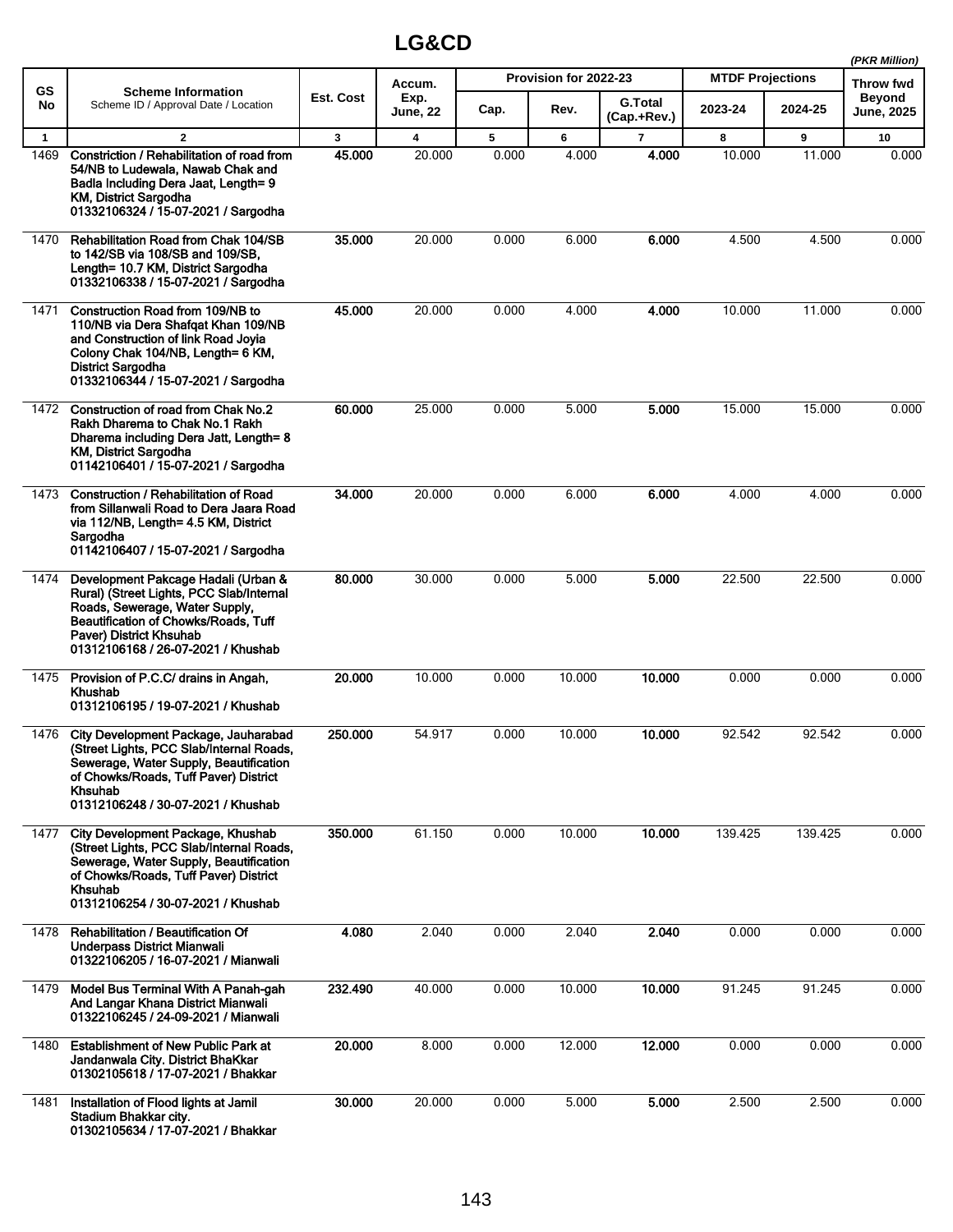# LG&CD

*(PKR Million)*

| GS No | Scheme Information<br>Scheme ID / Approval Date / Location | Est. Cost | Accum. Exp. June, 22 | Provision for 2022-23 | | | MTDF Projections | | Throw fwd Beyond June, 2025 |
|---|---|---|---|---|---|---|---|---|---|
| | | | | Cap. | Rev. | G.Total (Cap.+Rev.) | 2023-24 | 2024-25 | |
| 1 | 2 | 3 | 4 | 5 | 6 | 7 | 8 | 9 | 10 |
| 1469 | **Constriction / Rehabilitation of road from 54/NB to Ludewala, Nawab Chak and Badla Including Dera Jaat, Length= 9 KM, District Sargodha**<br>**01332106324 / 15-07-2021 / Sargodha** | **45.000** | 20.000 | 0.000 | 4.000 | **4.000** | 10.000 | 11.000 | 0.000 |
| 1470 | **Rehabilitation Road from Chak 104/SB to 142/SB via 108/SB and 109/SB, Length= 10.7 KM, District Sargodha**<br>**01332106338 / 15-07-2021 / Sargodha** | **35.000** | 20.000 | 0.000 | 6.000 | **6.000** | 4.500 | 4.500 | 0.000 |
| 1471 | **Construction Road from 109/NB to 110/NB via Dera Shafqat Khan 109/NB and Construction of link Road Joyia Colony Chak 104/NB, Length= 6 KM, District Sargodha**<br>**01332106344 / 15-07-2021 / Sargodha** | **45.000** | 20.000 | 0.000 | 4.000 | **4.000** | 10.000 | 11.000 | 0.000 |
| 1472 | **Construction of road from Chak No.2 Rakh Dharema to Chak No.1 Rakh Dharema including Dera Jatt, Length= 8 KM, District Sargodha**<br>**01142106401 / 15-07-2021 / Sargodha** | **60.000** | 25.000 | 0.000 | 5.000 | **5.000** | 15.000 | 15.000 | 0.000 |
| 1473 | **Construction / Rehabilitation of Road from Sillanwali Road to Dera Jaara Road via 112/NB, Length= 4.5 KM, District Sargodha**<br>**01142106407 / 15-07-2021 / Sargodha** | **34.000** | 20.000 | 0.000 | 6.000 | **6.000** | 4.000 | 4.000 | 0.000 |
| 1474 | **Development Pakcage Hadali (Urban & Rural) (Street Lights, PCC Slab/Internal Roads, Sewerage, Water Supply, Beautification of Chowks/Roads, Tuff Paver) District Khsuhab**<br>**01312106168 / 26-07-2021 / Khushab** | **80.000** | 30.000 | 0.000 | 5.000 | **5.000** | 22.500 | 22.500 | 0.000 |
| 1475 | **Provision of P.C.C/ drains in Angah, Khushab**<br>**01312106195 / 19-07-2021 / Khushab** | **20.000** | 10.000 | 0.000 | 10.000 | **10.000** | 0.000 | 0.000 | 0.000 |
| 1476 | **City Development Package, Jauharabad (Street Lights, PCC Slab/Internal Roads, Sewerage, Water Supply, Beautification of Chowks/Roads, Tuff Paver) District Khsuhab**<br>**01312106248 / 30-07-2021 / Khushab** | **250.000** | 54.917 | 0.000 | 10.000 | **10.000** | 92.542 | 92.542 | 0.000 |
| 1477 | **City Development Package, Khushab (Street Lights, PCC Slab/Internal Roads, Sewerage, Water Supply, Beautification of Chowks/Roads, Tuff Paver) District Khsuhab**<br>**01312106254 / 30-07-2021 / Khushab** | **350.000** | 61.150 | 0.000 | 10.000 | **10.000** | 139.425 | 139.425 | 0.000 |
| 1478 | **Rehabilitation / Beautification Of Underpass District Mianwali**<br>**01322106205 / 16-07-2021 / Mianwali** | **4.080** | 2.040 | 0.000 | 2.040 | **2.040** | 0.000 | 0.000 | 0.000 |
| 1479 | **Model Bus Terminal With A Panah-gah And Langar Khana District Mianwali**<br>**01322106245 / 24-09-2021 / Mianwali** | **232.490** | 40.000 | 0.000 | 10.000 | **10.000** | 91.245 | 91.245 | 0.000 |
| 1480 | **Establishment of New Public Park at Jandanwala City. District BhaKkar**<br>**01302105618 / 17-07-2021 / Bhakkar** | **20.000** | 8.000 | 0.000 | 12.000 | **12.000** | 0.000 | 0.000 | 0.000 |
| 1481 | **Installation of Flood lights at Jamil Stadium Bhakkar city.**<br>**01302105634 / 17-07-2021 / Bhakkar** | **30.000** | 20.000 | 0.000 | 5.000 | **5.000** | 2.500 | 2.500 | 0.000 |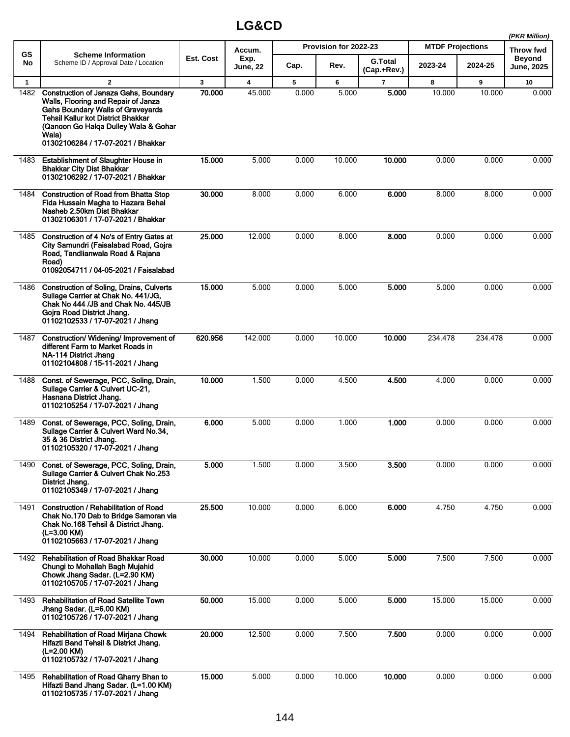## LG&CD

*(PKR Million)*

| GS No | Scheme Information<br>Scheme ID / Approval Date / Location | Est. Cost | Accum. Exp. June, 22 | Provision for 2022-23 | | | MTDF Projections | | Throw fwd Beyond June, 2025 |
|---|---|---|---|---|---|---|---|---|---|
| | | | | Cap. | Rev. | G.Total (Cap.+Rev.) | 2023-24 | 2024-25 | |
| 1 | 2 | 3 | 4 | 5 | 6 | 7 | 8 | 9 | 10 |
| 1482 | **Construction of Janaza Gahs, Boundary Walls, Flooring and Repair of Janza Gahs Boundary Walls of Graveyards Tehsil Kallur kot District Bhakkar (Qanoon Go Halqa Dulley Wala & Gohar Wala)**<br>**01302106284 / 17-07-2021 / Bhakkar** | **70.000** | 45.000 | 0.000 | 5.000 | **5.000** | 10.000 | 10.000 | 0.000 |
| 1483 | **Establishment of Slaughter House in Bhakkar City Dist Bhakkar**<br>**01302106292 / 17-07-2021 / Bhakkar** | **15.000** | 5.000 | 0.000 | 10.000 | **10.000** | 0.000 | 0.000 | 0.000 |
| 1484 | **Construction of Road from Bhatta Stop Fida Hussain Magha to Hazara Behal Nasheb 2.50km Dist Bhakkar**<br>**01302106301 / 17-07-2021 / Bhakkar** | **30.000** | 8.000 | 0.000 | 6.000 | **6.000** | 8.000 | 8.000 | 0.000 |
| 1485 | **Construction of 4 No's of Entry Gates at City Samundri (Faisalabad Road, Gojra Road, Tandlianwala Road & Rajana Road)**<br>**01092054711 / 04-05-2021 / Faisalabad** | **25.000** | 12.000 | 0.000 | 8.000 | **8.000** | 0.000 | 0.000 | 0.000 |
| 1486 | **Construction of Soling, Drains, Culverts Sullage Carrier at Chak No. 441/JG, Chak No 444 /JB and Chak No. 445/JB Gojra Road District Jhang.**<br>**01102102533 / 17-07-2021 / Jhang** | **15.000** | 5.000 | 0.000 | 5.000 | **5.000** | 5.000 | 0.000 | 0.000 |
| 1487 | **Construction/ Widening/ Improvement of different Farm to Market Roads in NA-114 District Jhang**<br>**01102104808 / 15-11-2021 / Jhang** | **620.956** | 142.000 | 0.000 | 10.000 | **10.000** | 234.478 | 234.478 | 0.000 |
| 1488 | **Const. of Sewerage, PCC, Soling, Drain, Sullage Carrier & Culvert UC-21, Hasnana District Jhang.**<br>**01102105254 / 17-07-2021 / Jhang** | **10.000** | 1.500 | 0.000 | 4.500 | **4.500** | 4.000 | 0.000 | 0.000 |
| 1489 | **Const. of Sewerage, PCC, Soling, Drain, Sullage Carrier & Culvert Ward No.34, 35 & 36 District Jhang.**<br>**01102105320 / 17-07-2021 / Jhang** | **6.000** | 5.000 | 0.000 | 1.000 | **1.000** | 0.000 | 0.000 | 0.000 |
| 1490 | **Const. of Sewerage, PCC, Soling, Drain, Sullage Carrier & Culvert Chak No.253 District Jhang.**<br>**01102105349 / 17-07-2021 / Jhang** | **5.000** | 1.500 | 0.000 | 3.500 | **3.500** | 0.000 | 0.000 | 0.000 |
| 1491 | **Construction / Rehabilitation of Road Chak No.170 Dab to Bridge Samoran via Chak No.168 Tehsil & District Jhang. (L=3.00 KM)**<br>**01102105663 / 17-07-2021 / Jhang** | **25.500** | 10.000 | 0.000 | 6.000 | **6.000** | 4.750 | 4.750 | 0.000 |
| 1492 | **Rehabilitation of Road Bhakkar Road Chungi to Mohallah Bagh Mujahid Chowk Jhang Sadar. (L=2.90 KM)**<br>**01102105705 / 17-07-2021 / Jhang** | **30.000** | 10.000 | 0.000 | 5.000 | **5.000** | 7.500 | 7.500 | 0.000 |
| 1493 | **Rehabilitation of Road Satellite Town Jhang Sadar. (L=6.00 KM)**<br>**01102105726 / 17-07-2021 / Jhang** | **50.000** | 15.000 | 0.000 | 5.000 | **5.000** | 15.000 | 15.000 | 0.000 |
| 1494 | **Rehabilitation of Road Mirjana Chowk Hifazti Band Tehsil & District Jhang. (L=2.00 KM)**<br>**01102105732 / 17-07-2021 / Jhang** | **20.000** | 12.500 | 0.000 | 7.500 | **7.500** | 0.000 | 0.000 | 0.000 |
| 1495 | **Rehabilitation of Road Gharry Bhan to Hifazti Band Jhang Sadar. (L=1.00 KM)**<br>**01102105735 / 17-07-2021 / Jhang** | **15.000** | 5.000 | 0.000 | 10.000 | **10.000** | 0.000 | 0.000 | 0.000 |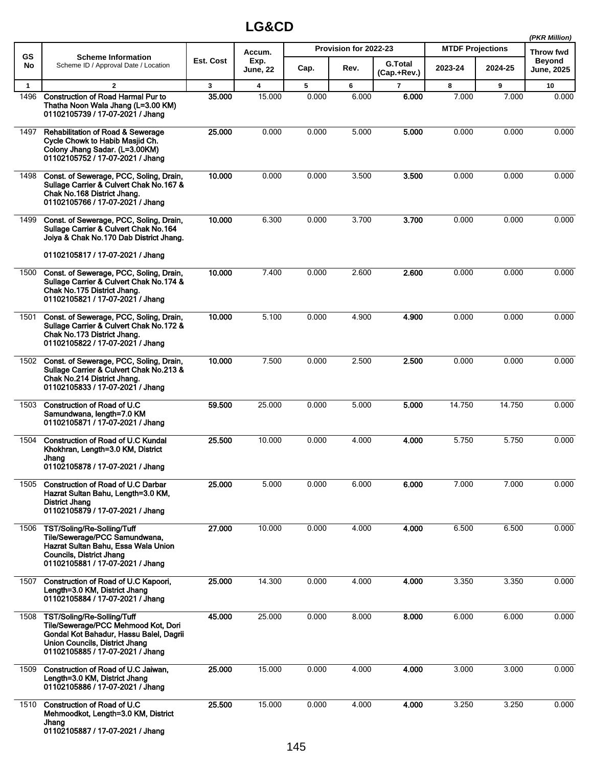# LG&CD

*(PKR Million)*

| GS No | Scheme Information<br>Scheme ID / Approval Date / Location | Est. Cost | Accum. Exp. June, 22 | Provision for 2022-23 | | | MTDF Projections | | Throw fwd Beyond June, 2025 |
|---|---|---|---|---|---|---|---|---|---|
| | | | | Cap. | Rev. | G.Total (Cap.+Rev.) | 2023-24 | 2024-25 | |
| 1 | 2 | 3 | 4 | 5 | 6 | 7 | 8 | 9 | 10 |
| 1496 | **Construction of Road Harmal Pur to Thatha Noon Wala Jhang (L=3.00 KM)**<br>**01102105739 / 17-07-2021 / Jhang** | **35.000** | 15.000 | 0.000 | 6.000 | **6.000** | 7.000 | 7.000 | 0.000 |
| 1497 | **Rehabilitation of Road & Sewerage Cycle Chowk to Habib Masjid Ch. Colony Jhang Sadar. (L=3.00KM)**<br>**01102105752 / 17-07-2021 / Jhang** | **25.000** | 0.000 | 0.000 | 5.000 | **5.000** | 0.000 | 0.000 | 0.000 |
| 1498 | **Const. of Sewerage, PCC, Soling, Drain, Sullage Carrier & Culvert Chak No.167 & Chak No.168 District Jhang.**<br>**01102105766 / 17-07-2021 / Jhang** | **10.000** | 0.000 | 0.000 | 3.500 | **3.500** | 0.000 | 0.000 | 0.000 |
| 1499 | **Const. of Sewerage, PCC, Soling, Drain, Sullage Carrier & Culvert Chak No.164 Joiya & Chak No.170 Dab District Jhang.**<br>**01102105817 / 17-07-2021 / Jhang** | **10.000** | 6.300 | 0.000 | 3.700 | **3.700** | 0.000 | 0.000 | 0.000 |
| 1500 | **Const. of Sewerage, PCC, Soling, Drain, Sullage Carrier & Culvert Chak No.174 & Chak No.175 District Jhang.**<br>**01102105821 / 17-07-2021 / Jhang** | **10.000** | 7.400 | 0.000 | 2.600 | **2.600** | 0.000 | 0.000 | 0.000 |
| 1501 | **Const. of Sewerage, PCC, Soling, Drain, Sullage Carrier & Culvert Chak No.172 & Chak No.173 District Jhang.**<br>**01102105822 / 17-07-2021 / Jhang** | **10.000** | 5.100 | 0.000 | 4.900 | **4.900** | 0.000 | 0.000 | 0.000 |
| 1502 | **Const. of Sewerage, PCC, Soling, Drain, Sullage Carrier & Culvert Chak No.213 & Chak No.214 District Jhang.**<br>**01102105833 / 17-07-2021 / Jhang** | **10.000** | 7.500 | 0.000 | 2.500 | **2.500** | 0.000 | 0.000 | 0.000 |
| 1503 | **Construction of Road of U.C Samundwana, length=7.0 KM**<br>**01102105871 / 17-07-2021 / Jhang** | **59.500** | 25.000 | 0.000 | 5.000 | **5.000** | 14.750 | 14.750 | 0.000 |
| 1504 | **Construction of Road of U.C Kundal Khokhran, Length=3.0 KM, District Jhang**<br>**01102105878 / 17-07-2021 / Jhang** | **25.500** | 10.000 | 0.000 | 4.000 | **4.000** | 5.750 | 5.750 | 0.000 |
| 1505 | **Construction of Road of U.C Darbar Hazrat Sultan Bahu, Length=3.0 KM, District Jhang**<br>**01102105879 / 17-07-2021 / Jhang** | **25.000** | 5.000 | 0.000 | 6.000 | **6.000** | 7.000 | 7.000 | 0.000 |
| 1506 | **TST/Soling/Re-Solling/Tuff Tile/Sewerage/PCC Samundwana, Hazrat Sultan Bahu, Essa Wala Union Councils, District Jhang**<br>**01102105881 / 17-07-2021 / Jhang** | **27.000** | 10.000 | 0.000 | 4.000 | **4.000** | 6.500 | 6.500 | 0.000 |
| 1507 | **Construction of Road of U.C Kapoori, Length=3.0 KM, District Jhang**<br>**01102105884 / 17-07-2021 / Jhang** | **25.000** | 14.300 | 0.000 | 4.000 | **4.000** | 3.350 | 3.350 | 0.000 |
| 1508 | **TST/Soling/Re-Solling/Tuff Tile/Sewerage/PCC Mehmood Kot, Dori Gondal Kot Bahadur, Hassu Balel, Dagrii Union Councils, District Jhang**<br>**01102105885 / 17-07-2021 / Jhang** | **45.000** | 25.000 | 0.000 | 8.000 | **8.000** | 6.000 | 6.000 | 0.000 |
| 1509 | **Construction of Road of U.C Jaiwan, Length=3.0 KM, District Jhang**<br>**01102105886 / 17-07-2021 / Jhang** | **25.000** | 15.000 | 0.000 | 4.000 | **4.000** | 3.000 | 3.000 | 0.000 |
| 1510 | **Construction of Road of U.C Mehmoodkot, Length=3.0 KM, District Jhang**<br>**01102105887 / 17-07-2021 / Jhang** | **25.500** | 15.000 | 0.000 | 4.000 | **4.000** | 3.250 | 3.250 | 0.000 |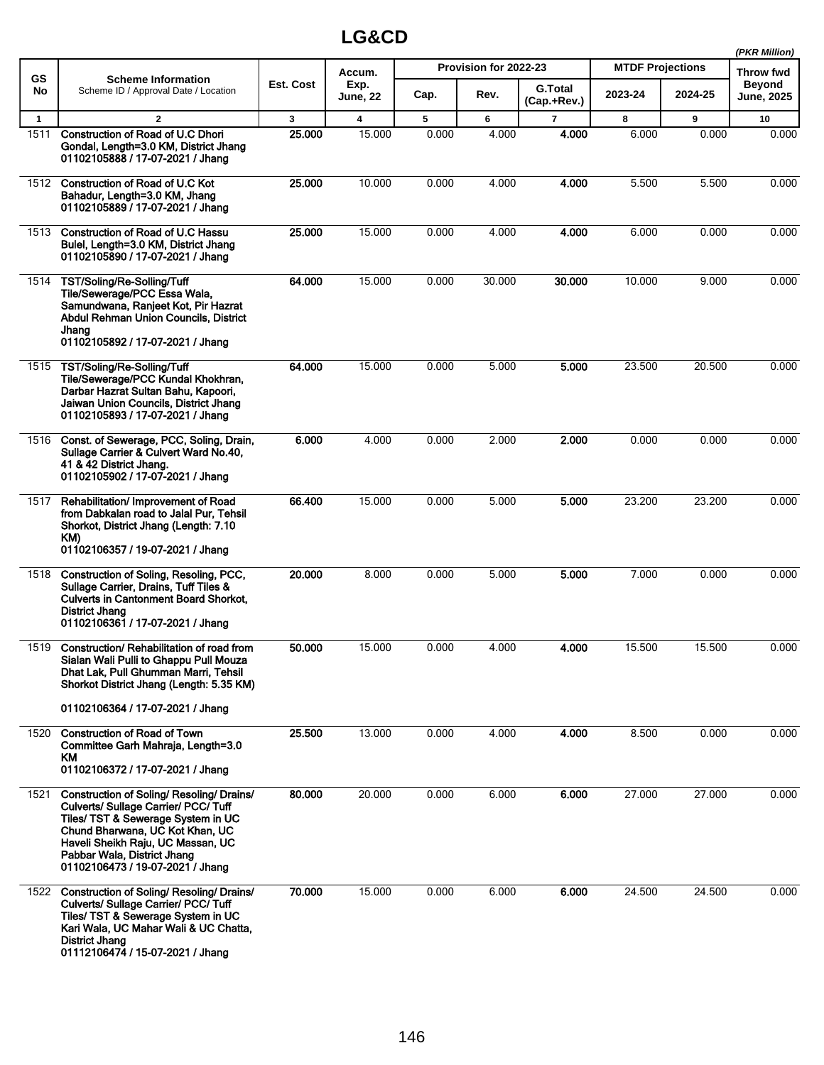# LG&CD

(PKR Million)

| GS No | Scheme Information<br>Scheme ID / Approval Date / Location | Est. Cost | Accum. Exp. June, 22 | Provision for 2022-23 | | | MTDF Projections | | Throw fwd Beyond June, 2025 |
|---|---|---|---|---|---|---|---|---|---|
| | | | | Cap. | Rev. | G.Total (Cap.+Rev.) | 2023-24 | 2024-25 | |
| 1 | 2 | 3 | 4 | 5 | 6 | 7 | 8 | 9 | 10 |
| 1511 | **Construction of Road of U.C Dhori Gondal, Length=3.0 KM, District Jhang**<br>**01102105888 / 17-07-2021 / Jhang** | **25.000** | 15.000 | 0.000 | 4.000 | **4.000** | 6.000 | 0.000 | 0.000 |
| 1512 | **Construction of Road of U.C Kot Bahadur, Length=3.0 KM, Jhang**<br>**01102105889 / 17-07-2021 / Jhang** | **25.000** | 10.000 | 0.000 | 4.000 | **4.000** | 5.500 | 5.500 | 0.000 |
| 1513 | **Construction of Road of U.C Hassu Bulel, Length=3.0 KM, District Jhang**<br>**01102105890 / 17-07-2021 / Jhang** | **25.000** | 15.000 | 0.000 | 4.000 | **4.000** | 6.000 | 0.000 | 0.000 |
| 1514 | **TST/Soling/Re-Solling/Tuff Tile/Sewerage/PCC Essa Wala, Samundwana, Ranjeet Kot, Pir Hazrat Abdul Rehman Union Councils, District Jhang**<br>**01102105892 / 17-07-2021 / Jhang** | **64.000** | 15.000 | 0.000 | 30.000 | **30.000** | 10.000 | 9.000 | 0.000 |
| 1515 | **TST/Soling/Re-Solling/Tuff Tile/Sewerage/PCC Kundal Khokhran, Darbar Hazrat Sultan Bahu, Kapoori, Jaiwan Union Councils, District Jhang**<br>**01102105893 / 17-07-2021 / Jhang** | **64.000** | 15.000 | 0.000 | 5.000 | **5.000** | 23.500 | 20.500 | 0.000 |
| 1516 | **Const. of Sewerage, PCC, Soling, Drain, Sullage Carrier & Culvert Ward No.40, 41 & 42 District Jhang.**<br>**01102105902 / 17-07-2021 / Jhang** | **6.000** | 4.000 | 0.000 | 2.000 | **2.000** | 0.000 | 0.000 | 0.000 |
| 1517 | **Rehabilitation/ Improvement of Road from Dabkalan road to Jalal Pur, Tehsil Shorkot, District Jhang (Length: 7.10 KM)**<br>**01102106357 / 19-07-2021 / Jhang** | **66.400** | 15.000 | 0.000 | 5.000 | **5.000** | 23.200 | 23.200 | 0.000 |
| 1518 | **Construction of Soling, Resoling, PCC, Sullage Carrier, Drains, Tuff Tiles & Culverts in Cantonment Board Shorkot, District Jhang**<br>**01102106361 / 17-07-2021 / Jhang** | **20.000** | 8.000 | 0.000 | 5.000 | **5.000** | 7.000 | 0.000 | 0.000 |
| 1519 | **Construction/ Rehabilitation of road from Sialan Wali Pulli to Ghappu Pull Mouza Dhat Lak, Pull Ghumman Marri, Tehsil Shorkot District Jhang (Length: 5.35 KM)**<br>**01102106364 / 17-07-2021 / Jhang** | **50.000** | 15.000 | 0.000 | 4.000 | **4.000** | 15.500 | 15.500 | 0.000 |
| 1520 | **Construction of Road of Town Committee Garh Mahraja, Length=3.0 KM**<br>**01102106372 / 17-07-2021 / Jhang** | **25.500** | 13.000 | 0.000 | 4.000 | **4.000** | 8.500 | 0.000 | 0.000 |
| 1521 | **Construction of Soling/ Resoling/ Drains/ Culverts/ Sullage Carrier/ PCC/ Tuff Tiles/ TST & Sewerage System in UC Chund Bharwana, UC Kot Khan, UC Haveli Sheikh Raju, UC Massan, UC Pabbar Wala, District Jhang**<br>**01102106473 / 19-07-2021 / Jhang** | **80.000** | 20.000 | 0.000 | 6.000 | **6.000** | 27.000 | 27.000 | 0.000 |
| 1522 | **Construction of Soling/ Resoling/ Drains/ Culverts/ Sullage Carrier/ PCC/ Tuff Tiles/ TST & Sewerage System in UC Kari Wala, UC Mahar Wali & UC Chatta, District Jhang**<br>**01112106474 / 15-07-2021 / Jhang** | **70.000** | 15.000 | 0.000 | 6.000 | **6.000** | 24.500 | 24.500 | 0.000 |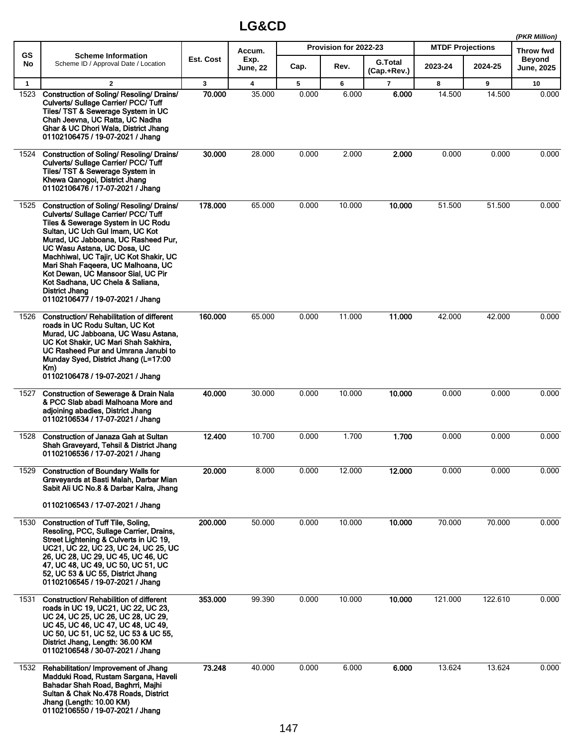# LG&CD

*(PKR Million)*

| GS No | Scheme Information<br>Scheme ID / Approval Date / Location | Est. Cost | Accum. Exp. June, 22 | Provision for 2022-23 | | | MTDF Projections | | Throw fwd Beyond June, 2025 |
|---|---|---|---|---|---|---|---|---|---|
| | | | | Cap. | Rev. | G.Total (Cap.+Rev.) | 2023-24 | 2024-25 | |
| 1 | 2 | 3 | 4 | 5 | 6 | 7 | 8 | 9 | 10 |
| 1523 | **Construction of Soling/ Resoling/ Drains/ Culverts/ Sullage Carrier/ PCC/ Tuff Tiles/ TST & Sewerage System in UC Chah Jeevna, UC Ratta, UC Nadha Ghar & UC Dhori Wala, District Jhang 01102106475 / 19-07-2021 / Jhang** | **70.000** | 35.000 | 0.000 | 6.000 | **6.000** | 14.500 | 14.500 | 0.000 |
| 1524 | **Construction of Soling/ Resoling/ Drains/ Culverts/ Sullage Carrier/ PCC/ Tuff Tiles/ TST & Sewerage System in Khewa Qanogoi, District Jhang 01102106476 / 17-07-2021 / Jhang** | **30.000** | 28.000 | 0.000 | 2.000 | **2.000** | 0.000 | 0.000 | 0.000 |
| 1525 | **Construction of Soling/ Resoling/ Drains/ Culverts/ Sullage Carrier/ PCC/ Tuff Tiles & Sewerage System in UC Rodu Sultan, UC Uch Gul Imam, UC Kot Murad, UC Jabboana, UC Rasheed Pur, UC Wasu Astana, UC Dosa, UC Machhiwal, UC Tajir, UC Kot Shakir, UC Mari Shah Faqeera, UC Malhoana, UC Kot Dewan, UC Mansoor Sial, UC Pir Kot Sadhana, UC Chela & Saliana, District Jhang 01102106477 / 19-07-2021 / Jhang** | **178.000** | 65.000 | 0.000 | 10.000 | **10.000** | 51.500 | 51.500 | 0.000 |
| 1526 | **Construction/ Rehabilitation of different roads in UC Rodu Sultan, UC Kot Murad, UC Jabboana, UC Wasu Astana, UC Kot Shakir, UC Mari Shah Sakhira, UC Rasheed Pur and Umrana Janubi to Munday Syed, District Jhang (L=17:00 Km) 01102106478 / 19-07-2021 / Jhang** | **160.000** | 65.000 | 0.000 | 11.000 | **11.000** | 42.000 | 42.000 | 0.000 |
| 1527 | **Construction of Sewerage & Drain Nala & PCC Slab abadi Malhoana More and adjoining abadies, District Jhang 01102106534 / 17-07-2021 / Jhang** | **40.000** | 30.000 | 0.000 | 10.000 | **10.000** | 0.000 | 0.000 | 0.000 |
| 1528 | **Construction of Janaza Gah at Sultan Shah Graveyard, Tehsil & District Jhang 01102106536 / 17-07-2021 / Jhang** | **12.400** | 10.700 | 0.000 | 1.700 | **1.700** | 0.000 | 0.000 | 0.000 |
| 1529 | **Construction of Boundary Walls for Graveyards at Basti Malah, Darbar Mian Sabit Ali UC No.8 & Darbar Kalra, Jhang 01102106543 / 17-07-2021 / Jhang** | **20.000** | 8.000 | 0.000 | 12.000 | **12.000** | 0.000 | 0.000 | 0.000 |
| 1530 | **Construction of Tuff Tile, Soling, Resoling, PCC, Sullage Carrier, Drains, Street Lightening & Culverts in UC 19, UC21, UC 22, UC 23, UC 24, UC 25, UC 26, UC 28, UC 29, UC 45, UC 46, UC 47, UC 48, UC 49, UC 50, UC 51, UC 52, UC 53 & UC 55, District Jhang 01102106545 / 19-07-2021 / Jhang** | **200.000** | 50.000 | 0.000 | 10.000 | **10.000** | 70.000 | 70.000 | 0.000 |
| 1531 | **Construction/ Rehabilition of different roads in UC 19, UC21, UC 22, UC 23, UC 24, UC 25, UC 26, UC 28, UC 29, UC 45, UC 46, UC 47, UC 48, UC 49, UC 50, UC 51, UC 52, UC 53 & UC 55, District Jhang, Length: 36.00 KM 01102106548 / 30-07-2021 / Jhang** | **353.000** | 99.390 | 0.000 | 10.000 | **10.000** | 121.000 | 122.610 | 0.000 |
| 1532 | **Rehabilitation/ Improvement of Jhang Madduki Road, Rustam Sargana, Haveli Bahadar Shah Road, Baghrri, Majhi Sultan & Chak No.478 Roads, District Jhang (Length: 10.00 KM) 01102106550 / 19-07-2021 / Jhang** | **73.248** | 40.000 | 0.000 | 6.000 | **6.000** | 13.624 | 13.624 | 0.000 |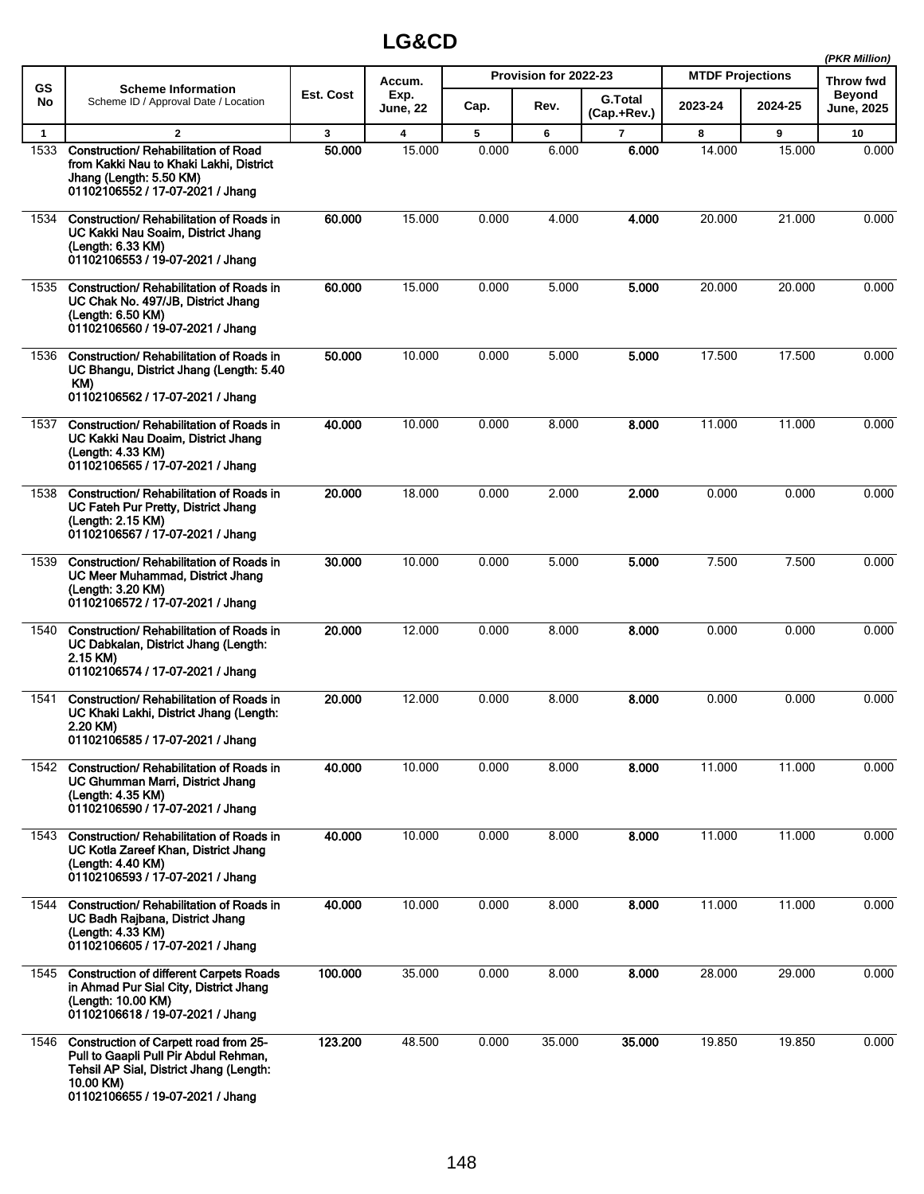# LG&CD

(PKR Million)

| GS No | Scheme Information<br>Scheme ID / Approval Date / Location | Est. Cost | Accum. Exp. June, 22 | Provision for 2022-23 | | | MTDF Projections | | Throw fwd Beyond June, 2025 |
|---|---|---|---|---|---|---|---|---|---|
| | | | | Cap. | Rev. | G.Total (Cap.+Rev.) | 2023-24 | 2024-25 | |
| 1 | 2 | 3 | 4 | 5 | 6 | 7 | 8 | 9 | 10 |
| 1533 | **Construction/ Rehabilitation of Road from Kakki Nau to Khaki Lakhi, District Jhang (Length: 5.50 KM)**<br>**01102106552 / 17-07-2021 / Jhang** | **50.000** | 15.000 | 0.000 | 6.000 | **6.000** | 14.000 | 15.000 | 0.000 |
| 1534 | **Construction/ Rehabilitation of Roads in UC Kakki Nau Soaim, District Jhang (Length: 6.33 KM)**<br>**01102106553 / 19-07-2021 / Jhang** | **60.000** | 15.000 | 0.000 | 4.000 | **4.000** | 20.000 | 21.000 | 0.000 |
| 1535 | **Construction/ Rehabilitation of Roads in UC Chak No. 497/JB, District Jhang (Length: 6.50 KM)**<br>**01102106560 / 19-07-2021 / Jhang** | **60.000** | 15.000 | 0.000 | 5.000 | **5.000** | 20.000 | 20.000 | 0.000 |
| 1536 | **Construction/ Rehabilitation of Roads in UC Bhangu, District Jhang (Length: 5.40 KM)**<br>**01102106562 / 17-07-2021 / Jhang** | **50.000** | 10.000 | 0.000 | 5.000 | **5.000** | 17.500 | 17.500 | 0.000 |
| 1537 | **Construction/ Rehabilitation of Roads in UC Kakki Nau Doaim, District Jhang (Length: 4.33 KM)**<br>**01102106565 / 17-07-2021 / Jhang** | **40.000** | 10.000 | 0.000 | 8.000 | **8.000** | 11.000 | 11.000 | 0.000 |
| 1538 | **Construction/ Rehabilitation of Roads in UC Fateh Pur Pretty, District Jhang (Length: 2.15 KM)**<br>**01102106567 / 17-07-2021 / Jhang** | **20.000** | 18.000 | 0.000 | 2.000 | **2.000** | 0.000 | 0.000 | 0.000 |
| 1539 | **Construction/ Rehabilitation of Roads in UC Meer Muhammad, District Jhang (Length: 3.20 KM)**<br>**01102106572 / 17-07-2021 / Jhang** | **30.000** | 10.000 | 0.000 | 5.000 | **5.000** | 7.500 | 7.500 | 0.000 |
| 1540 | **Construction/ Rehabilitation of Roads in UC Dabkalan, District Jhang (Length: 2.15 KM)**<br>**01102106574 / 17-07-2021 / Jhang** | **20.000** | 12.000 | 0.000 | 8.000 | **8.000** | 0.000 | 0.000 | 0.000 |
| 1541 | **Construction/ Rehabilitation of Roads in UC Khaki Lakhi, District Jhang (Length: 2.20 KM)**<br>**01102106585 / 17-07-2021 / Jhang** | **20.000** | 12.000 | 0.000 | 8.000 | **8.000** | 0.000 | 0.000 | 0.000 |
| 1542 | **Construction/ Rehabilitation of Roads in UC Ghumman Marri, District Jhang (Length: 4.35 KM)**<br>**01102106590 / 17-07-2021 / Jhang** | **40.000** | 10.000 | 0.000 | 8.000 | **8.000** | 11.000 | 11.000 | 0.000 |
| 1543 | **Construction/ Rehabilitation of Roads in UC Kotla Zareef Khan, District Jhang (Length: 4.40 KM)**<br>**01102106593 / 17-07-2021 / Jhang** | **40.000** | 10.000 | 0.000 | 8.000 | **8.000** | 11.000 | 11.000 | 0.000 |
| 1544 | **Construction/ Rehabilitation of Roads in UC Badh Rajbana, District Jhang (Length: 4.33 KM)**<br>**01102106605 / 17-07-2021 / Jhang** | **40.000** | 10.000 | 0.000 | 8.000 | **8.000** | 11.000 | 11.000 | 0.000 |
| 1545 | **Construction of different Carpets Roads in Ahmad Pur Sial City, District Jhang (Length: 10.00 KM)**<br>**01102106618 / 19-07-2021 / Jhang** | **100.000** | 35.000 | 0.000 | 8.000 | **8.000** | 28.000 | 29.000 | 0.000 |
| 1546 | **Construction of Carpett road from 25-Pull to Gaapli Pull Pir Abdul Rehman, Tehsil AP Sial, District Jhang (Length: 10.00 KM)**<br>**01102106655 / 19-07-2021 / Jhang** | **123.200** | 48.500 | 0.000 | 35.000 | **35.000** | 19.850 | 19.850 | 0.000 |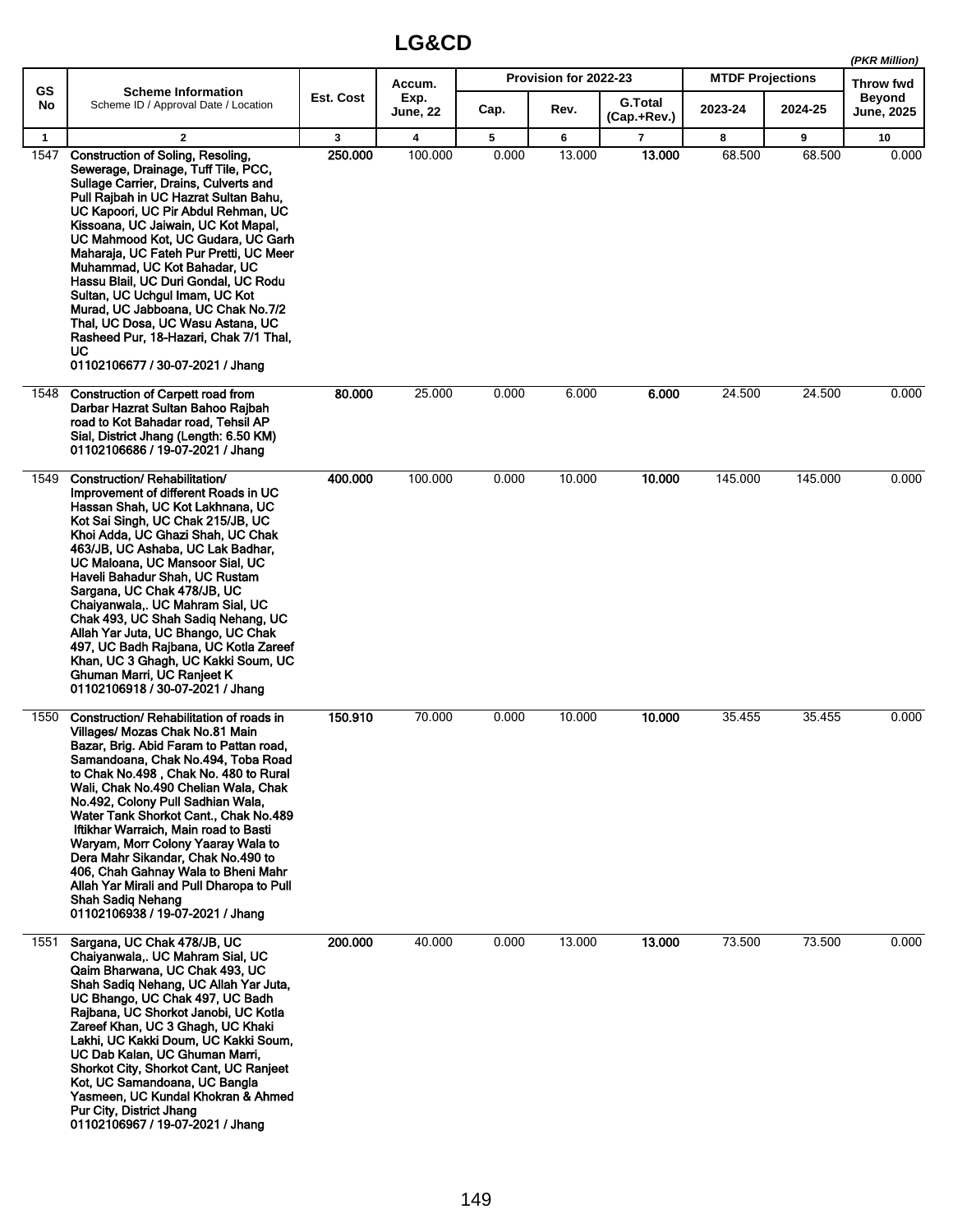# LG&CD

*(PKR Million)*

| GS No | Scheme Information<br>Scheme ID / Approval Date / Location | Est. Cost | Accum. Exp. June, 22 | Provision for 2022-23 | | | MTDF Projections | | Throw fwd Beyond June, 2025 |
|---|---|---|---|---|---|---|---|---|---|
| | | | | Cap. | Rev. | G.Total (Cap.+Rev.) | 2023-24 | 2024-25 | |
| 1 | 2 | 3 | 4 | 5 | 6 | 7 | 8 | 9 | 10 |
| 1547 | **Construction of Soling, Resoling, Sewerage, Drainage, Tuff Tile, PCC, Sullage Carrier, Drains, Culverts and Pull Rajbah in UC Hazrat Sultan Bahu, UC Kapoori, UC Pir Abdul Rehman, UC Kissoana, UC Jaiwain, UC Kot Mapal, UC Mahmood Kot, UC Gudara, UC Garh Maharaja, UC Fateh Pur Pretti, UC Meer Muhammad, UC Kot Bahadar, UC Hassu Blail, UC Duri Gondal, UC Rodu Sultan, UC Uchgul Imam, UC Kot Murad, UC Jabboana, UC Chak No.7/2 Thal, UC Dosa, UC Wasu Astana, UC Rasheed Pur, 18-Hazari, Chak 7/1 Thal, UC**<br>**01102106677 / 30-07-2021 / Jhang** | **250.000** | 100.000 | 0.000 | 13.000 | **13.000** | 68.500 | 68.500 | 0.000 |
| 1548 | **Construction of Carpett road from Darbar Hazrat Sultan Bahoo Rajbah road to Kot Bahadar road, Tehsil AP Sial, District Jhang (Length: 6.50 KM)**<br>**01102106686 / 19-07-2021 / Jhang** | **80.000** | 25.000 | 0.000 | 6.000 | **6.000** | 24.500 | 24.500 | 0.000 |
| 1549 | **Construction/ Rehabilitation/ Improvement of different Roads in UC Hassan Shah, UC Kot Lakhnana, UC Kot Sai Singh, UC Chak 215/JB, UC Khoi Adda, UC Ghazi Shah, UC Chak 463/JB, UC Ashaba, UC Lak Badhar, UC Maloana, UC Mansoor Sial, UC Haveli Bahadur Shah, UC Rustam Sargana, UC Chak 478/JB, UC Chaiyanwala,. UC Mahram Sial, UC Chak 493, UC Shah Sadiq Nehang, UC Allah Yar Juta, UC Bhango, UC Chak 497, UC Badh Rajbana, UC Kotla Zareef Khan, UC 3 Ghagh, UC Kakki Soum, UC Ghuman Marri, UC Ranjeet K**<br>**01102106918 / 30-07-2021 / Jhang** | **400.000** | 100.000 | 0.000 | 10.000 | **10.000** | 145.000 | 145.000 | 0.000 |
| 1550 | **Construction/ Rehabilitation of roads in Villages/ Mozas Chak No.81 Main Bazar, Brig. Abid Faram to Pattan road, Samandoana, Chak No.494, Toba Road to Chak No.498 , Chak No. 480 to Rural Wali, Chak No.490 Chelian Wala, Chak No.492, Colony Pull Sadhian Wala, Water Tank Shorkot Cant., Chak No.489 Iftikhar Warraich, Main road to Basti Waryam, Morr Colony Yaaray Wala to Dera Mahr Sikandar, Chak No.490 to 406, Chah Gahnay Wala to Bheni Mahr Allah Yar Mirali and Pull Dharopa to Pull Shah Sadiq Nehang**<br>**01102106938 / 19-07-2021 / Jhang** | **150.910** | 70.000 | 0.000 | 10.000 | **10.000** | 35.455 | 35.455 | 0.000 |
| 1551 | **Sargana, UC Chak 478/JB, UC Chaiyanwala,. UC Mahram Sial, UC Qaim Bharwana, UC Chak 493, UC Shah Sadiq Nehang, UC Allah Yar Juta, UC Bhango, UC Chak 497, UC Badh Rajbana, UC Shorkot Janobi, UC Kotla Zareef Khan, UC 3 Ghagh, UC Khaki Lakhi, UC Kakki Doum, UC Kakki Soum, UC Dab Kalan, UC Ghuman Marri, Shorkot City, Shorkot Cant, UC Ranjeet Kot, UC Samandoana, UC Bangla Yasmeen, UC Kundal Khokran & Ahmed Pur City, District Jhang**<br>**01102106967 / 19-07-2021 / Jhang** | **200.000** | 40.000 | 0.000 | 13.000 | **13.000** | 73.500 | 73.500 | 0.000 |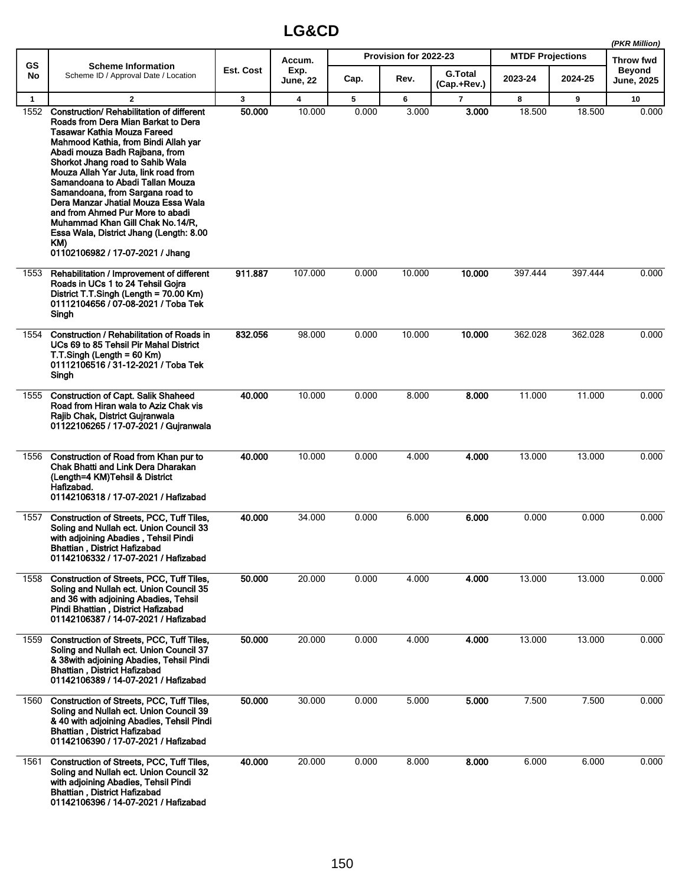# LG&CD

*(PKR Million)*

| GS No | Scheme Information<br>Scheme ID / Approval Date / Location | Est. Cost | Accum. Exp. June, 22 | Provision for 2022-23 | | | MTDF Projections | | Throw fwd Beyond June, 2025 |
|---|---|---|---|---|---|---|---|---|---|
| | | | | Cap. | Rev. | G.Total (Cap.+Rev.) | 2023-24 | 2024-25 | |
| 1 | 2 | 3 | 4 | 5 | 6 | 7 | 8 | 9 | 10 |
| 1552 | **Construction/ Rehabilitation of different Roads from Dera Mian Barkat to Dera Tasawar Kathia Mouza Fareed Mahmood Kathia, from Bindi Allah yar Abadi mouza Badh Rajbana, from Shorkot Jhang road to Sahib Wala Mouza Allah Yar Juta, link road from Samandoana to Abadi Tallan Mouza Samandoana, from Sargana road to Dera Manzar Jhatial Mouza Essa Wala and from Ahmed Pur More to abadi Muhammad Khan Gill Chak No.14/R, Essa Wala, District Jhang (Length: 8.00 KM)**<br>**01102106982 / 17-07-2021 / Jhang** | **50.000** | 10.000 | 0.000 | 3.000 | **3.000** | 18.500 | 18.500 | 0.000 |
| 1553 | **Rehabilitation / Improvement of different Roads in UCs 1 to 24 Tehsil Gojra District T.T.Singh (Length = 70.00 Km)**<br>**01112104656 / 07-08-2021 / Toba Tek Singh** | **911.887** | 107.000 | 0.000 | 10.000 | **10.000** | 397.444 | 397.444 | 0.000 |
| 1554 | **Construction / Rehabilitation of Roads in UCs 69 to 85 Tehsil Pir Mahal District T.T.Singh (Length = 60 Km)**<br>**01112106516 / 31-12-2021 / Toba Tek Singh** | **832.056** | 98.000 | 0.000 | 10.000 | **10.000** | 362.028 | 362.028 | 0.000 |
| 1555 | **Construction of Capt. Salik Shaheed Road from Hiran wala to Aziz Chak vis Rajib Chak, District Gujranwala**<br>**01122106265 / 17-07-2021 / Gujranwala** | **40.000** | 10.000 | 0.000 | 8.000 | **8.000** | 11.000 | 11.000 | 0.000 |
| 1556 | **Construction of Road from Khan pur to Chak Bhatti and Link Dera Dharakan (Length=4 KM)Tehsil & District Hafizabad.**<br>**01142106318 / 17-07-2021 / Hafizabad** | **40.000** | 10.000 | 0.000 | 4.000 | **4.000** | 13.000 | 13.000 | 0.000 |
| 1557 | **Construction of Streets, PCC, Tuff Tiles, Soling and Nullah ect. Union Council 33 with adjoining Abadies , Tehsil Pindi Bhattian , District Hafizabad**<br>**01142106332 / 17-07-2021 / Hafizabad** | **40.000** | 34.000 | 0.000 | 6.000 | **6.000** | 0.000 | 0.000 | 0.000 |
| 1558 | **Construction of Streets, PCC, Tuff Tiles, Soling and Nullah ect. Union Council 35 and 36 with adjoining Abadies, Tehsil Pindi Bhattian , District Hafizabad**<br>**01142106387 / 14-07-2021 / Hafizabad** | **50.000** | 20.000 | 0.000 | 4.000 | **4.000** | 13.000 | 13.000 | 0.000 |
| 1559 | **Construction of Streets, PCC, Tuff Tiles, Soling and Nullah ect. Union Council 37 & 38with adjoining Abadies, Tehsil Pindi Bhattian , District Hafizabad**<br>**01142106389 / 14-07-2021 / Hafizabad** | **50.000** | 20.000 | 0.000 | 4.000 | **4.000** | 13.000 | 13.000 | 0.000 |
| 1560 | **Construction of Streets, PCC, Tuff Tiles, Soling and Nullah ect. Union Council 39 & 40 with adjoining Abadies, Tehsil Pindi Bhattian , District Hafizabad**<br>**01142106390 / 17-07-2021 / Hafizabad** | **50.000** | 30.000 | 0.000 | 5.000 | **5.000** | 7.500 | 7.500 | 0.000 |
| 1561 | **Construction of Streets, PCC, Tuff Tiles, Soling and Nullah ect. Union Council 32 with adjoining Abadies, Tehsil Pindi Bhattian , District Hafizabad**<br>**01142106396 / 14-07-2021 / Hafizabad** | **40.000** | 20.000 | 0.000 | 8.000 | **8.000** | 6.000 | 6.000 | 0.000 |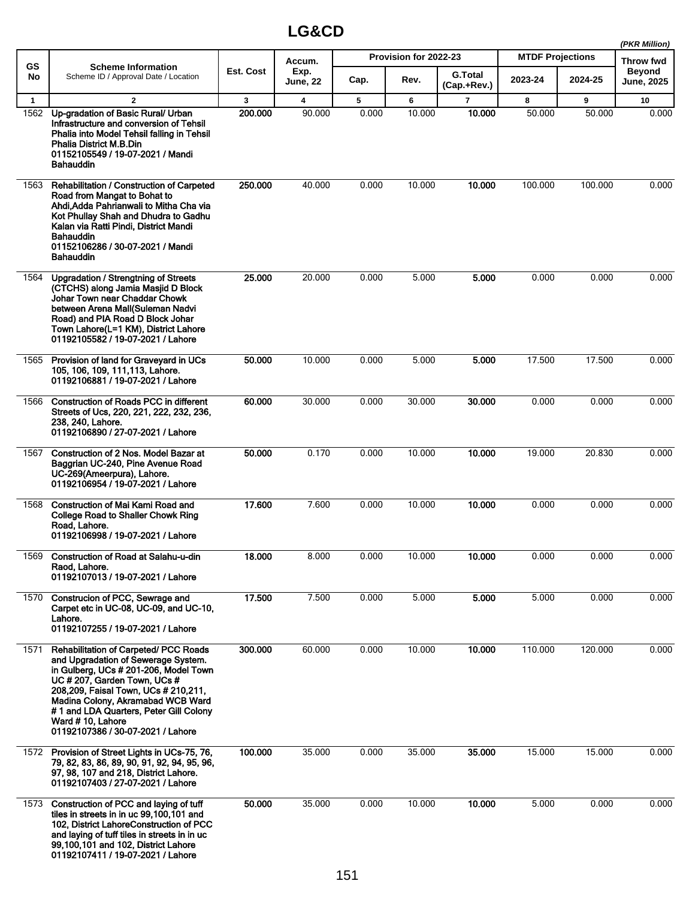## LG&CD

*(PKR Million)*

| GS No | Scheme Information<br>Scheme ID / Approval Date / Location | Est. Cost | Accum. Exp. June, 22 | Provision for 2022-23 | | | MTDF Projections | | Throw fwd Beyond June, 2025 |
|---|---|---|---|---|---|---|---|---|---|
| | | | | Cap. | Rev. | G.Total (Cap.+Rev.) | 2023-24 | 2024-25 | |
| 1 | 2 | 3 | 4 | 5 | 6 | 7 | 8 | 9 | 10 |
| 1562 | **Up-gradation of Basic Rural/ Urban Infrastructure and conversion of Tehsil Phalia into Model Tehsil falling in Tehsil Phalia District M.B.Din**<br>**01152105549 / 19-07-2021 / Mandi Bahauddin** | **200.000** | 90.000 | 0.000 | 10.000 | **10.000** | 50.000 | 50.000 | 0.000 |
| 1563 | **Rehabilitation / Construction of Carpeted Road from Mangat to Bohat to Ahdi,Adda Pahrianwali to Mitha Cha via Kot Phullay Shah and Dhudra to Gadhu Kalan via Ratti Pindi, District Mandi Bahauddin**<br>**01152106286 / 30-07-2021 / Mandi Bahauddin** | **250.000** | 40.000 | 0.000 | 10.000 | **10.000** | 100.000 | 100.000 | 0.000 |
| 1564 | **Upgradation / Strengtning of Streets (CTCHS) along Jamia Masjid D Block Johar Town near Chaddar Chowk between Arena Mall(Suleman Nadvi Road) and PIA Road D Block Johar Town Lahore(L=1 KM), District Lahore**<br>**01192105582 / 19-07-2021 / Lahore** | **25.000** | 20.000 | 0.000 | 5.000 | **5.000** | 0.000 | 0.000 | 0.000 |
| 1565 | **Provision of land for Graveyard in UCs 105, 106, 109, 111,113, Lahore.**<br>**01192106881 / 19-07-2021 / Lahore** | **50.000** | 10.000 | 0.000 | 5.000 | **5.000** | 17.500 | 17.500 | 0.000 |
| 1566 | **Construction of Roads PCC in different Streets of Ucs, 220, 221, 222, 232, 236, 238, 240, Lahore.**<br>**01192106890 / 27-07-2021 / Lahore** | **60.000** | 30.000 | 0.000 | 30.000 | **30.000** | 0.000 | 0.000 | 0.000 |
| 1567 | **Construction of 2 Nos. Model Bazar at Baggrian UC-240, Pine Avenue Road UC-269(Ameerpura), Lahore.**<br>**01192106954 / 19-07-2021 / Lahore** | **50.000** | 0.170 | 0.000 | 10.000 | **10.000** | 19.000 | 20.830 | 0.000 |
| 1568 | **Construction of Mai Kami Road and College Road to Shaller Chowk Ring Road, Lahore.**<br>**01192106998 / 19-07-2021 / Lahore** | **17.600** | 7.600 | 0.000 | 10.000 | **10.000** | 0.000 | 0.000 | 0.000 |
| 1569 | **Construction of Road at Salahu-u-din Raod, Lahore.**<br>**01192107013 / 19-07-2021 / Lahore** | **18.000** | 8.000 | 0.000 | 10.000 | **10.000** | 0.000 | 0.000 | 0.000 |
| 1570 | **Construcion of PCC, Sewrage and Carpet etc in UC-08, UC-09, and UC-10, Lahore.**<br>**01192107255 / 19-07-2021 / Lahore** | **17.500** | 7.500 | 0.000 | 5.000 | **5.000** | 5.000 | 0.000 | 0.000 |
| 1571 | **Rehabilitation of Carpeted/ PCC Roads and Upgradation of Sewerage System. in Gulberg, UCs # 201-206, Model Town UC # 207, Garden Town, UCs # 208,209, Faisal Town, UCs # 210,211, Madina Colony, Akramabad WCB Ward # 1 and LDA Quarters, Peter Gill Colony Ward # 10, Lahore**<br>**01192107386 / 30-07-2021 / Lahore** | **300.000** | 60.000 | 0.000 | 10.000 | **10.000** | 110.000 | 120.000 | 0.000 |
| 1572 | **Provision of Street Lights in UCs-75, 76, 79, 82, 83, 86, 89, 90, 91, 92, 94, 95, 96, 97, 98, 107 and 218, District Lahore.**<br>**01192107403 / 27-07-2021 / Lahore** | **100.000** | 35.000 | 0.000 | 35.000 | **35.000** | 15.000 | 15.000 | 0.000 |
| 1573 | **Construction of PCC and laying of tuff tiles in streets in in uc 99,100,101 and 102, District LahoreConstruction of PCC and laying of tuff tiles in streets in in uc 99,100,101 and 102, District Lahore**<br>**01192107411 / 19-07-2021 / Lahore** | **50.000** | 35.000 | 0.000 | 10.000 | **10.000** | 5.000 | 0.000 | 0.000 |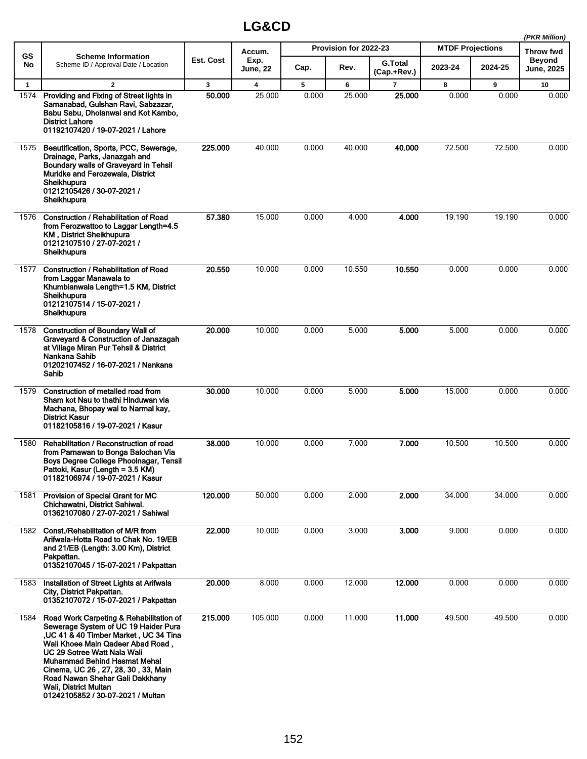# LG&CD

(PKR Million)

| GS No | Scheme Information<br>Scheme ID / Approval Date / Location | Est. Cost | Accum. Exp. June, 22 | Provision for 2022-23 | | | MTDF Projections | | Throw fwd Beyond June, 2025 |
|---|---|---|---|---|---|---|---|---|---|
| | | | | Cap. | Rev. | G.Total (Cap.+Rev.) | 2023-24 | 2024-25 | |
| 1 | 2 | 3 | 4 | 5 | 6 | 7 | 8 | 9 | 10 |
| 1574 | **Providing and Fixing of Street lights in Samanabad, Gulshan Ravi, Sabzazar, Babu Sabu, Dholanwal and Kot Kambo, District Lahore**<br>**01192107420 / 19-07-2021 / Lahore** | **50.000** | 25.000 | 0.000 | 25.000 | **25.000** | 0.000 | 0.000 | 0.000 |
| 1575 | **Beautification, Sports, PCC, Sewerage, Drainage, Parks, Janazgah and Boundary walls of Graveyard in Tehsil Muridke and Ferozewala, District Sheikhupura**<br>**01212105426 / 30-07-2021 / Sheikhupura** | **225.000** | 40.000 | 0.000 | 40.000 | **40.000** | 72.500 | 72.500 | 0.000 |
| 1576 | **Construction / Rehabilitation of Road from Ferozwattoo to Laggar Length=4.5 KM , District Sheikhupura**<br>**01212107510 / 27-07-2021 / Sheikhupura** | **57.380** | 15.000 | 0.000 | 4.000 | **4.000** | 19.190 | 19.190 | 0.000 |
| 1577 | **Construction / Rehabilitation of Road from Laggar Manawala to Khumbianwala Length=1.5 KM, District Sheikhupura**<br>**01212107514 / 15-07-2021 / Sheikhupura** | **20.550** | 10.000 | 0.000 | 10.550 | **10.550** | 0.000 | 0.000 | 0.000 |
| 1578 | **Construction of Boundary Wall of Graveyard & Construction of Janazagah at Village Miran Pur Tehsil & District Nankana Sahib**<br>**01202107452 / 16-07-2021 / Nankana Sahib** | **20.000** | 10.000 | 0.000 | 5.000 | **5.000** | 5.000 | 0.000 | 0.000 |
| 1579 | **Construction of metalled road from Sham kot Nau to thathi Hinduwan via Machana, Bhopay wal to Narmal kay, District Kasur**<br>**01182105816 / 19-07-2021 / Kasur** | **30.000** | 10.000 | 0.000 | 5.000 | **5.000** | 15.000 | 0.000 | 0.000 |
| 1580 | **Rehabilitation / Reconstruction of road from Parnawan to Bonga Balochan Via Boys Degree College Phoolnagar, Tensil Pattoki, Kasur (Length = 3.5 KM)**<br>**01182106974 / 19-07-2021 / Kasur** | **38.000** | 10.000 | 0.000 | 7.000 | **7.000** | 10.500 | 10.500 | 0.000 |
| 1581 | **Provision of Special Grant for MC Chichawatni, District Sahiwal.**<br>**01362107080 / 27-07-2021 / Sahiwal** | **120.000** | 50.000 | 0.000 | 2.000 | **2.000** | 34.000 | 34.000 | 0.000 |
| 1582 | **Const./Rehabilitation of M/R from Arifwala-Hotta Road to Chak No. 19/EB and 21/EB (Length: 3.00 Km), District Pakpattan.**<br>**01352107045 / 15-07-2021 / Pakpattan** | **22.000** | 10.000 | 0.000 | 3.000 | **3.000** | 9.000 | 0.000 | 0.000 |
| 1583 | **Installation of Street Lights at Arifwala City, District Pakpattan.**<br>**01352107072 / 15-07-2021 / Pakpattan** | **20.000** | 8.000 | 0.000 | 12.000 | **12.000** | 0.000 | 0.000 | 0.000 |
| 1584 | **Road Work Carpeting & Rehabilitation of Sewerage System of UC 19 Haider Pura ,UC 41 & 40 Timber Market , UC 34 Tina Wali Khoee Main Qadeer Abad Road , UC 29 Sotree Watt Nala Wali Muhammad Behind Hasmat Mehal Cinema, UC 26 , 27, 28, 30 , 33, Main Road Nawan Shehar Gali Dakkhany Wali, District Multan**<br>**01242105852 / 30-07-2021 / Multan** | **215.000** | 105.000 | 0.000 | 11.000 | **11.000** | 49.500 | 49.500 | 0.000 |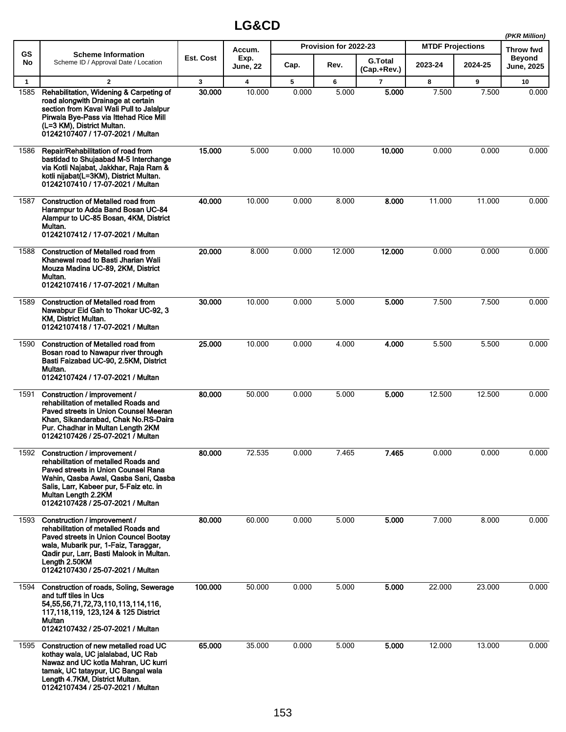# LG&CD

*(PKR Million)*

| GS No | Scheme Information<br>Scheme ID / Approval Date / Location | Est. Cost | Accum. Exp. June, 22 | Provision for 2022-23 | | | MTDF Projections | | Throw fwd Beyond June, 2025 |
|---|---|---|---|---|---|---|---|---|---|
| | | | | Cap. | Rev. | G.Total (Cap.+Rev.) | 2023-24 | 2024-25 | |
| 1 | 2 | 3 | 4 | 5 | 6 | 7 | 8 | 9 | 10 |
| 1585 | **Rehabilitation, Widening & Carpeting of road alongwith Drainage at certain section from Kaval Wali Pull to Jalalpur Pirwala Bye-Pass via Ittehad Rice Mill (L=3 KM), District Multan.<br>01242107407 / 17-07-2021 / Multan** | **30.000** | 10.000 | 0.000 | 5.000 | **5.000** | 7.500 | 7.500 | 0.000 |
| 1586 | **Repair/Rehabilitation of road from bastidad to Shujaabad M-5 Interchange via Kotli Najabat, Jakkhar, Raja Ram & kotli nijabat(L=3KM), District Multan.<br>01242107410 / 17-07-2021 / Multan** | **15.000** | 5.000 | 0.000 | 10.000 | **10.000** | 0.000 | 0.000 | 0.000 |
| 1587 | **Construction of Metalled road from Harampur to Adda Band Bosan UC-84 Alampur to UC-85 Bosan, 4KM, District Multan.<br>01242107412 / 17-07-2021 / Multan** | **40.000** | 10.000 | 0.000 | 8.000 | **8.000** | 11.000 | 11.000 | 0.000 |
| 1588 | **Construction of Metalled road from Khanewal road to Basti Jharian Wali Mouza Madina UC-89, 2KM, District Multan.<br>01242107416 / 17-07-2021 / Multan** | **20.000** | 8.000 | 0.000 | 12.000 | **12.000** | 0.000 | 0.000 | 0.000 |
| 1589 | **Construction of Metalled road from Nawabpur Eid Gah to Thokar UC-92, 3 KM, District Multan.<br>01242107418 / 17-07-2021 / Multan** | **30.000** | 10.000 | 0.000 | 5.000 | **5.000** | 7.500 | 7.500 | 0.000 |
| 1590 | **Construction of Metalled road from Bosan road to Nawapur river through Basti Faizabad UC-90, 2.5KM, District Multan.<br>01242107424 / 17-07-2021 / Multan** | **25.000** | 10.000 | 0.000 | 4.000 | **4.000** | 5.500 | 5.500 | 0.000 |
| 1591 | **Construction / improvement / rehabilitation of metalled Roads and Paved streets in Union Counsel Meeran Khan, Sikandarabad, Chak No.RS-Daira Pur. Chadhar in Multan Length 2KM<br>01242107426 / 25-07-2021 / Multan** | **80.000** | 50.000 | 0.000 | 5.000 | **5.000** | 12.500 | 12.500 | 0.000 |
| 1592 | **Construction / improvement / rehabilitation of metalled Roads and Paved streets in Union Counsel Rana Wahin, Qasba Awal, Qasba Sani, Qasba Salis, Larr, Kabeer pur, 5-Faiz etc. in Multan Length 2.2KM<br>01242107428 / 25-07-2021 / Multan** | **80.000** | 72.535 | 0.000 | 7.465 | **7.465** | 0.000 | 0.000 | 0.000 |
| 1593 | **Construction / improvement / rehabilitation of metalled Roads and Paved streets in Union Councel Bootay wala, Mubarik pur, 1-Faiz, Taraggar, Qadir pur, Larr, Basti Malook in Multan. Length 2.50KM<br>01242107430 / 25-07-2021 / Multan** | **80.000** | 60.000 | 0.000 | 5.000 | **5.000** | 7.000 | 8.000 | 0.000 |
| 1594 | **Construction of roads, Soling, Sewerage and tuff tiles in Ucs 54,55,56,71,72,73,110,113,114,116, 117,118,119, 123,124 & 125 District Multan<br>01242107432 / 25-07-2021 / Multan** | **100.000** | 50.000 | 0.000 | 5.000 | **5.000** | 22.000 | 23.000 | 0.000 |
| 1595 | **Construction of new metalled road UC kothay wala, UC jalalabad, UC Rab Nawaz and UC kotla Mahran, UC kurri tamak, UC tataypur, UC Bangal wala Length 4.7KM, District Multan.<br>01242107434 / 25-07-2021 / Multan** | **65.000** | 35.000 | 0.000 | 5.000 | **5.000** | 12.000 | 13.000 | 0.000 |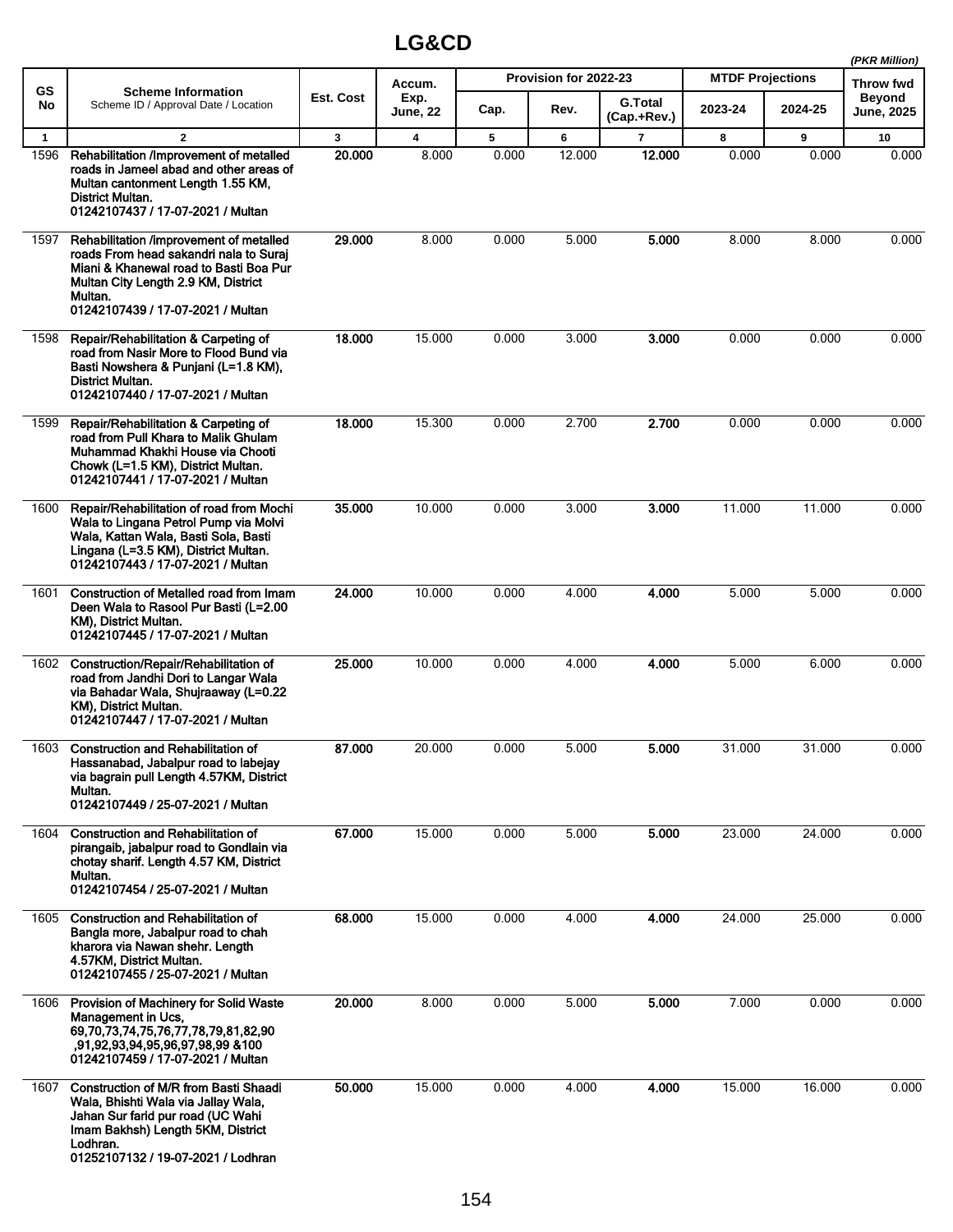# LG&CD

*(PKR Million)*

| GS No | Scheme Information<br>Scheme ID / Approval Date / Location | Est. Cost | Accum. Exp. June, 22 | Provision for 2022-23 | | | MTDF Projections | | Throw fwd Beyond June, 2025 |
|---|---|---|---|---|---|---|---|---|---|
| | | | | Cap. | Rev. | G.Total (Cap.+Rev.) | 2023-24 | 2024-25 | |
| 1 | 2 | 3 | 4 | 5 | 6 | 7 | 8 | 9 | 10 |
| 1596 | **Rehabilitation /Improvement of metalled roads in Jameel abad and other areas of Multan cantonment Length 1.55 KM, District Multan.<br>01242107437 / 17-07-2021 / Multan** | **20.000** | 8.000 | 0.000 | 12.000 | **12.000** | 0.000 | 0.000 | 0.000 |
| 1597 | **Rehabilitation /improvement of metalled roads From head sakandri nala to Suraj Miani & Khanewal road to Basti Boa Pur Multan City Length 2.9 KM, District Multan.<br>01242107439 / 17-07-2021 / Multan** | **29.000** | 8.000 | 0.000 | 5.000 | **5.000** | 8.000 | 8.000 | 0.000 |
| 1598 | **Repair/Rehabilitation & Carpeting of road from Nasir More to Flood Bund via Basti Nowshera & Punjani (L=1.8 KM), District Multan.<br>01242107440 / 17-07-2021 / Multan** | **18.000** | 15.000 | 0.000 | 3.000 | **3.000** | 0.000 | 0.000 | 0.000 |
| 1599 | **Repair/Rehabilitation & Carpeting of road from Pull Khara to Malik Ghulam Muhammad Khakhi House via Chooti Chowk (L=1.5 KM), District Multan.<br>01242107441 / 17-07-2021 / Multan** | **18.000** | 15.300 | 0.000 | 2.700 | **2.700** | 0.000 | 0.000 | 0.000 |
| 1600 | **Repair/Rehabilitation of road from Mochi Wala to Lingana Petrol Pump via Molvi Wala, Kattan Wala, Basti Sola, Basti Lingana (L=3.5 KM), District Multan.<br>01242107443 / 17-07-2021 / Multan** | **35.000** | 10.000 | 0.000 | 3.000 | **3.000** | 11.000 | 11.000 | 0.000 |
| 1601 | **Construction of Metalled road from Imam Deen Wala to Rasool Pur Basti (L=2.00 KM), District Multan.<br>01242107445 / 17-07-2021 / Multan** | **24.000** | 10.000 | 0.000 | 4.000 | **4.000** | 5.000 | 5.000 | 0.000 |
| 1602 | **Construction/Repair/Rehabilitation of road from Jandhi Dori to Langar Wala via Bahadar Wala, Shujraaway (L=0.22 KM), District Multan.<br>01242107447 / 17-07-2021 / Multan** | **25.000** | 10.000 | 0.000 | 4.000 | **4.000** | 5.000 | 6.000 | 0.000 |
| 1603 | **Construction and Rehabilitation of Hassanabad, Jabalpur road to labejay via bagrain pull Length 4.57KM, District Multan.<br>01242107449 / 25-07-2021 / Multan** | **87.000** | 20.000 | 0.000 | 5.000 | **5.000** | 31.000 | 31.000 | 0.000 |
| 1604 | **Construction and Rehabilitation of pirangaib, jabalpur road to Gondlain via chotay sharif. Length 4.57 KM, District Multan.<br>01242107454 / 25-07-2021 / Multan** | **67.000** | 15.000 | 0.000 | 5.000 | **5.000** | 23.000 | 24.000 | 0.000 |
| 1605 | **Construction and Rehabilitation of Bangla more, Jabalpur road to chah kharora via Nawan shehr. Length 4.57KM, District Multan.<br>01242107455 / 25-07-2021 / Multan** | **68.000** | 15.000 | 0.000 | 4.000 | **4.000** | 24.000 | 25.000 | 0.000 |
| 1606 | **Provision of Machinery for Solid Waste Management in Ucs, 69,70,73,74,75,76,77,78,79,81,82,90 ,91,92,93,94,95,96,97,98,99 &100<br>01242107459 / 17-07-2021 / Multan** | **20.000** | 8.000 | 0.000 | 5.000 | **5.000** | 7.000 | 0.000 | 0.000 |
| 1607 | **Construction of M/R from Basti Shaadi Wala, Bhishti Wala via Jallay Wala, Jahan Sur farid pur road (UC Wahi Imam Bakhsh) Length 5KM, District Lodhran.<br>01252107132 / 19-07-2021 / Lodhran** | **50.000** | 15.000 | 0.000 | 4.000 | **4.000** | 15.000 | 16.000 | 0.000 |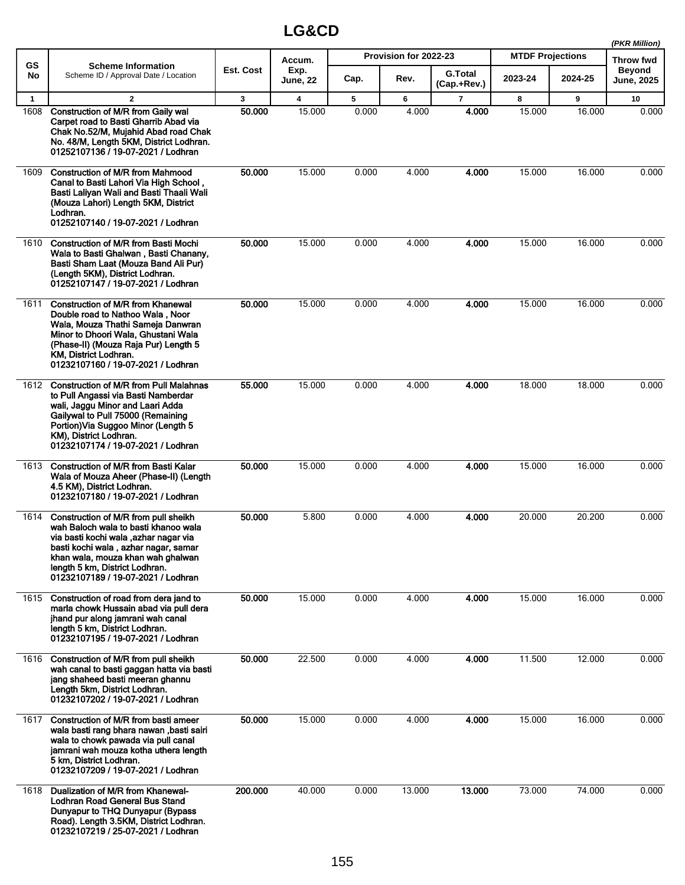# LG&CD

*(PKR Million)*

| GS No | Scheme Information<br>Scheme ID / Approval Date / Location | Est. Cost | Accum. Exp. June, 22 | Provision for 2022-23 | | | MTDF Projections | | Throw fwd Beyond June, 2025 |
|---|---|---|---|---|---|---|---|---|---|
| | | | | Cap. | Rev. | G.Total (Cap.+Rev.) | 2023-24 | 2024-25 | |
| 1 | 2 | 3 | 4 | 5 | 6 | 7 | 8 | 9 | 10 |
| 1608 | **Construction of M/R from Gaily wal Carpet road to Basti Gharrib Abad via Chak No.52/M, Mujahid Abad road Chak No. 48/M, Length 5KM, District Lodhran. 01252107136 / 19-07-2021 / Lodhran** | **50.000** | 15.000 | 0.000 | 4.000 | **4.000** | 15.000 | 16.000 | 0.000 |
| 1609 | **Construction of M/R from Mahmood Canal to Basti Lahori Via High School , Basti Laliyan Wali and Basti Thaali Wali (Mouza Lahori) Length 5KM, District Lodhran. 01252107140 / 19-07-2021 / Lodhran** | **50.000** | 15.000 | 0.000 | 4.000 | **4.000** | 15.000 | 16.000 | 0.000 |
| 1610 | **Construction of M/R from Basti Mochi Wala to Basti Ghalwan , Basti Chanany, Basti Sham Laat (Mouza Band Ali Pur) (Length 5KM), District Lodhran. 01252107147 / 19-07-2021 / Lodhran** | **50.000** | 15.000 | 0.000 | 4.000 | **4.000** | 15.000 | 16.000 | 0.000 |
| 1611 | **Construction of M/R from Khanewal Double road to Nathoo Wala , Noor Wala, Mouza Thathi Sameja Danwran Minor to Dhoori Wala, Ghustani Wala (Phase-II) (Mouza Raja Pur) Length 5 KM, District Lodhran. 01232107160 / 19-07-2021 / Lodhran** | **50.000** | 15.000 | 0.000 | 4.000 | **4.000** | 15.000 | 16.000 | 0.000 |
| 1612 | **Construction of M/R from Pull Malahnas to Pull Angassi via Basti Namberdar wali, Jaggu Minor and Laari Adda Gailywal to Pull 75000 (Remaining Portion)Via Suggoo Minor (Length 5 KM), District Lodhran. 01232107174 / 19-07-2021 / Lodhran** | **55.000** | 15.000 | 0.000 | 4.000 | **4.000** | 18.000 | 18.000 | 0.000 |
| 1613 | **Construction of M/R from Basti Kalar Wala of Mouza Aheer (Phase-II) (Length 4.5 KM), District Lodhran. 01232107180 / 19-07-2021 / Lodhran** | **50.000** | 15.000 | 0.000 | 4.000 | **4.000** | 15.000 | 16.000 | 0.000 |
| 1614 | **Construction of M/R from pull sheikh wah Baloch wala to basti khanoo wala via basti kochi wala ,azhar nagar via basti kochi wala , azhar nagar, samar khan wala, mouza khan wah ghalwan length 5 km, District Lodhran. 01232107189 / 19-07-2021 / Lodhran** | **50.000** | 5.800 | 0.000 | 4.000 | **4.000** | 20.000 | 20.200 | 0.000 |
| 1615 | **Construction of road from dera jand to marla chowk Hussain abad via pull dera jhand pur along jamrani wah canal length 5 km, District Lodhran. 01232107195 / 19-07-2021 / Lodhran** | **50.000** | 15.000 | 0.000 | 4.000 | **4.000** | 15.000 | 16.000 | 0.000 |
| 1616 | **Construction of M/R from pull sheikh wah canal to basti gaggan hatta via basti jang shaheed basti meeran ghannu Length 5km, District Lodhran. 01232107202 / 19-07-2021 / Lodhran** | **50.000** | 22.500 | 0.000 | 4.000 | **4.000** | 11.500 | 12.000 | 0.000 |
| 1617 | **Construction of M/R from basti ameer wala basti rang bhara nawan ,basti sairi wala to chowk pawada via pull canal jamrani wah mouza kotha uthera length 5 km, District Lodhran. 01232107209 / 19-07-2021 / Lodhran** | **50.000** | 15.000 | 0.000 | 4.000 | **4.000** | 15.000 | 16.000 | 0.000 |
| 1618 | **Dualization of M/R from Khanewal-Lodhran Road General Bus Stand Dunyapur to THQ Dunyapur (Bypass Road). Length 3.5KM, District Lodhran. 01232107219 / 25-07-2021 / Lodhran** | **200.000** | 40.000 | 0.000 | 13.000 | **13.000** | 73.000 | 74.000 | 0.000 |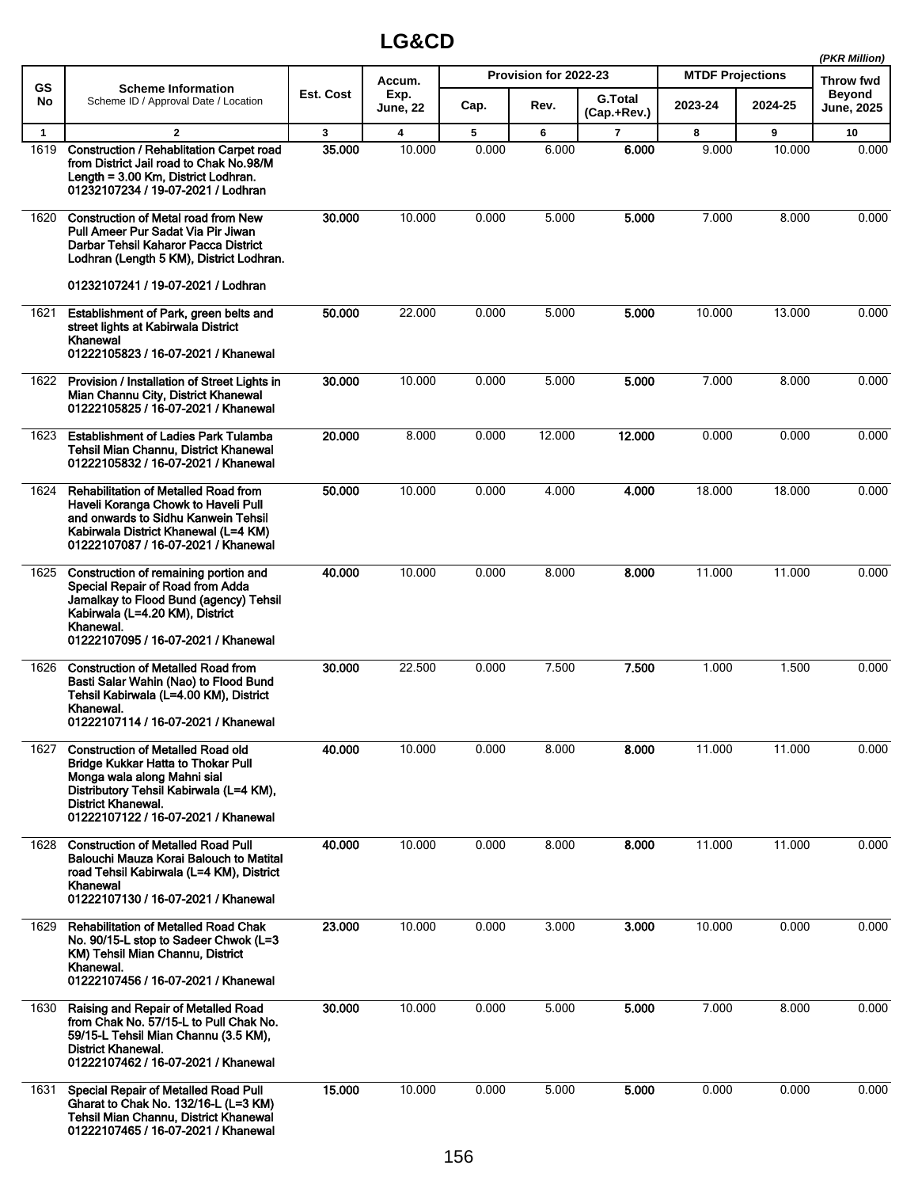## LG&CD

*(PKR Million)*

| GS No | Scheme Information<br>Scheme ID / Approval Date / Location | Est. Cost | Accum. Exp. June, 22 | Provision for 2022-23 | | | MTDF Projections | | Throw fwd Beyond June, 2025 |
|---|---|---|---|---|---|---|---|---|---|
| | | | | Cap. | Rev. | G.Total (Cap.+Rev.) | 2023-24 | 2024-25 | |
| 1 | 2 | 3 | 4 | 5 | 6 | 7 | 8 | 9 | 10 |
| 1619 | **Construction / Rehablitation Carpet road from District Jail road to Chak No.98/M Length = 3.00 Km, District Lodhran.**<br>**01232107234 / 19-07-2021 / Lodhran** | **35.000** | 10.000 | 0.000 | 6.000 | **6.000** | 9.000 | 10.000 | 0.000 |
| 1620 | **Construction of Metal road from New Pull Ameer Pur Sadat Via Pir Jiwan Darbar Tehsil Kaharor Pacca District Lodhran (Length 5 KM), District Lodhran.**<br>**01232107241 / 19-07-2021 / Lodhran** | **30.000** | 10.000 | 0.000 | 5.000 | **5.000** | 7.000 | 8.000 | 0.000 |
| 1621 | **Establishment of Park, green belts and street lights at Kabirwala District Khanewal**<br>**01222105823 / 16-07-2021 / Khanewal** | **50.000** | 22.000 | 0.000 | 5.000 | **5.000** | 10.000 | 13.000 | 0.000 |
| 1622 | **Provision / Installation of Street Lights in Mian Channu City, District Khanewal**<br>**01222105825 / 16-07-2021 / Khanewal** | **30.000** | 10.000 | 0.000 | 5.000 | **5.000** | 7.000 | 8.000 | 0.000 |
| 1623 | **Establishment of Ladies Park Tulamba Tehsil Mian Channu, District Khanewal**<br>**01222105832 / 16-07-2021 / Khanewal** | **20.000** | 8.000 | 0.000 | 12.000 | **12.000** | 0.000 | 0.000 | 0.000 |
| 1624 | **Rehabilitation of Metalled Road from Haveli Koranga Chowk to Haveli Pull and onwards to Sidhu Kanwein Tehsil Kabirwala District Khanewal (L=4 KM)**<br>**01222107087 / 16-07-2021 / Khanewal** | **50.000** | 10.000 | 0.000 | 4.000 | **4.000** | 18.000 | 18.000 | 0.000 |
| 1625 | **Construction of remaining portion and Special Repair of Road from Adda Jamalkay to Flood Bund (agency) Tehsil Kabirwala (L=4.20 KM), District Khanewal.**<br>**01222107095 / 16-07-2021 / Khanewal** | **40.000** | 10.000 | 0.000 | 8.000 | **8.000** | 11.000 | 11.000 | 0.000 |
| 1626 | **Construction of Metalled Road from Basti Salar Wahin (Nao) to Flood Bund Tehsil Kabirwala (L=4.00 KM), District Khanewal.**<br>**01222107114 / 16-07-2021 / Khanewal** | **30.000** | 22.500 | 0.000 | 7.500 | **7.500** | 1.000 | 1.500 | 0.000 |
| 1627 | **Construction of Metalled Road old Bridge Kukkar Hatta to Thokar Pull Monga wala along Mahni sial Distributory Tehsil Kabirwala (L=4 KM), District Khanewal.**<br>**01222107122 / 16-07-2021 / Khanewal** | **40.000** | 10.000 | 0.000 | 8.000 | **8.000** | 11.000 | 11.000 | 0.000 |
| 1628 | **Construction of Metalled Road Pull Balouchi Mauza Korai Balouch to Matital road Tehsil Kabirwala (L=4 KM), District Khanewal**<br>**01222107130 / 16-07-2021 / Khanewal** | **40.000** | 10.000 | 0.000 | 8.000 | **8.000** | 11.000 | 11.000 | 0.000 |
| 1629 | **Rehabilitation of Metalled Road Chak No. 90/15-L stop to Sadeer Chwok (L=3 KM) Tehsil Mian Channu, District Khanewal.**<br>**01222107456 / 16-07-2021 / Khanewal** | **23.000** | 10.000 | 0.000 | 3.000 | **3.000** | 10.000 | 0.000 | 0.000 |
| 1630 | **Raising and Repair of Metalled Road from Chak No. 57/15-L to Pull Chak No. 59/15-L Tehsil Mian Channu (3.5 KM), District Khanewal.**<br>**01222107462 / 16-07-2021 / Khanewal** | **30.000** | 10.000 | 0.000 | 5.000 | **5.000** | 7.000 | 8.000 | 0.000 |
| 1631 | **Special Repair of Metalled Road Pull Gharat to Chak No. 132/16-L (L=3 KM) Tehsil Mian Channu, District Khanewal**<br>**01222107465 / 16-07-2021 / Khanewal** | **15.000** | 10.000 | 0.000 | 5.000 | **5.000** | 0.000 | 0.000 | 0.000 |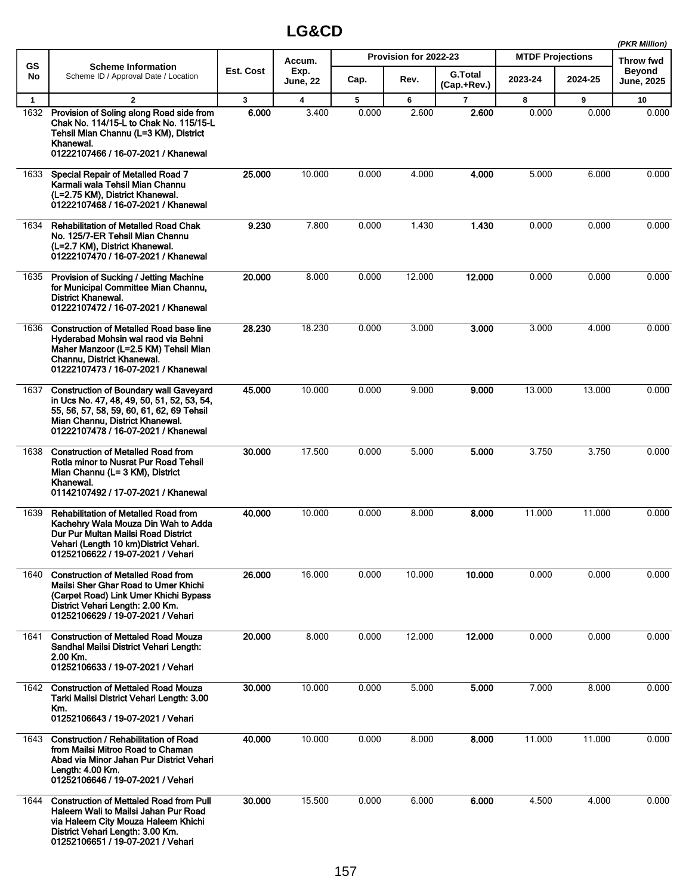# LG&CD

*(PKR Million)*

| GS No | Scheme Information<br>Scheme ID / Approval Date / Location | Est. Cost | Accum. Exp. June, 22 | Provision for 2022-23 | | | MTDF Projections | | Throw fwd Beyond June, 2025 |
|---|---|---|---|---|---|---|---|---|---|
| | | | | Cap. | Rev. | G.Total (Cap.+Rev.) | 2023-24 | 2024-25 | |
| 1 | 2 | 3 | 4 | 5 | 6 | 7 | 8 | 9 | 10 |
| 1632 | **Provision of Soling along Road side from Chak No. 114/15-L to Chak No. 115/15-L Tehsil Mian Channu (L=3 KM), District Khanewal.<br>01222107466 / 16-07-2021 / Khanewal** | **6.000** | 3.400 | 0.000 | 2.600 | **2.600** | 0.000 | 0.000 | 0.000 |
| 1633 | **Special Repair of Metalled Road 7 Karmali wala Tehsil Mian Channu (L=2.75 KM), District Khanewal.<br>01222107468 / 16-07-2021 / Khanewal** | **25.000** | 10.000 | 0.000 | 4.000 | **4.000** | 5.000 | 6.000 | 0.000 |
| 1634 | **Rehabilitation of Metalled Road Chak No. 125/7-ER Tehsil Mian Channu (L=2.7 KM), District Khanewal.<br>01222107470 / 16-07-2021 / Khanewal** | **9.230** | 7.800 | 0.000 | 1.430 | **1.430** | 0.000 | 0.000 | 0.000 |
| 1635 | **Provision of Sucking / Jetting Machine for Municipal Committee Mian Channu, District Khanewal.<br>01222107472 / 16-07-2021 / Khanewal** | **20.000** | 8.000 | 0.000 | 12.000 | **12.000** | 0.000 | 0.000 | 0.000 |
| 1636 | **Construction of Metalled Road base line Hyderabad Mohsin wal raod via Behni Maher Manzoor (L=2.5 KM) Tehsil Mian Channu, District Khanewal.<br>01222107473 / 16-07-2021 / Khanewal** | **28.230** | 18.230 | 0.000 | 3.000 | **3.000** | 3.000 | 4.000 | 0.000 |
| 1637 | **Construction of Boundary wall Gaveyard in Ucs No. 47, 48, 49, 50, 51, 52, 53, 54, 55, 56, 57, 58, 59, 60, 61, 62, 69 Tehsil Mian Channu, District Khanewal.<br>01222107478 / 16-07-2021 / Khanewal** | **45.000** | 10.000 | 0.000 | 9.000 | **9.000** | 13.000 | 13.000 | 0.000 |
| 1638 | **Construction of Metalled Road from Rotla minor to Nusrat Pur Road Tehsil Mian Channu (L= 3 KM), District Khanewal.<br>01142107492 / 17-07-2021 / Khanewal** | **30.000** | 17.500 | 0.000 | 5.000 | **5.000** | 3.750 | 3.750 | 0.000 |
| 1639 | **Rehabilitation of Metalled Road from Kachehry Wala Mouza Din Wah to Adda Dur Pur Multan Mailsi Road District Vehari (Length 10 km)District Vehari.<br>01252106622 / 19-07-2021 / Vehari** | **40.000** | 10.000 | 0.000 | 8.000 | **8.000** | 11.000 | 11.000 | 0.000 |
| 1640 | **Construction of Metalled Road from Mailsi Sher Ghar Road to Umer Khichi (Carpet Road) Link Umer Khichi Bypass District Vehari Length: 2.00 Km.<br>01252106629 / 19-07-2021 / Vehari** | **26.000** | 16.000 | 0.000 | 10.000 | **10.000** | 0.000 | 0.000 | 0.000 |
| 1641 | **Construction of Mettaled Road Mouza Sandhal Mailsi District Vehari Length: 2.00 Km.<br>01252106633 / 19-07-2021 / Vehari** | **20.000** | 8.000 | 0.000 | 12.000 | **12.000** | 0.000 | 0.000 | 0.000 |
| 1642 | **Construction of Mettaled Road Mouza Tarki Mailsi District Vehari Length: 3.00 Km.<br>01252106643 / 19-07-2021 / Vehari** | **30.000** | 10.000 | 0.000 | 5.000 | **5.000** | 7.000 | 8.000 | 0.000 |
| 1643 | **Construction / Rehabilitation of Road from Mailsi Mitroo Road to Chaman Abad via Minor Jahan Pur District Vehari Length: 4.00 Km.<br>01252106646 / 19-07-2021 / Vehari** | **40.000** | 10.000 | 0.000 | 8.000 | **8.000** | 11.000 | 11.000 | 0.000 |
| 1644 | **Construction of Mettaled Road from Pull Haleem Wali to Mailsi Jahan Pur Road via Haleem City Mouza Haleem Khichi District Vehari Length: 3.00 Km.<br>01252106651 / 19-07-2021 / Vehari** | **30.000** | 15.500 | 0.000 | 6.000 | **6.000** | 4.500 | 4.000 | 0.000 |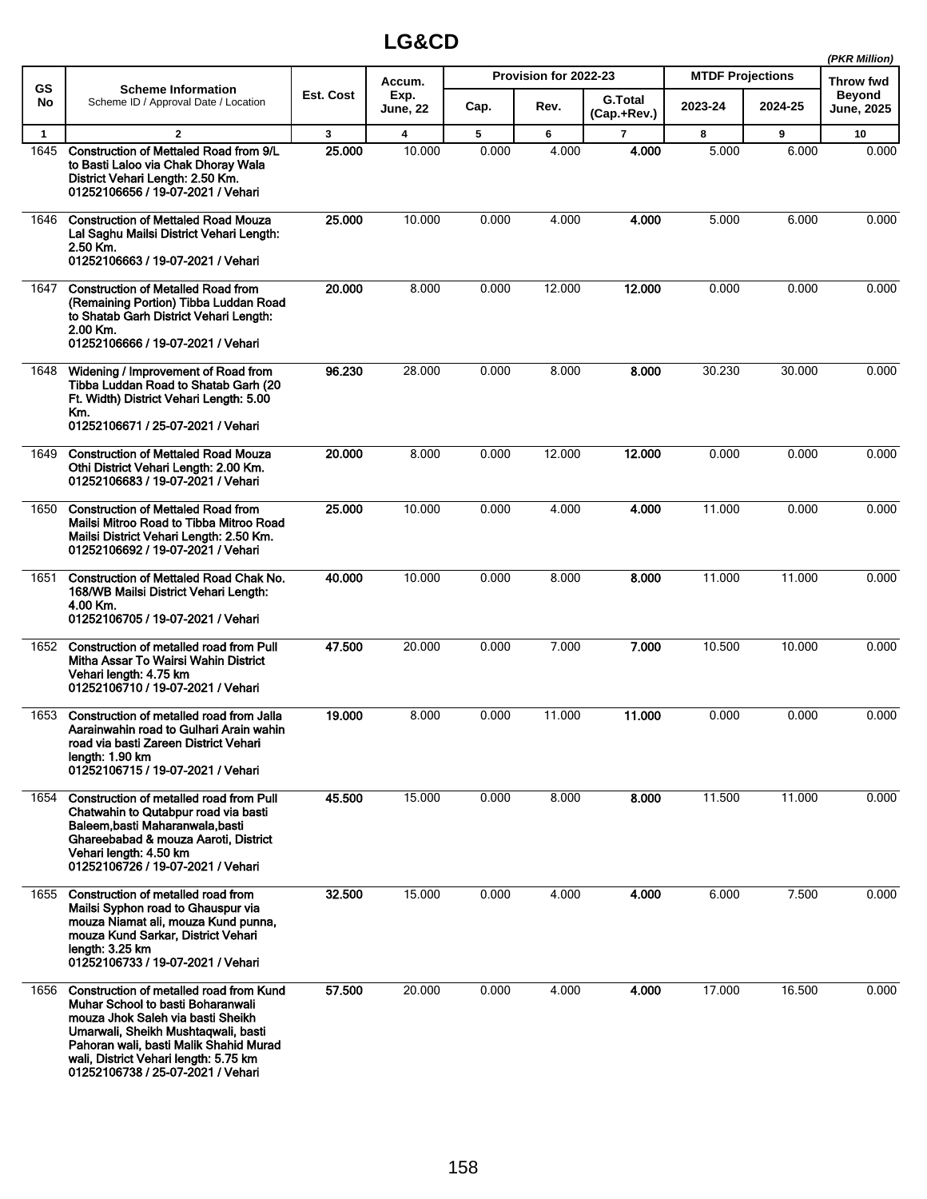## LG&CD

*(PKR Million)*

| GS No | Scheme Information<br>Scheme ID / Approval Date / Location | Est. Cost | Accum. Exp. June, 22 | Provision for 2022-23 | | | MTDF Projections | | Throw fwd |
|---|---|---|---|---|---|---|---|---|---|
| | | | | Cap. | Rev. | G.Total (Cap.+Rev.) | 2023-24 | 2024-25 | Beyond June, 2025 |
| 1 | 2 | 3 | 4 | 5 | 6 | 7 | 8 | 9 | 10 |
| 1645 | **Construction of Mettaled Road from 9/L to Basti Laloo via Chak Dhoray Wala District Vehari Length: 2.50 Km.**<br>**01252106656 / 19-07-2021 / Vehari** | **25.000** | 10.000 | 0.000 | 4.000 | **4.000** | 5.000 | 6.000 | 0.000 |
| 1646 | **Construction of Mettaled Road Mouza Lal Saghu Mailsi District Vehari Length: 2.50 Km.**<br>**01252106663 / 19-07-2021 / Vehari** | **25.000** | 10.000 | 0.000 | 4.000 | **4.000** | 5.000 | 6.000 | 0.000 |
| 1647 | **Construction of Metalled Road from (Remaining Portion) Tibba Luddan Road to Shatab Garh District Vehari Length: 2.00 Km.**<br>**01252106666 / 19-07-2021 / Vehari** | **20.000** | 8.000 | 0.000 | 12.000 | **12.000** | 0.000 | 0.000 | 0.000 |
| 1648 | **Widening / Improvement of Road from Tibba Luddan Road to Shatab Garh (20 Ft. Width) District Vehari Length: 5.00 Km.**<br>**01252106671 / 25-07-2021 / Vehari** | **96.230** | 28.000 | 0.000 | 8.000 | **8.000** | 30.230 | 30.000 | 0.000 |
| 1649 | **Construction of Mettaled Road Mouza Othi District Vehari Length: 2.00 Km.**<br>**01252106683 / 19-07-2021 / Vehari** | **20.000** | 8.000 | 0.000 | 12.000 | **12.000** | 0.000 | 0.000 | 0.000 |
| 1650 | **Construction of Mettaled Road from Mailsi Mitroo Road to Tibba Mitroo Road Mailsi District Vehari Length: 2.50 Km.**<br>**01252106692 / 19-07-2021 / Vehari** | **25.000** | 10.000 | 0.000 | 4.000 | **4.000** | 11.000 | 0.000 | 0.000 |
| 1651 | **Construction of Mettaled Road Chak No. 168/WB Mailsi District Vehari Length: 4.00 Km.**<br>**01252106705 / 19-07-2021 / Vehari** | **40.000** | 10.000 | 0.000 | 8.000 | **8.000** | 11.000 | 11.000 | 0.000 |
| 1652 | **Construction of metalled road from Pull Mitha Assar To Wairsi Wahin District Vehari length: 4.75 km**<br>**01252106710 / 19-07-2021 / Vehari** | **47.500** | 20.000 | 0.000 | 7.000 | **7.000** | 10.500 | 10.000 | 0.000 |
| 1653 | **Construction of metalled road from Jalla Aarainwahin road to Gulhari Arain wahin road via basti Zareen District Vehari length: 1.90 km**<br>**01252106715 / 19-07-2021 / Vehari** | **19.000** | 8.000 | 0.000 | 11.000 | **11.000** | 0.000 | 0.000 | 0.000 |
| 1654 | **Construction of metalled road from Pull Chatwahin to Qutabpur road via basti Baleem,basti Maharanwala,basti Ghareebabad & mouza Aaroti, District Vehari length: 4.50 km**<br>**01252106726 / 19-07-2021 / Vehari** | **45.500** | 15.000 | 0.000 | 8.000 | **8.000** | 11.500 | 11.000 | 0.000 |
| 1655 | **Construction of metalled road from Mailsi Syphon road to Ghauspur via mouza Niamat ali, mouza Kund punna, mouza Kund Sarkar, District Vehari length: 3.25 km**<br>**01252106733 / 19-07-2021 / Vehari** | **32.500** | 15.000 | 0.000 | 4.000 | **4.000** | 6.000 | 7.500 | 0.000 |
| 1656 | **Construction of metalled road from Kund Muhar School to basti Boharanwali mouza Jhok Saleh via basti Sheikh Umarwali, Sheikh Mushtaqwali, basti Pahoran wali, basti Malik Shahid Murad wali, District Vehari length: 5.75 km**<br>**01252106738 / 25-07-2021 / Vehari** | **57.500** | 20.000 | 0.000 | 4.000 | **4.000** | 17.000 | 16.500 | 0.000 |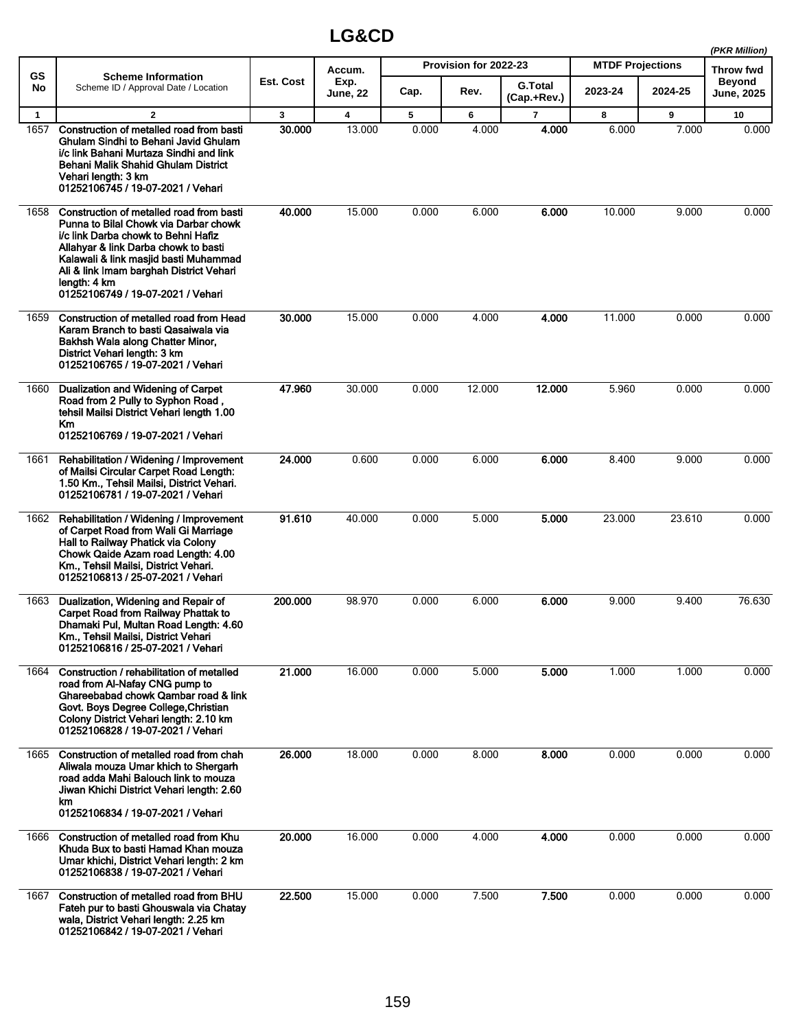# LG&CD

*(PKR Million)*

| GS No | Scheme Information<br>Scheme ID / Approval Date / Location | Est. Cost | Accum. Exp. June, 22 | Provision for 2022-23 | | | MTDF Projections | | Throw fwd Beyond June, 2025 |
|---|---|---|---|---|---|---|---|---|---|
| | | | | Cap. | Rev. | G.Total (Cap.+Rev.) | 2023-24 | 2024-25 | |
| 1 | 2 | 3 | 4 | 5 | 6 | 7 | 8 | 9 | 10 |
| 1657 | **Construction of metalled road from basti Ghulam Sindhi to Behani Javid Ghulam i/c link Bahani Murtaza Sindhi and link Behani Malik Shahid Ghulam District Vehari length: 3 km**<br>**01252106745 / 19-07-2021 / Vehari** | **30.000** | 13.000 | 0.000 | 4.000 | **4.000** | 6.000 | 7.000 | 0.000 |
| 1658 | **Construction of metalled road from basti Punna to Bilal Chowk via Darbar chowk i/c link Darba chowk to Behni Hafiz Allahyar & link Darba chowk to basti Kalawali & link masjid basti Muhammad Ali & link Imam barghah District Vehari length: 4 km**<br>**01252106749 / 19-07-2021 / Vehari** | **40.000** | 15.000 | 0.000 | 6.000 | **6.000** | 10.000 | 9.000 | 0.000 |
| 1659 | **Construction of metalled road from Head Karam Branch to basti Qasaiwala via Bakhsh Wala along Chatter Minor, District Vehari length: 3 km**<br>**01252106765 / 19-07-2021 / Vehari** | **30.000** | 15.000 | 0.000 | 4.000 | **4.000** | 11.000 | 0.000 | 0.000 |
| 1660 | **Dualization and Widening of Carpet Road from 2 Pully to Syphon Road , tehsil Mailsi District Vehari length 1.00 Km**<br>**01252106769 / 19-07-2021 / Vehari** | **47.960** | 30.000 | 0.000 | 12.000 | **12.000** | 5.960 | 0.000 | 0.000 |
| 1661 | **Rehabilitation / Widening / Improvement of Mailsi Circular Carpet Road Length: 1.50 Km., Tehsil Mailsi, District Vehari.**<br>**01252106781 / 19-07-2021 / Vehari** | **24.000** | 0.600 | 0.000 | 6.000 | **6.000** | 8.400 | 9.000 | 0.000 |
| 1662 | **Rehabilitation / Widening / Improvement of Carpet Road from Wali Gi Marriage Hall to Railway Phatick via Colony Chowk Qaide Azam road Length: 4.00 Km., Tehsil Mailsi, District Vehari.**<br>**01252106813 / 25-07-2021 / Vehari** | **91.610** | 40.000 | 0.000 | 5.000 | **5.000** | 23.000 | 23.610 | 0.000 |
| 1663 | **Dualization, Widening and Repair of Carpet Road from Railway Phattak to Dhamaki Pul, Multan Road Length: 4.60 Km., Tehsil Mailsi, District Vehari**<br>**01252106816 / 25-07-2021 / Vehari** | **200.000** | 98.970 | 0.000 | 6.000 | **6.000** | 9.000 | 9.400 | 76.630 |
| 1664 | **Construction / rehabilitation of metalled road from Al-Nafay CNG pump to Ghareebabad chowk Qambar road & link Govt. Boys Degree College,Christian Colony District Vehari length: 2.10 km**<br>**01252106828 / 19-07-2021 / Vehari** | **21.000** | 16.000 | 0.000 | 5.000 | **5.000** | 1.000 | 1.000 | 0.000 |
| 1665 | **Construction of metalled road from chah Aliwala mouza Umar khich to Shergarh road adda Mahi Balouch link to mouza Jiwan Khichi District Vehari length: 2.60 km**<br>**01252106834 / 19-07-2021 / Vehari** | **26.000** | 18.000 | 0.000 | 8.000 | **8.000** | 0.000 | 0.000 | 0.000 |
| 1666 | **Construction of metalled road from Khu Khuda Bux to basti Hamad Khan mouza Umar khichi, District Vehari length: 2 km**<br>**01252106838 / 19-07-2021 / Vehari** | **20.000** | 16.000 | 0.000 | 4.000 | **4.000** | 0.000 | 0.000 | 0.000 |
| 1667 | **Construction of metalled road from BHU Fateh pur to basti Ghouswala via Chatay wala, District Vehari length: 2.25 km**<br>**01252106842 / 19-07-2021 / Vehari** | **22.500** | 15.000 | 0.000 | 7.500 | **7.500** | 0.000 | 0.000 | 0.000 |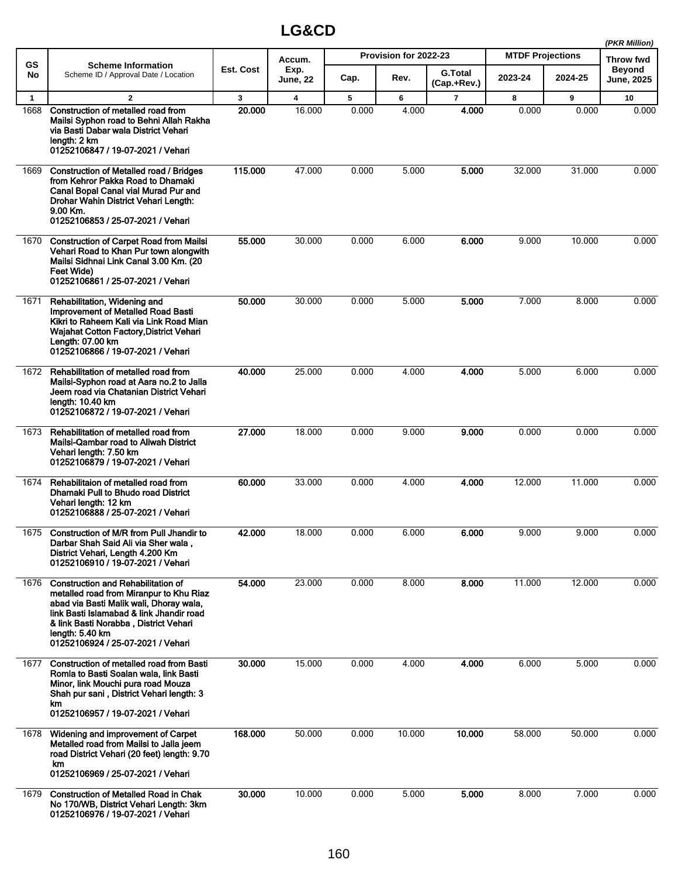# LG&CD

*(PKR Million)*

| GS No | Scheme Information<br>Scheme ID / Approval Date / Location | Est. Cost | Accum. Exp. June, 22 | Provision for 2022-23 | | | MTDF Projections | | Throw fwd Beyond June, 2025 |
|---|---|---|---|---|---|---|---|---|---|
| | | | | Cap. | Rev. | G.Total (Cap.+Rev.) | 2023-24 | 2024-25 | |
| 1 | 2 | 3 | 4 | 5 | 6 | 7 | 8 | 9 | 10 |
| 1668 | **Construction of metalled road from Mailsi Syphon road to Behni Allah Rakha via Basti Dabar wala District Vehari length: 2 km**<br>**01252106847 / 19-07-2021 / Vehari** | **20.000** | 16.000 | 0.000 | 4.000 | **4.000** | 0.000 | 0.000 | 0.000 |
| 1669 | **Construction of Metalled road / Bridges from Kehror Pakka Road to Dhamaki Canal Bopal Canal vial Murad Pur and Drohar Wahin District Vehari Length: 9.00 Km.**<br>**01252106853 / 25-07-2021 / Vehari** | **115.000** | 47.000 | 0.000 | 5.000 | **5.000** | 32.000 | 31.000 | 0.000 |
| 1670 | **Construction of Carpet Road from Mailsi Vehari Road to Khan Pur town alongwith Mailsi Sidhnai Link Canal 3.00 Km. (20 Feet Wide)**<br>**01252106861 / 25-07-2021 / Vehari** | **55.000** | 30.000 | 0.000 | 6.000 | **6.000** | 9.000 | 10.000 | 0.000 |
| 1671 | **Rehabilitation, Widening and Improvement of Metalled Road Basti Kikri to Raheem Kali via Link Road Mian Wajahat Cotton Factory,District Vehari Length: 07.00 km**<br>**01252106866 / 19-07-2021 / Vehari** | **50.000** | 30.000 | 0.000 | 5.000 | **5.000** | 7.000 | 8.000 | 0.000 |
| 1672 | **Rehabilitation of metalled road from Mailsi-Syphon road at Aara no.2 to Jalla Jeem road via Chatanian District Vehari length: 10.40 km**<br>**01252106872 / 19-07-2021 / Vehari** | **40.000** | 25.000 | 0.000 | 4.000 | **4.000** | 5.000 | 6.000 | 0.000 |
| 1673 | **Rehabilitation of metalled road from Mailsi-Qambar road to Aliwah District Vehari length: 7.50 km**<br>**01252106879 / 19-07-2021 / Vehari** | **27.000** | 18.000 | 0.000 | 9.000 | **9.000** | 0.000 | 0.000 | 0.000 |
| 1674 | **Rehabilitaion of metalled road from Dhamaki Pull to Bhudo road District Vehari length: 12 km**<br>**01252106888 / 25-07-2021 / Vehari** | **60.000** | 33.000 | 0.000 | 4.000 | **4.000** | 12.000 | 11.000 | 0.000 |
| 1675 | **Construction of M/R from Pull Jhandir to Darbar Shah Said Ali via Sher wala , District Vehari, Length 4.200 Km**<br>**01252106910 / 19-07-2021 / Vehari** | **42.000** | 18.000 | 0.000 | 6.000 | **6.000** | 9.000 | 9.000 | 0.000 |
| 1676 | **Construction and Rehabilitation of metalled road from Miranpur to Khu Riaz abad via Basti Malik wali, Dhoray wala, link Basti Islamabad & link Jhandir road & link Basti Norabba , District Vehari length: 5.40 km**<br>**01252106924 / 25-07-2021 / Vehari** | **54.000** | 23.000 | 0.000 | 8.000 | **8.000** | 11.000 | 12.000 | 0.000 |
| 1677 | **Construction of metalled road from Basti Romla to Basti Soalan wala, link Basti Minor, link Mouchi pura road Mouza Shah pur sani , District Vehari length: 3 km**<br>**01252106957 / 19-07-2021 / Vehari** | **30.000** | 15.000 | 0.000 | 4.000 | **4.000** | 6.000 | 5.000 | 0.000 |
| 1678 | **Widening and improvement of Carpet Metalled road from Mailsi to Jalla jeem road District Vehari (20 feet) length: 9.70 km**<br>**01252106969 / 25-07-2021 / Vehari** | **168.000** | 50.000 | 0.000 | 10.000 | **10.000** | 58.000 | 50.000 | 0.000 |
| 1679 | **Construction of Metalled Road in Chak No 170/WB, District Vehari Length: 3km**<br>**01252106976 / 19-07-2021 / Vehari** | **30.000** | 10.000 | 0.000 | 5.000 | **5.000** | 8.000 | 7.000 | 0.000 |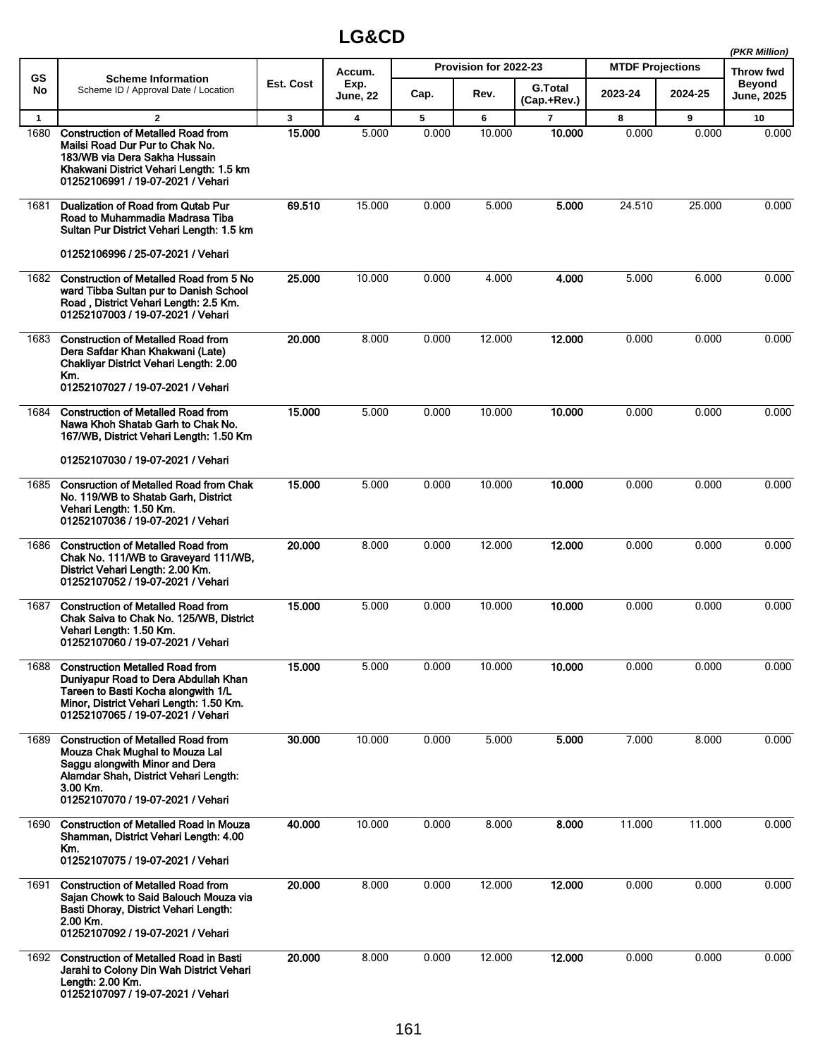# LG&CD

*(PKR Million)*

| GS No | Scheme Information<br>Scheme ID / Approval Date / Location | Est. Cost | Accum. Exp. June, 22 | Provision for 2022-23 | | | MTDF Projections | | Throw fwd Beyond June, 2025 |
|---|---|---|---|---|---|---|---|---|---|
| | | | | Cap. | Rev. | G.Total (Cap.+Rev.) | 2023-24 | 2024-25 | |
| 1 | 2 | 3 | 4 | 5 | 6 | 7 | 8 | 9 | 10 |
| 1680 | **Construction of Metalled Road from Mailsi Road Dur Pur to Chak No. 183/WB via Dera Sakha Hussain Khakwani District Vehari Length: 1.5 km**<br>**01252106991 / 19-07-2021 / Vehari** | **15.000** | 5.000 | 0.000 | 10.000 | **10.000** | 0.000 | 0.000 | 0.000 |
| 1681 | **Dualization of Road from Qutab Pur Road to Muhammadia Madrasa Tiba Sultan Pur District Vehari Length: 1.5 km**<br>**01252106996 / 25-07-2021 / Vehari** | **69.510** | 15.000 | 0.000 | 5.000 | **5.000** | 24.510 | 25.000 | 0.000 |
| 1682 | **Construction of Metalled Road from 5 No ward Tibba Sultan pur to Danish School Road , District Vehari Length: 2.5 Km.**<br>**01252107003 / 19-07-2021 / Vehari** | **25.000** | 10.000 | 0.000 | 4.000 | **4.000** | 5.000 | 6.000 | 0.000 |
| 1683 | **Construction of Metalled Road from Dera Safdar Khan Khakwani (Late) Chakliyar District Vehari Length: 2.00 Km.**<br>**01252107027 / 19-07-2021 / Vehari** | **20.000** | 8.000 | 0.000 | 12.000 | **12.000** | 0.000 | 0.000 | 0.000 |
| 1684 | **Construction of Metalled Road from Nawa Khoh Shatab Garh to Chak No. 167/WB, District Vehari Length: 1.50 Km**<br>**01252107030 / 19-07-2021 / Vehari** | **15.000** | 5.000 | 0.000 | 10.000 | **10.000** | 0.000 | 0.000 | 0.000 |
| 1685 | **Consruction of Metalled Road from Chak No. 119/WB to Shatab Garh, District Vehari Length: 1.50 Km.**<br>**01252107036 / 19-07-2021 / Vehari** | **15.000** | 5.000 | 0.000 | 10.000 | **10.000** | 0.000 | 0.000 | 0.000 |
| 1686 | **Construction of Metalled Road from Chak No. 111/WB to Graveyard 111/WB, District Vehari Length: 2.00 Km.**<br>**01252107052 / 19-07-2021 / Vehari** | **20.000** | 8.000 | 0.000 | 12.000 | **12.000** | 0.000 | 0.000 | 0.000 |
| 1687 | **Construction of Metalled Road from Chak Saiva to Chak No. 125/WB, District Vehari Length: 1.50 Km.**<br>**01252107060 / 19-07-2021 / Vehari** | **15.000** | 5.000 | 0.000 | 10.000 | **10.000** | 0.000 | 0.000 | 0.000 |
| 1688 | **Construction Metalled Road from Duniyapur Road to Dera Abdullah Khan Tareen to Basti Kocha alongwith 1/L Minor, District Vehari Length: 1.50 Km.**<br>**01252107065 / 19-07-2021 / Vehari** | **15.000** | 5.000 | 0.000 | 10.000 | **10.000** | 0.000 | 0.000 | 0.000 |
| 1689 | **Construction of Metalled Road from Mouza Chak Mughal to Mouza Lal Saggu alongwith Minor and Dera Alamdar Shah, District Vehari Length: 3.00 Km.**<br>**01252107070 / 19-07-2021 / Vehari** | **30.000** | 10.000 | 0.000 | 5.000 | **5.000** | 7.000 | 8.000 | 0.000 |
| 1690 | **Construction of Metalled Road in Mouza Shamman, District Vehari Length: 4.00 Km.**<br>**01252107075 / 19-07-2021 / Vehari** | **40.000** | 10.000 | 0.000 | 8.000 | **8.000** | 11.000 | 11.000 | 0.000 |
| 1691 | **Construction of Metalled Road from Sajan Chowk to Said Balouch Mouza via Basti Dhoray, District Vehari Length: 2.00 Km.**<br>**01252107092 / 19-07-2021 / Vehari** | **20.000** | 8.000 | 0.000 | 12.000 | **12.000** | 0.000 | 0.000 | 0.000 |
| 1692 | **Construction of Metalled Road in Basti Jarahi to Colony Din Wah District Vehari Length: 2.00 Km.**<br>**01252107097 / 19-07-2021 / Vehari** | **20.000** | 8.000 | 0.000 | 12.000 | **12.000** | 0.000 | 0.000 | 0.000 |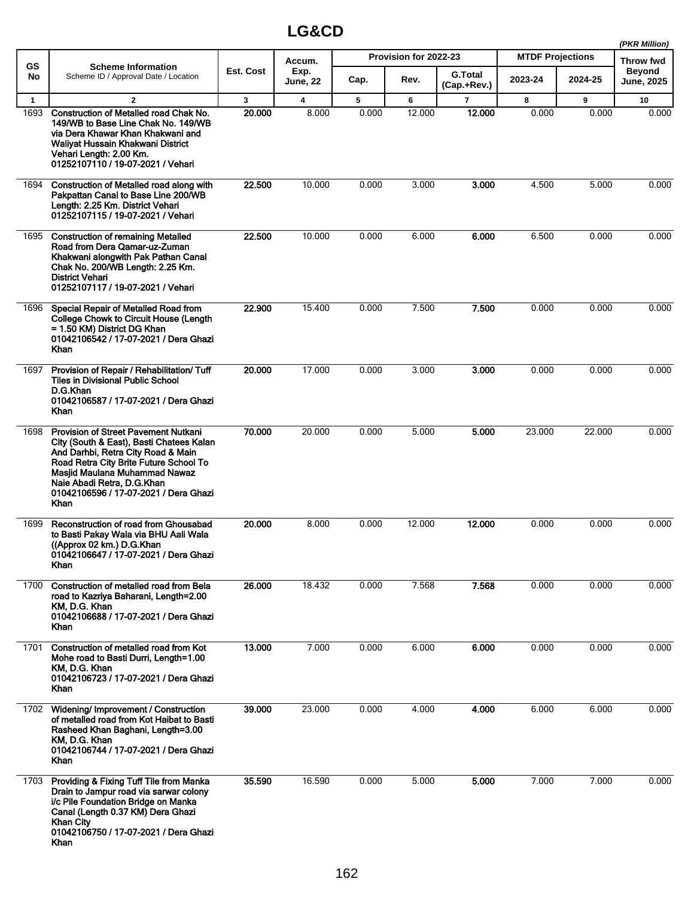## LG&CD

*(PKR Million)*

| GS No | Scheme Information<br>Scheme ID / Approval Date / Location | Est. Cost | Accum. Exp. June, 22 | Provision for 2022-23 | | | MTDF Projections | | Throw fwd Beyond June, 2025 |
|---|---|---|---|---|---|---|---|---|---|
| | | | | Cap. | Rev. | G.Total (Cap.+Rev.) | 2023-24 | 2024-25 | |
| 1 | 2 | 3 | 4 | 5 | 6 | 7 | 8 | 9 | 10 |
| 1693 | **Construction of Metalled road Chak No. 149/WB to Base Line Chak No. 149/WB via Dera Khawar Khan Khakwani and Waliyat Hussain Khakwani District Vehari Length: 2.00 Km.<br>01252107110 / 19-07-2021 / Vehari** | **20.000** | 8.000 | 0.000 | 12.000 | **12.000** | 0.000 | 0.000 | 0.000 |
| 1694 | **Construction of Metalled road along with Pakpattan Canal to Base Line 200/WB Length: 2.25 Km. District Vehari<br>01252107115 / 19-07-2021 / Vehari** | **22.500** | 10.000 | 0.000 | 3.000 | **3.000** | 4.500 | 5.000 | 0.000 |
| 1695 | **Construction of remaining Metalled Road from Dera Qamar-uz-Zuman Khakwani alongwith Pak Pathan Canal Chak No. 200/WB Length: 2.25 Km. District Vehari<br>01252107117 / 19-07-2021 / Vehari** | **22.500** | 10.000 | 0.000 | 6.000 | **6.000** | 6.500 | 0.000 | 0.000 |
| 1696 | **Special Repair of Metalled Road from College Chowk to Circuit House (Length = 1.50 KM) District DG Khan<br>01042106542 / 17-07-2021 / Dera Ghazi Khan** | **22.900** | 15.400 | 0.000 | 7.500 | **7.500** | 0.000 | 0.000 | 0.000 |
| 1697 | **Provision of Repair / Rehabilitation/ Tuff Tiles in Divisional Public School D.G.Khan<br>01042106587 / 17-07-2021 / Dera Ghazi Khan** | **20.000** | 17.000 | 0.000 | 3.000 | **3.000** | 0.000 | 0.000 | 0.000 |
| 1698 | **Provision of Street Pavement Nutkani City (South & East), Basti Chatees Kalan And Darhbi, Retra City Road & Main Road Retra City Brite Future School To Masjid Maulana Muhammad Nawaz Naie Abadi Retra, D.G.Khan<br>01042106596 / 17-07-2021 / Dera Ghazi Khan** | **70.000** | 20.000 | 0.000 | 5.000 | **5.000** | 23.000 | 22.000 | 0.000 |
| 1699 | **Reconstruction of road from Ghousabad to Basti Pakay Wala via BHU Aali Wala ((Approx 02 km.) D.G.Khan<br>01042106647 / 17-07-2021 / Dera Ghazi Khan** | **20.000** | 8.000 | 0.000 | 12.000 | **12.000** | 0.000 | 0.000 | 0.000 |
| 1700 | **Construction of metalled road from Bela road to Kazriya Baharani, Length=2.00 KM, D.G. Khan<br>01042106688 / 17-07-2021 / Dera Ghazi Khan** | **26.000** | 18.432 | 0.000 | 7.568 | **7.568** | 0.000 | 0.000 | 0.000 |
| 1701 | **Construction of metalled road from Kot Mohe road to Basti Durri, Length=1.00 KM, D.G. Khan<br>01042106723 / 17-07-2021 / Dera Ghazi Khan** | **13.000** | 7.000 | 0.000 | 6.000 | **6.000** | 0.000 | 0.000 | 0.000 |
| 1702 | **Widening/ Improvement / Construction of metalled road from Kot Haibat to Basti Rasheed Khan Baghani, Length=3.00 KM, D.G. Khan<br>01042106744 / 17-07-2021 / Dera Ghazi Khan** | **39.000** | 23.000 | 0.000 | 4.000 | **4.000** | 6.000 | 6.000 | 0.000 |
| 1703 | **Providing & Fixing Tuff Tile from Manka Drain to Jampur road via sarwar colony i/c Pile Foundation Bridge on Manka Canal (Length 0.37 KM) Dera Ghazi Khan City<br>01042106750 / 17-07-2021 / Dera Ghazi Khan** | **35.590** | 16.590 | 0.000 | 5.000 | **5.000** | 7.000 | 7.000 | 0.000 |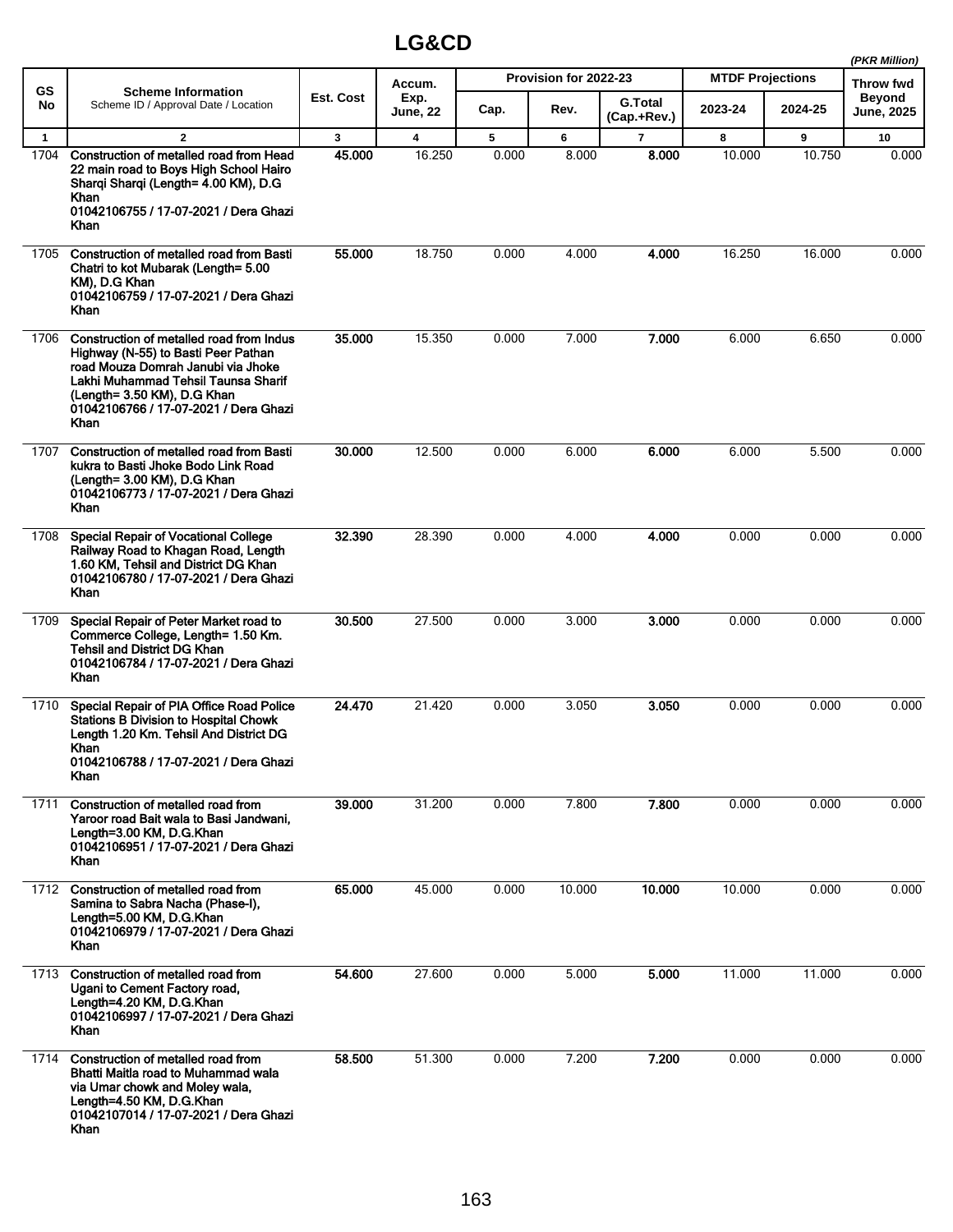# LG&CD

*(PKR Million)*

| GS No | Scheme Information<br>Scheme ID / Approval Date / Location | Est. Cost | Accum. Exp. June, 22 | Provision for 2022-23 | | | MTDF Projections | | Throw fwd Beyond June, 2025 |
|---|---|---|---|---|---|---|---|---|---|
| | | | | Cap. | Rev. | G.Total (Cap.+Rev.) | 2023-24 | 2024-25 | |
| 1 | 2 | 3 | 4 | 5 | 6 | 7 | 8 | 9 | 10 |
| 1704 | **Construction of metalled road from Head 22 main road to Boys High School Hairo Sharqi Sharqi (Length= 4.00 KM), D.G Khan**<br>**01042106755 / 17-07-2021 / Dera Ghazi Khan** | **45.000** | 16.250 | 0.000 | 8.000 | **8.000** | 10.000 | 10.750 | 0.000 |
| 1705 | **Construction of metalled road from Basti Chatri to kot Mubarak (Length= 5.00 KM), D.G Khan**<br>**01042106759 / 17-07-2021 / Dera Ghazi Khan** | **55.000** | 18.750 | 0.000 | 4.000 | **4.000** | 16.250 | 16.000 | 0.000 |
| 1706 | **Construction of metalled road from Indus Highway (N-55) to Basti Peer Pathan road Mouza Domrah Janubi via Jhoke Lakhi Muhammad Tehsil Taunsa Sharif (Length= 3.50 KM), D.G Khan**<br>**01042106766 / 17-07-2021 / Dera Ghazi Khan** | **35.000** | 15.350 | 0.000 | 7.000 | **7.000** | 6.000 | 6.650 | 0.000 |
| 1707 | **Construction of metalled road from Basti kukra to Basti Jhoke Bodo Link Road (Length= 3.00 KM), D.G Khan**<br>**01042106773 / 17-07-2021 / Dera Ghazi Khan** | **30.000** | 12.500 | 0.000 | 6.000 | **6.000** | 6.000 | 5.500 | 0.000 |
| 1708 | **Special Repair of Vocational College Railway Road to Khagan Road, Length 1.60 KM, Tehsil and District DG Khan**<br>**01042106780 / 17-07-2021 / Dera Ghazi Khan** | **32.390** | 28.390 | 0.000 | 4.000 | **4.000** | 0.000 | 0.000 | 0.000 |
| 1709 | **Special Repair of Peter Market road to Commerce College, Length= 1.50 Km. Tehsil and District DG Khan**<br>**01042106784 / 17-07-2021 / Dera Ghazi Khan** | **30.500** | 27.500 | 0.000 | 3.000 | **3.000** | 0.000 | 0.000 | 0.000 |
| 1710 | **Special Repair of PIA Office Road Police Stations B Division to Hospital Chowk Length 1.20 Km. Tehsil And District DG Khan**<br>**01042106788 / 17-07-2021 / Dera Ghazi Khan** | **24.470** | 21.420 | 0.000 | 3.050 | **3.050** | 0.000 | 0.000 | 0.000 |
| 1711 | **Construction of metalled road from Yaroor road Bait wala to Basi Jandwani, Length=3.00 KM, D.G.Khan**<br>**01042106951 / 17-07-2021 / Dera Ghazi Khan** | **39.000** | 31.200 | 0.000 | 7.800 | **7.800** | 0.000 | 0.000 | 0.000 |
| 1712 | **Construction of metalled road from Samina to Sabra Nacha (Phase-I), Length=5.00 KM, D.G.Khan**<br>**01042106979 / 17-07-2021 / Dera Ghazi Khan** | **65.000** | 45.000 | 0.000 | 10.000 | **10.000** | 10.000 | 0.000 | 0.000 |
| 1713 | **Construction of metalled road from Ugani to Cement Factory road, Length=4.20 KM, D.G.Khan**<br>**01042106997 / 17-07-2021 / Dera Ghazi Khan** | **54.600** | 27.600 | 0.000 | 5.000 | **5.000** | 11.000 | 11.000 | 0.000 |
| 1714 | **Construction of metalled road from Bhatti Maitla road to Muhammad wala via Umar chowk and Moley wala, Length=4.50 KM, D.G.Khan**<br>**01042107014 / 17-07-2021 / Dera Ghazi Khan** | **58.500** | 51.300 | 0.000 | 7.200 | **7.200** | 0.000 | 0.000 | 0.000 |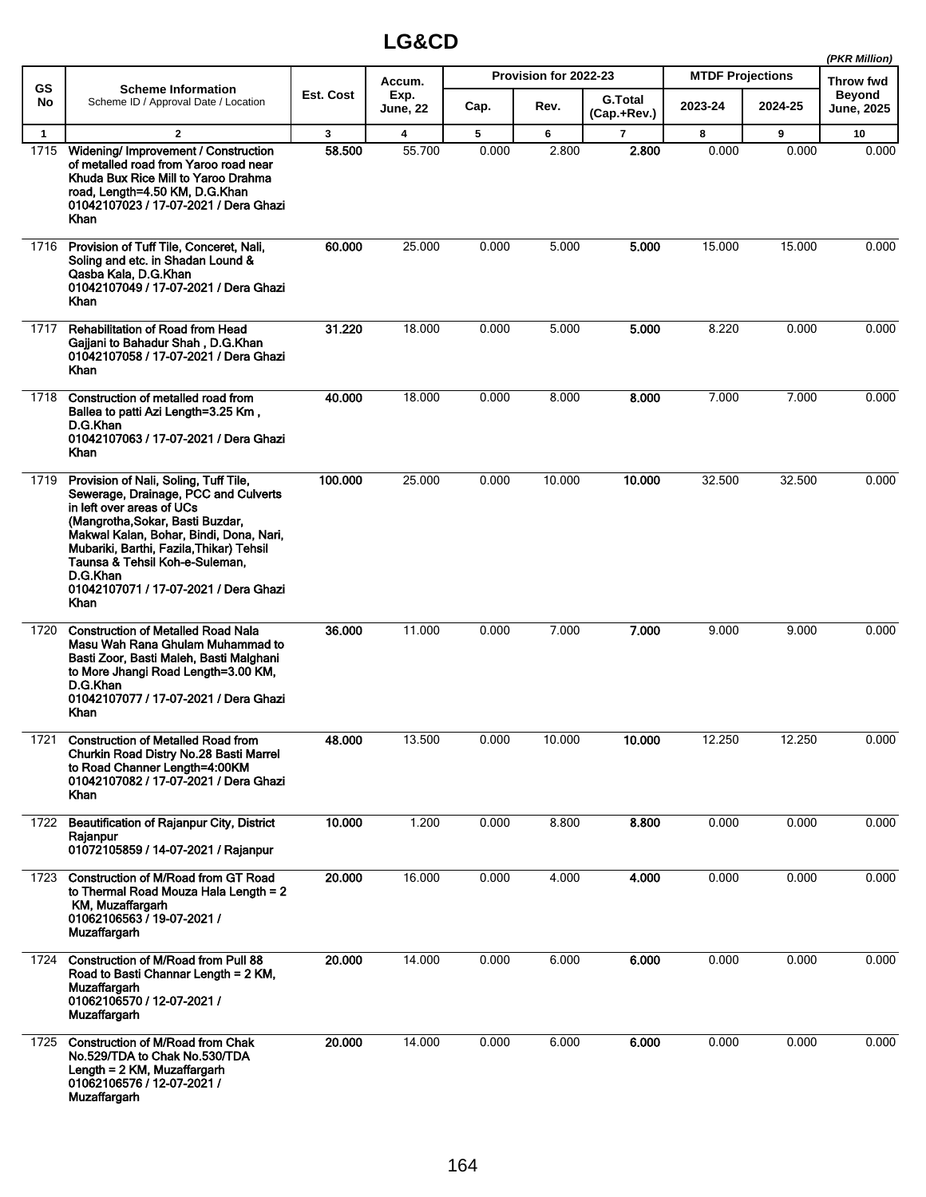# LG&CD

*(PKR Million)*

| GS No | Scheme Information<br>Scheme ID / Approval Date / Location | Est. Cost | Accum. Exp. June, 22 | Provision for 2022-23 | | | MTDF Projections | | Throw fwd Beyond June, 2025 |
|---|---|---|---|---|---|---|---|---|---|
| | | | | Cap. | Rev. | G.Total (Cap.+Rev.) | 2023-24 | 2024-25 | |
| 1 | 2 | 3 | 4 | 5 | 6 | 7 | 8 | 9 | 10 |
| 1715 | **Widening/ Improvement / Construction of metalled road from Yaroo road near Khuda Bux Rice Mill to Yaroo Drahma road, Length=4.50 KM, D.G.Khan 01042107023 / 17-07-2021 / Dera Ghazi Khan** | **58.500** | 55.700 | 0.000 | 2.800 | **2.800** | 0.000 | 0.000 | 0.000 |
| 1716 | **Provision of Tuff Tile, Conceret, Nali, Soling and etc. in Shadan Lound & Qasba Kala, D.G.Khan 01042107049 / 17-07-2021 / Dera Ghazi Khan** | **60.000** | 25.000 | 0.000 | 5.000 | **5.000** | 15.000 | 15.000 | 0.000 |
| 1717 | **Rehabilitation of Road from Head Gajjani to Bahadur Shah , D.G.Khan 01042107058 / 17-07-2021 / Dera Ghazi Khan** | **31.220** | 18.000 | 0.000 | 5.000 | **5.000** | 8.220 | 0.000 | 0.000 |
| 1718 | **Construction of metalled road from Ballea to patti Azi Length=3.25 Km , D.G.Khan 01042107063 / 17-07-2021 / Dera Ghazi Khan** | **40.000** | 18.000 | 0.000 | 8.000 | **8.000** | 7.000 | 7.000 | 0.000 |
| 1719 | **Provision of Nali, Soling, Tuff Tile, Sewerage, Drainage, PCC and Culverts in left over areas of UCs (Mangrotha,Sokar, Basti Buzdar, Makwal Kalan, Bohar, Bindi, Dona, Nari, Mubariki, Barthi, Fazila,Thikar) Tehsil Taunsa & Tehsil Koh-e-Suleman, D.G.Khan 01042107071 / 17-07-2021 / Dera Ghazi Khan** | **100.000** | 25.000 | 0.000 | 10.000 | **10.000** | 32.500 | 32.500 | 0.000 |
| 1720 | **Construction of Metalled Road Nala Masu Wah Rana Ghulam Muhammad to Basti Zoor, Basti Maleh, Basti Malghani to More Jhangi Road Length=3.00 KM, D.G.Khan 01042107077 / 17-07-2021 / Dera Ghazi Khan** | **36.000** | 11.000 | 0.000 | 7.000 | **7.000** | 9.000 | 9.000 | 0.000 |
| 1721 | **Construction of Metalled Road from Churkin Road Distry No.28 Basti Marrel to Road Channer Length=4:00KM 01042107082 / 17-07-2021 / Dera Ghazi Khan** | **48.000** | 13.500 | 0.000 | 10.000 | **10.000** | 12.250 | 12.250 | 0.000 |
| 1722 | **Beautification of Rajanpur City, District Rajanpur 01072105859 / 14-07-2021 / Rajanpur** | **10.000** | 1.200 | 0.000 | 8.800 | **8.800** | 0.000 | 0.000 | 0.000 |
| 1723 | **Construction of M/Road from GT Road to Thermal Road Mouza Hala Length = 2 KM, Muzaffargarh 01062106563 / 19-07-2021 / Muzaffargarh** | **20.000** | 16.000 | 0.000 | 4.000 | **4.000** | 0.000 | 0.000 | 0.000 |
| 1724 | **Construction of M/Road from Pull 88 Road to Basti Channar Length = 2 KM, Muzaffargarh 01062106570 / 12-07-2021 / Muzaffargarh** | **20.000** | 14.000 | 0.000 | 6.000 | **6.000** | 0.000 | 0.000 | 0.000 |
| 1725 | **Construction of M/Road from Chak No.529/TDA to Chak No.530/TDA Length = 2 KM, Muzaffargarh 01062106576 / 12-07-2021 / Muzaffargarh** | **20.000** | 14.000 | 0.000 | 6.000 | **6.000** | 0.000 | 0.000 | 0.000 |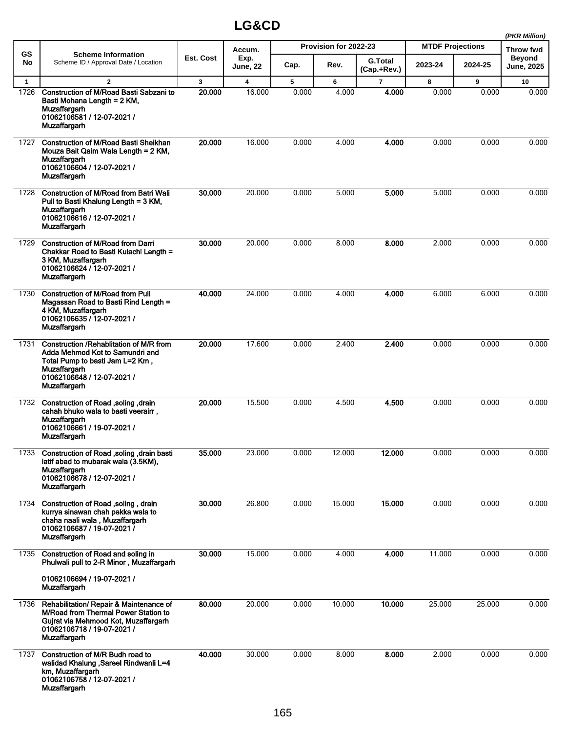# LG&CD

*(PKR Million)*

| GS No | Scheme Information<br>Scheme ID / Approval Date / Location | Est. Cost | Accum. Exp. June, 22 | Provision for 2022-23 | | | MTDF Projections | | Throw fwd Beyond June, 2025 |
|---|---|---|---|---|---|---|---|---|---|
| | | | | Cap. | Rev. | G.Total (Cap.+Rev.) | 2023-24 | 2024-25 | |
| 1 | 2 | 3 | 4 | 5 | 6 | 7 | 8 | 9 | 10 |
| 1726 | **Construction of M/Road Basti Sabzani to Basti Mohana Length = 2 KM, Muzaffargarh**<br>**01062106581 / 12-07-2021 / Muzaffargarh** | **20.000** | 16.000 | 0.000 | 4.000 | **4.000** | 0.000 | 0.000 | 0.000 |
| 1727 | **Construction of M/Road Basti Sheikhan Mouza Bait Qaim Wala Length = 2 KM, Muzaffargarh**<br>**01062106604 / 12-07-2021 / Muzaffargarh** | **20.000** | 16.000 | 0.000 | 4.000 | **4.000** | 0.000 | 0.000 | 0.000 |
| 1728 | **Construction of M/Road from Batri Wali Pull to Basti Khalung Length = 3 KM, Muzaffargarh**<br>**01062106616 / 12-07-2021 / Muzaffargarh** | **30.000** | 20.000 | 0.000 | 5.000 | **5.000** | 5.000 | 0.000 | 0.000 |
| 1729 | **Construction of M/Road from Darri Chakkar Road to Basti Kulachi Length = 3 KM, Muzaffargarh**<br>**01062106624 / 12-07-2021 / Muzaffargarh** | **30.000** | 20.000 | 0.000 | 8.000 | **8.000** | 2.000 | 0.000 | 0.000 |
| 1730 | **Construction of M/Road from Pull Magassan Road to Basti Rind Length = 4 KM, Muzaffargarh**<br>**01062106635 / 12-07-2021 / Muzaffargarh** | **40.000** | 24.000 | 0.000 | 4.000 | **4.000** | 6.000 | 6.000 | 0.000 |
| 1731 | **Construction /Rehablitation of M/R from Adda Mehmod Kot to Samundri and Total Pump to basti Jam L=2 Km , Muzaffargarh**<br>**01062106648 / 12-07-2021 / Muzaffargarh** | **20.000** | 17.600 | 0.000 | 2.400 | **2.400** | 0.000 | 0.000 | 0.000 |
| 1732 | **Construction of Road ,soling ,drain cahah bhuko wala to basti veerairr , Muzaffargarh**<br>**01062106661 / 19-07-2021 / Muzaffargarh** | **20.000** | 15.500 | 0.000 | 4.500 | **4.500** | 0.000 | 0.000 | 0.000 |
| 1733 | **Construction of Road ,soling ,drain basti latif abad to mubarak wala (3.5KM), Muzaffargarh**<br>**01062106678 / 12-07-2021 / Muzaffargarh** | **35.000** | 23.000 | 0.000 | 12.000 | **12.000** | 0.000 | 0.000 | 0.000 |
| 1734 | **Construction of Road ,soling , drain kurrya sinawan chah pakka wala to chaha naali wala , Muzaffargarh**<br>**01062106687 / 19-07-2021 / Muzaffargarh** | **30.000** | 26.800 | 0.000 | 15.000 | **15.000** | 0.000 | 0.000 | 0.000 |
| 1735 | **Construction of Road and soling in Phulwali pull to 2-R Minor , Muzaffargarh**<br>**01062106694 / 19-07-2021 / Muzaffargarh** | **30.000** | 15.000 | 0.000 | 4.000 | **4.000** | 11.000 | 0.000 | 0.000 |
| 1736 | **Rehabilitation/ Repair & Maintenance of M/Road from Thermal Power Station to Gujrat via Mehmood Kot, Muzaffargarh**<br>**01062106718 / 19-07-2021 / Muzaffargarh** | **80.000** | 20.000 | 0.000 | 10.000 | **10.000** | 25.000 | 25.000 | 0.000 |
| 1737 | **Construction of M/R Budh road to walidad Khalung ,Sareel Rindwanli L=4 km, Muzaffargarh**<br>**01062106758 / 12-07-2021 / Muzaffargarh** | **40.000** | 30.000 | 0.000 | 8.000 | **8.000** | 2.000 | 0.000 | 0.000 |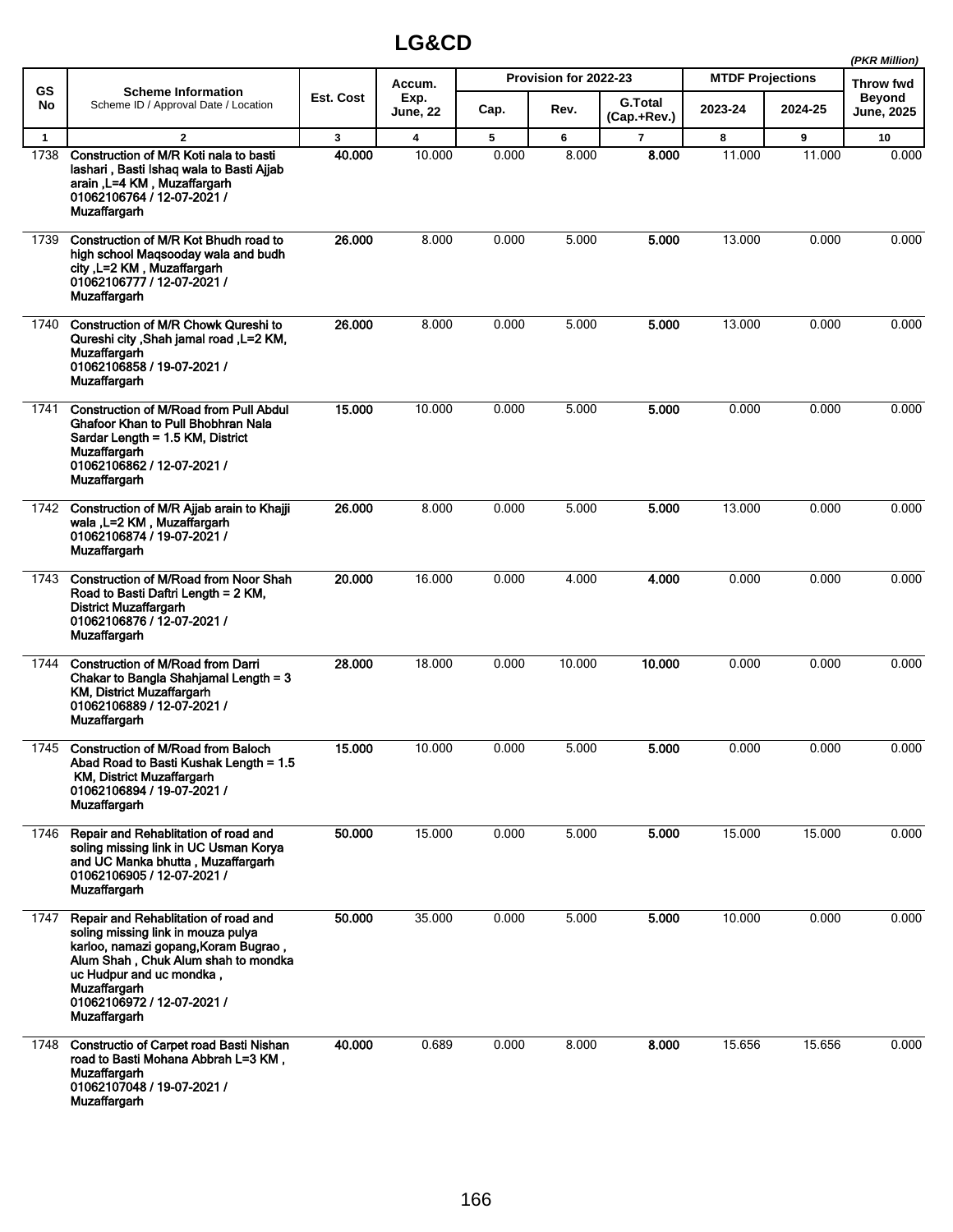# LG&CD

*(PKR Million)*

| GS No | Scheme Information<br>Scheme ID / Approval Date / Location | Est. Cost | Accum. Exp. June, 22 | Provision for 2022-23 | | | MTDF Projections | | Throw fwd Beyond June, 2025 |
|---|---|---|---|---|---|---|---|---|---|
| | | | | Cap. | Rev. | G.Total (Cap.+Rev.) | 2023-24 | 2024-25 | |
| 1 | 2 | 3 | 4 | 5 | 6 | 7 | 8 | 9 | 10 |
| 1738 | **Construction of M/R Koti nala to basti lashari , Basti Ishaq wala to Basti Ajjab arain ,L=4 KM , Muzaffargarh**<br>**01062106764 / 12-07-2021 / Muzaffargarh** | **40.000** | 10.000 | 0.000 | 8.000 | **8.000** | 11.000 | 11.000 | 0.000 |
| 1739 | **Construction of M/R Kot Bhudh road to high school Maqsooday wala and budh city ,L=2 KM , Muzaffargarh**<br>**01062106777 / 12-07-2021 / Muzaffargarh** | **26.000** | 8.000 | 0.000 | 5.000 | **5.000** | 13.000 | 0.000 | 0.000 |
| 1740 | **Construction of M/R Chowk Qureshi to Qureshi city ,Shah jamal road ,L=2 KM, Muzaffargarh**<br>**01062106858 / 19-07-2021 / Muzaffargarh** | **26.000** | 8.000 | 0.000 | 5.000 | **5.000** | 13.000 | 0.000 | 0.000 |
| 1741 | **Construction of M/Road from Pull Abdul Ghafoor Khan to Pull Bhobhran Nala Sardar Length = 1.5 KM, District Muzaffargarh**<br>**01062106862 / 12-07-2021 / Muzaffargarh** | **15.000** | 10.000 | 0.000 | 5.000 | **5.000** | 0.000 | 0.000 | 0.000 |
| 1742 | **Construction of M/R Ajjab arain to Khajji wala ,L=2 KM , Muzaffargarh**<br>**01062106874 / 19-07-2021 / Muzaffargarh** | **26.000** | 8.000 | 0.000 | 5.000 | **5.000** | 13.000 | 0.000 | 0.000 |
| 1743 | **Construction of M/Road from Noor Shah Road to Basti Daftri Length = 2 KM, District Muzaffargarh**<br>**01062106876 / 12-07-2021 / Muzaffargarh** | **20.000** | 16.000 | 0.000 | 4.000 | **4.000** | 0.000 | 0.000 | 0.000 |
| 1744 | **Construction of M/Road from Darri Chakar to Bangla Shahjamal Length = 3 KM, District Muzaffargarh**<br>**01062106889 / 12-07-2021 / Muzaffargarh** | **28.000** | 18.000 | 0.000 | 10.000 | **10.000** | 0.000 | 0.000 | 0.000 |
| 1745 | **Construction of M/Road from Baloch Abad Road to Basti Kushak Length = 1.5 KM, District Muzaffargarh**<br>**01062106894 / 19-07-2021 / Muzaffargarh** | **15.000** | 10.000 | 0.000 | 5.000 | **5.000** | 0.000 | 0.000 | 0.000 |
| 1746 | **Repair and Rehablitation of road and soling missing link in UC Usman Korya and UC Manka bhutta , Muzaffargarh**<br>**01062106905 / 12-07-2021 / Muzaffargarh** | **50.000** | 15.000 | 0.000 | 5.000 | **5.000** | 15.000 | 15.000 | 0.000 |
| 1747 | **Repair and Rehablitation of road and soling missing link in mouza pulya karloo, namazi gopang,Koram Bugrao , Alum Shah , Chuk Alum shah to mondka uc Hudpur and uc mondka , Muzaffargarh**<br>**01062106972 / 12-07-2021 / Muzaffargarh** | **50.000** | 35.000 | 0.000 | 5.000 | **5.000** | 10.000 | 0.000 | 0.000 |
| 1748 | **Constructio of Carpet road Basti Nishan road to Basti Mohana Abbrah L=3 KM , Muzaffargarh**<br>**01062107048 / 19-07-2021 / Muzaffargarh** | **40.000** | 0.689 | 0.000 | 8.000 | **8.000** | 15.656 | 15.656 | 0.000 |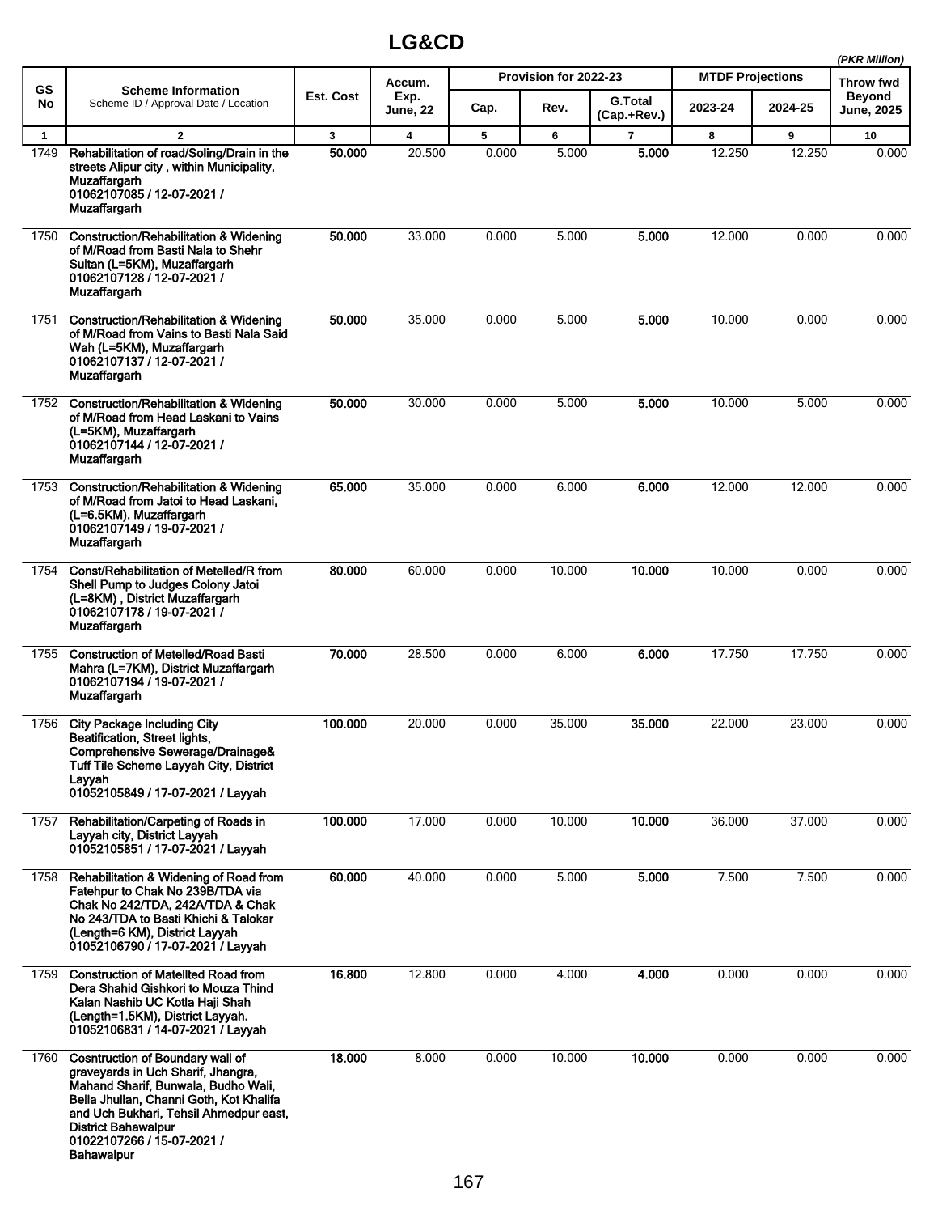# LG&CD

*(PKR Million)*

| GS No | Scheme Information<br>Scheme ID / Approval Date / Location | Est. Cost | Accum. Exp. June, 22 | Provision for 2022-23 | | | MTDF Projections | | Throw fwd Beyond June, 2025 |
|---|---|---|---|---|---|---|---|---|---|
| | | | | Cap. | Rev. | G.Total (Cap.+Rev.) | 2023-24 | 2024-25 | |
| 1 | 2 | 3 | 4 | 5 | 6 | 7 | 8 | 9 | 10 |
| 1749 | **Rehabilitation of road/Soling/Drain in the streets Alipur city , within Municipality, Muzaffargarh<br>01062107085 / 12-07-2021 / Muzaffargarh** | **50.000** | 20.500 | 0.000 | 5.000 | **5.000** | 12.250 | 12.250 | 0.000 |
| 1750 | **Construction/Rehabilitation & Widening of M/Road from Basti Nala to Shehr Sultan (L=5KM), Muzaffargarh<br>01062107128 / 12-07-2021 / Muzaffargarh** | **50.000** | 33.000 | 0.000 | 5.000 | **5.000** | 12.000 | 0.000 | 0.000 |
| 1751 | **Construction/Rehabilitation & Widening of M/Road from Vains to Basti Nala Said Wah (L=5KM), Muzaffargarh<br>01062107137 / 12-07-2021 / Muzaffargarh** | **50.000** | 35.000 | 0.000 | 5.000 | **5.000** | 10.000 | 0.000 | 0.000 |
| 1752 | **Construction/Rehabilitation & Widening of M/Road from Head Laskani to Vains (L=5KM), Muzaffargarh<br>01062107144 / 12-07-2021 / Muzaffargarh** | **50.000** | 30.000 | 0.000 | 5.000 | **5.000** | 10.000 | 5.000 | 0.000 |
| 1753 | **Construction/Rehabilitation & Widening of M/Road from Jatoi to Head Laskani, (L=6.5KM). Muzaffargarh<br>01062107149 / 19-07-2021 / Muzaffargarh** | **65.000** | 35.000 | 0.000 | 6.000 | **6.000** | 12.000 | 12.000 | 0.000 |
| 1754 | **Const/Rehabilitation of Metelled/R from Shell Pump to Judges Colony Jatoi (L=8KM) , District Muzaffargarh<br>01062107178 / 19-07-2021 / Muzaffargarh** | **80.000** | 60.000 | 0.000 | 10.000 | **10.000** | 10.000 | 0.000 | 0.000 |
| 1755 | **Construction of Metelled/Road Basti Mahra (L=7KM), District Muzaffargarh<br>01062107194 / 19-07-2021 / Muzaffargarh** | **70.000** | 28.500 | 0.000 | 6.000 | **6.000** | 17.750 | 17.750 | 0.000 |
| 1756 | **City Package Including City Beatification, Street lights, Comprehensive Sewerage/Drainage& Tuff Tile Scheme Layyah City, District Layyah<br>01052105849 / 17-07-2021 / Layyah** | **100.000** | 20.000 | 0.000 | 35.000 | **35.000** | 22.000 | 23.000 | 0.000 |
| 1757 | **Rehabilitation/Carpeting of Roads in Layyah city, District Layyah<br>01052105851 / 17-07-2021 / Layyah** | **100.000** | 17.000 | 0.000 | 10.000 | **10.000** | 36.000 | 37.000 | 0.000 |
| 1758 | **Rehabilitation & Widening of Road from Fatehpur to Chak No 239B/TDA via Chak No 242/TDA, 242A/TDA & Chak No 243/TDA to Basti Khichi & Talokar (Length=6 KM), District Layyah<br>01052106790 / 17-07-2021 / Layyah** | **60.000** | 40.000 | 0.000 | 5.000 | **5.000** | 7.500 | 7.500 | 0.000 |
| 1759 | **Construction of Matellted Road from Dera Shahid Gishkori to Mouza Thind Kalan Nashib UC Kotla Haji Shah (Length=1.5KM), District Layyah.<br>01052106831 / 14-07-2021 / Layyah** | **16.800** | 12.800 | 0.000 | 4.000 | **4.000** | 0.000 | 0.000 | 0.000 |
| 1760 | **Cosntruction of Boundary wall of graveyards in Uch Sharif, Jhangra, Mahand Sharif, Bunwala, Budho Wali, Bella Jhullan, Channi Goth, Kot Khalifa and Uch Bukhari, Tehsil Ahmedpur east, District Bahawalpur<br>01022107266 / 15-07-2021 / Bahawalpur** | **18.000** | 8.000 | 0.000 | 10.000 | **10.000** | 0.000 | 0.000 | 0.000 |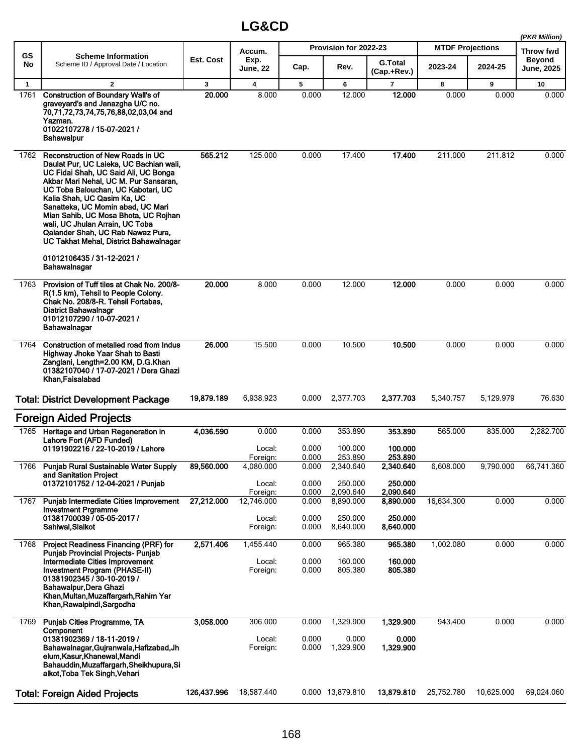# LG&CD

(PKR Million)

| GS No | Scheme Information<br>Scheme ID / Approval Date / Location | Est. Cost | Accum. Exp. June, 22 | Provision for 2022-23 | | | MTDF Projections | | Throw fwd Beyond June, 2025 |
|---|---|---|---|---|---|---|---|---|---|
| | | | | Cap. | Rev. | G.Total (Cap.+Rev.) | 2023-24 | 2024-25 | |
| 1 | 2 | 3 | 4 | 5 | 6 | 7 | 8 | 9 | 10 |
| 1761 | **Construction of Boundary Wall's of graveyard's and Janazgha U/C no. 70,71,72,73,74,75,76,88,02,03,04 and Yazman.**<br>**01022107278 / 15-07-2021 / Bahawalpur** | **20.000** | 8.000 | 0.000 | 12.000 | **12.000** | 0.000 | 0.000 | 0.000 |
| 1762 | **Reconstruction of New Roads in UC Daulat Pur, UC Laleka, UC Bachian wali, UC Fidai Shah, UC Said Ali, UC Bonga Akbar Mari Nehal, UC M. Pur Sansaran, UC Toba Balouchan, UC Kabotari, UC Kalia Shah, UC Qasim Ka, UC Sanatteka, UC Momin abad, UC Mari Mian Sahib, UC Mosa Bhota, UC Rojhan wali, UC Jhulan Arrain, UC Toba Qalander Shah, UC Rab Nawaz Pura, UC Takhat Mehal, District Bahawalnagar**<br>**01012106435 / 31-12-2021 / Bahawalnagar** | **565.212** | 125.000 | 0.000 | 17.400 | **17.400** | 211.000 | 211.812 | 0.000 |
| 1763 | **Provision of Tuff tiles at Chak No. 200/8-R(1.5 km), Tehsil to People Colony. Chak No. 208/8-R. Tehsil Fortabas, Diatrict Bahawalnagr**<br>**01012107290 / 10-07-2021 / Bahawalnagar** | **20.000** | 8.000 | 0.000 | 12.000 | **12.000** | 0.000 | 0.000 | 0.000 |
| 1764 | **Construction of metalled road from Indus Highway Jhoke Yaar Shah to Basti Zanglani, Length=2.00 KM, D.G.Khan**<br>**01382107040 / 17-07-2021 / Dera Ghazi Khan,Faisalabad** | **26.000** | 15.500 | 0.000 | 10.500 | **10.500** | 0.000 | 0.000 | 0.000 |
| | **Total: District Development Package** | **19,879.189** | 6,938.923 | 0.000 | 2,377.703 | **2,377.703** | 5,340.757 | 5,129.979 | 76.630 |

## Foreign Aided Projects

| GS No | Scheme Information<br>Scheme ID / Approval Date / Location | Est. Cost | Accum. Exp. June, 22 | Cap. | Rev. | G.Total (Cap.+Rev.) | 2023-24 | 2024-25 | Throw fwd Beyond June, 2025 |
|---|---|---|---|---|---|---|---|---|---|
| 1765 | **Heritage and Urban Regeneration in Lahore Fort (AFD Funded)**<br>**01191902216 / 22-10-2019 / Lahore** | **4,036.590** | 0.000 | 0.000 | 353.890 | **353.890** | 565.000 | 835.000 | 2,282.700 |
| | | | Local: | 0.000 | 100.000 | **100.000** | | | |
| | | | Foreign: | 0.000 | 253.890 | **253.890** | | | |
| 1766 | **Punjab Rural Sustainable Water Supply and Sanitation Project**<br>**01372101752 / 12-04-2021 / Punjab** | **89,560.000** | 4,080.000 | 0.000 | 2,340.640 | **2,340.640** | 6,608.000 | 9,790.000 | 66,741.360 |
| | | | Local: | 0.000 | 250.000 | **250.000** | | | |
| | | | Foreign: | 0.000 | 2,090.640 | **2,090.640** | | | |
| 1767 | **Punjab Intermediate Cities Improvement Investment Prgramme**<br>**01381700039 / 05-05-2017 / Sahiwal,Sialkot** | **27,212.000** | 12,746.000 | 0.000 | 8,890.000 | **8,890.000** | 16,634.300 | 0.000 | 0.000 |
| | | | Local: | 0.000 | 250.000 | **250.000** | | | |
| | | | Foreign: | 0.000 | 8,640.000 | **8,640.000** | | | |
| 1768 | **Project Readiness Financing (PRF) for Punjab Provincial Projects- Punjab Intermediate Cities Improvement Investment Program (PHASE-II)**<br>**01381902345 / 30-10-2019 / Bahawalpur,Dera Ghazi Khan,Multan,Muzaffargarh,Rahim Yar Khan,Rawalpindi,Sargodha** | **2,571.406** | 1,455.440 | 0.000 | 965.380 | **965.380** | 1,002.080 | 0.000 | 0.000 |
| | | | Local: | 0.000 | 160.000 | **160.000** | | | |
| | | | Foreign: | 0.000 | 805.380 | **805.380** | | | |
| 1769 | **Punjab Cities Programme, TA Component**<br>**01381902369 / 18-11-2019 / Bahawalnagar,Gujranwala,Hafizabad,Jhelum,Kasur,Khanewal,Mandi Bahauddin,Muzaffargarh,Sheikhupura,Sialkot,Toba Tek Singh,Vehari** | **3,058.000** | 306.000 | 0.000 | 1,329.900 | **1,329.900** | 943.400 | 0.000 | 0.000 |
| | | | Local: | 0.000 | 0.000 | **0.000** | | | |
| | | | Foreign: | 0.000 | 1,329.900 | **1,329.900** | | | |
| | **Total: Foreign Aided Projects** | **126,437.996** | 18,587.440 | 0.000 | 13,879.810 | **13,879.810** | 25,752.780 | 10,625.000 | 69,024.060 |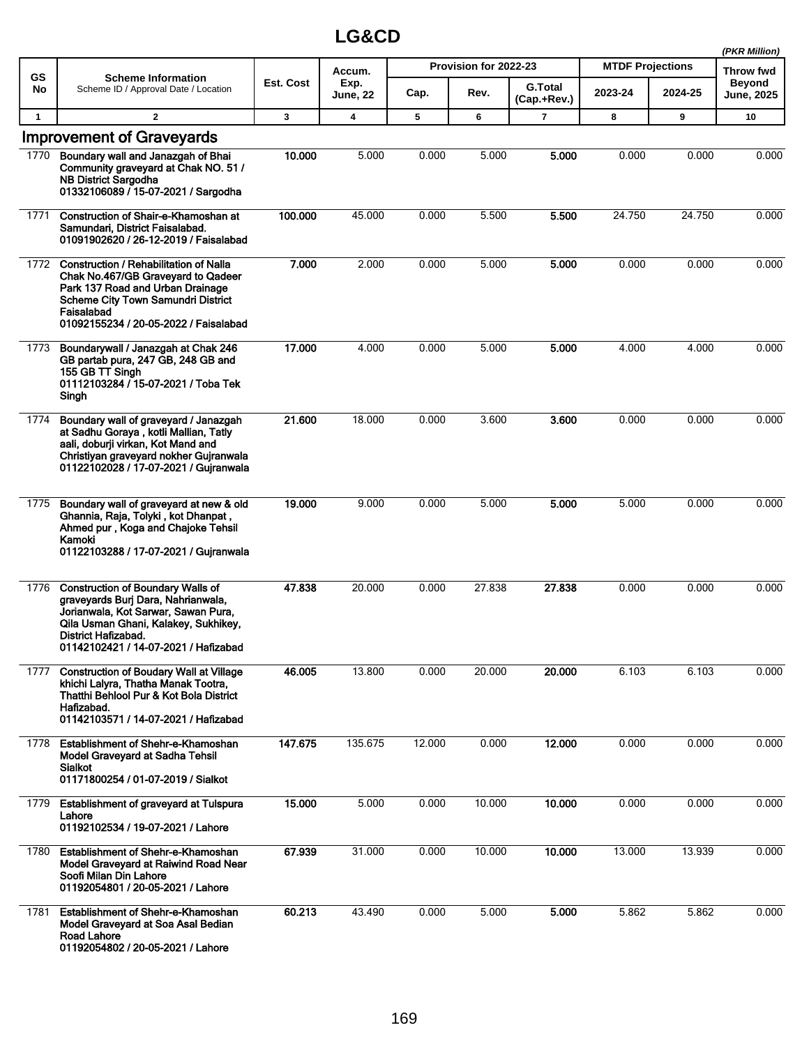# LG&CD

*(PKR Million)*

| GS No | Scheme Information<br>Scheme ID / Approval Date / Location | Est. Cost | Accum. Exp. June, 22 | Provision for 2022-23 | | | MTDF Projections | | Throw fwd Beyond June, 2025 |
|---|---|---|---|---|---|---|---|---|---|
| | | | | Cap. | Rev. | G.Total (Cap.+Rev.) | 2023-24 | 2024-25 | |
| 1 | 2 | 3 | 4 | 5 | 6 | 7 | 8 | 9 | 10 |
| | **Improvement of Graveyards** | | | | | | | | |
| 1770 | **Boundary wall and Janazgah of Bhai Community graveyard at Chak NO. 51 / NB District Sargodha**<br>**01332106089 / 15-07-2021 / Sargodha** | **10.000** | 5.000 | 0.000 | 5.000 | **5.000** | 0.000 | 0.000 | 0.000 |
| 1771 | **Construction of Shair-e-Khamoshan at Samundari, District Faisalabad.**<br>**01091902620 / 26-12-2019 / Faisalabad** | **100.000** | 45.000 | 0.000 | 5.500 | **5.500** | 24.750 | 24.750 | 0.000 |
| 1772 | **Construction / Rehabilitation of Nalla Chak No.467/GB Graveyard to Qadeer Park 137 Road and Urban Drainage Scheme City Town Samundri District Faisalabad**<br>**01092155234 / 20-05-2022 / Faisalabad** | **7.000** | 2.000 | 0.000 | 5.000 | **5.000** | 0.000 | 0.000 | 0.000 |
| 1773 | **Boundarywall / Janazgah at Chak 246 GB partab pura, 247 GB, 248 GB and 155 GB TT Singh**<br>**01112103284 / 15-07-2021 / Toba Tek Singh** | **17.000** | 4.000 | 0.000 | 5.000 | **5.000** | 4.000 | 4.000 | 0.000 |
| 1774 | **Boundary wall of graveyard / Janazgah at Sadhu Goraya , kotli Mallian, Tatly aali, doburji virkan, Kot Mand and Christiyan graveyard nokher Gujranwala**<br>**01122102028 / 17-07-2021 / Gujranwala** | **21.600** | 18.000 | 0.000 | 3.600 | **3.600** | 0.000 | 0.000 | 0.000 |
| 1775 | **Boundary wall of graveyard at new & old Ghannia, Raja, Tolyki , kot Dhanpat , Ahmed pur , Koga and Chajoke Tehsil Kamoki**<br>**01122103288 / 17-07-2021 / Gujranwala** | **19.000** | 9.000 | 0.000 | 5.000 | **5.000** | 5.000 | 0.000 | 0.000 |
| 1776 | **Construction of Boundary Walls of graveyards Burj Dara, Nahrianwala, Jorianwala, Kot Sarwar, Sawan Pura, Qila Usman Ghani, Kalakey, Sukhikey, District Hafizabad.**<br>**01142102421 / 14-07-2021 / Hafizabad** | **47.838** | 20.000 | 0.000 | 27.838 | **27.838** | 0.000 | 0.000 | 0.000 |
| 1777 | **Construction of Boudary Wall at Village khichi Lalyra, Thatha Manak Tootra, Thatthi Behlool Pur & Kot Bola District Hafizabad.**<br>**01142103571 / 14-07-2021 / Hafizabad** | **46.005** | 13.800 | 0.000 | 20.000 | **20.000** | 6.103 | 6.103 | 0.000 |
| 1778 | **Establishment of Shehr-e-Khamoshan Model Graveyard at Sadha Tehsil Sialkot**<br>**01171800254 / 01-07-2019 / Sialkot** | **147.675** | 135.675 | 12.000 | 0.000 | **12.000** | 0.000 | 0.000 | 0.000 |
| 1779 | **Establishment of graveyard at Tulspura Lahore**<br>**01192102534 / 19-07-2021 / Lahore** | **15.000** | 5.000 | 0.000 | 10.000 | **10.000** | 0.000 | 0.000 | 0.000 |
| 1780 | **Establishment of Shehr-e-Khamoshan Model Graveyard at Raiwind Road Near Soofi Milan Din Lahore**<br>**01192054801 / 20-05-2021 / Lahore** | **67.939** | 31.000 | 0.000 | 10.000 | **10.000** | 13.000 | 13.939 | 0.000 |
| 1781 | **Establishment of Shehr-e-Khamoshan Model Graveyard at Soa Asal Bedian Road Lahore**<br>**01192054802 / 20-05-2021 / Lahore** | **60.213** | 43.490 | 0.000 | 5.000 | **5.000** | 5.862 | 5.862 | 0.000 |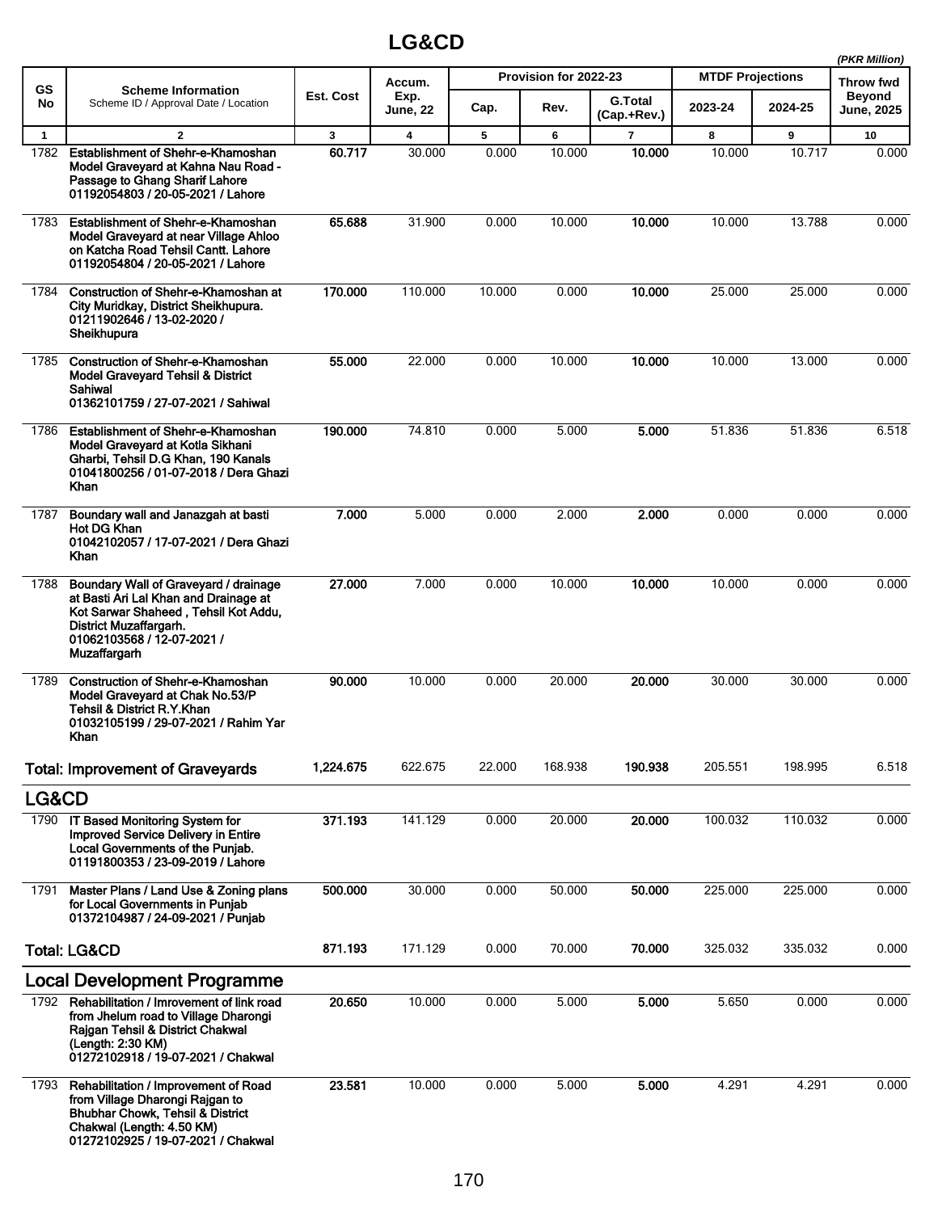# LG&CD

*(PKR Million)*

| GS No | Scheme Information<br>Scheme ID / Approval Date / Location | Est. Cost | Accum. Exp. June, 22 | Provision for 2022-23 | | | MTDF Projections | | Throw fwd Beyond June, 2025 |
|---|---|---|---|---|---|---|---|---|---|
| | | | | Cap. | Rev. | G.Total (Cap.+Rev.) | 2023-24 | 2024-25 | |
| 1 | 2 | 3 | 4 | 5 | 6 | 7 | 8 | 9 | 10 |
| 1782 | **Establishment of Shehr-e-Khamoshan Model Graveyard at Kahna Nau Road - Passage to Ghang Sharif Lahore 01192054803 / 20-05-2021 / Lahore** | **60.717** | 30.000 | 0.000 | 10.000 | **10.000** | 10.000 | 10.717 | 0.000 |
| 1783 | **Establishment of Shehr-e-Khamoshan Model Graveyard at near Village Ahloo on Katcha Road Tehsil Cantt. Lahore 01192054804 / 20-05-2021 / Lahore** | **65.688** | 31.900 | 0.000 | 10.000 | **10.000** | 10.000 | 13.788 | 0.000 |
| 1784 | **Construction of Shehr-e-Khamoshan at City Muridkay, District Sheikhupura. 01211902646 / 13-02-2020 / Sheikhupura** | **170.000** | 110.000 | 10.000 | 0.000 | **10.000** | 25.000 | 25.000 | 0.000 |
| 1785 | **Construction of Shehr-e-Khamoshan Model Graveyard Tehsil & District Sahiwal 01362101759 / 27-07-2021 / Sahiwal** | **55.000** | 22.000 | 0.000 | 10.000 | **10.000** | 10.000 | 13.000 | 0.000 |
| 1786 | **Establishment of Shehr-e-Khamoshan Model Graveyard at Kotla Sikhani Gharbi, Tehsil D.G Khan, 190 Kanals 01041800256 / 01-07-2018 / Dera Ghazi Khan** | **190.000** | 74.810 | 0.000 | 5.000 | **5.000** | 51.836 | 51.836 | 6.518 |
| 1787 | **Boundary wall and Janazgah at basti Hot DG Khan 01042102057 / 17-07-2021 / Dera Ghazi Khan** | **7.000** | 5.000 | 0.000 | 2.000 | **2.000** | 0.000 | 0.000 | 0.000 |
| 1788 | **Boundary Wall of Graveyard / drainage at Basti Ari Lal Khan and Drainage at Kot Sarwar Shaheed , Tehsil Kot Addu, District Muzaffargarh. 01062103568 / 12-07-2021 / Muzaffargarh** | **27.000** | 7.000 | 0.000 | 10.000 | **10.000** | 10.000 | 0.000 | 0.000 |
| 1789 | **Construction of Shehr-e-Khamoshan Model Graveyard at Chak No.53/P Tehsil & District R.Y.Khan 01032105199 / 29-07-2021 / Rahim Yar Khan** | **90.000** | 10.000 | 0.000 | 20.000 | **20.000** | 30.000 | 30.000 | 0.000 |
| | **Total: Improvement of Graveyards** | **1,224.675** | 622.675 | 22.000 | 168.938 | **190.938** | 205.551 | 198.995 | 6.518 |
| | **LG&CD** | | | | | | | | |
| 1790 | **IT Based Monitoring System for Improved Service Delivery in Entire Local Governments of the Punjab. 01191800353 / 23-09-2019 / Lahore** | **371.193** | 141.129 | 0.000 | 20.000 | **20.000** | 100.032 | 110.032 | 0.000 |
| 1791 | **Master Plans / Land Use & Zoning plans for Local Governments in Punjab 01372104987 / 24-09-2021 / Punjab** | **500.000** | 30.000 | 0.000 | 50.000 | **50.000** | 225.000 | 225.000 | 0.000 |
| | **Total: LG&CD** | **871.193** | 171.129 | 0.000 | 70.000 | **70.000** | 325.032 | 335.032 | 0.000 |
| | **Local Development Programme** | | | | | | | | |
| 1792 | **Rehabilitation / Imrovement of link road from Jhelum road to Village Dharongi Rajgan Tehsil & District Chakwal (Length: 2:30 KM) 01272102918 / 19-07-2021 / Chakwal** | **20.650** | 10.000 | 0.000 | 5.000 | **5.000** | 5.650 | 0.000 | 0.000 |
| 1793 | **Rehabilitation / Improvement of Road from Village Dharongi Rajgan to Bhubhar Chowk, Tehsil & District Chakwal (Length: 4.50 KM) 01272102925 / 19-07-2021 / Chakwal** | **23.581** | 10.000 | 0.000 | 5.000 | **5.000** | 4.291 | 4.291 | 0.000 |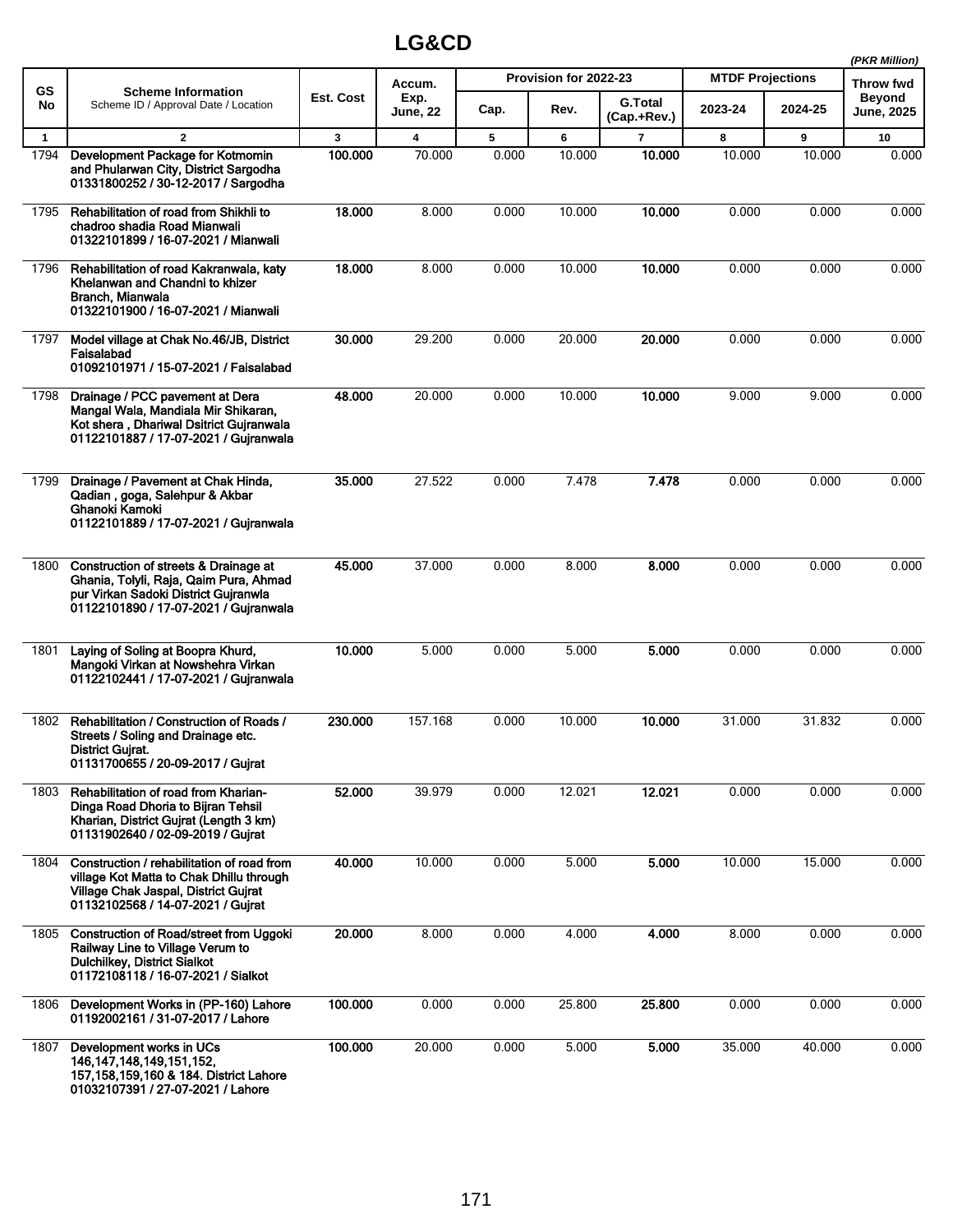# LG&CD

*(PKR Million)*

| GS No | Scheme Information<br>Scheme ID / Approval Date / Location | Est. Cost | Accum. Exp. June, 22 | Provision for 2022-23 | | | MTDF Projections | | Throw fwd Beyond June, 2025 |
|---|---|---|---|---|---|---|---|---|---|
| | | | | Cap. | Rev. | G.Total (Cap.+Rev.) | 2023-24 | 2024-25 | |
| 1 | 2 | 3 | 4 | 5 | 6 | 7 | 8 | 9 | 10 |
| 1794 | **Development Package for Kotmomin and Phularwan City, District Sargodha**<br>**01331800252 / 30-12-2017 / Sargodha** | **100.000** | 70.000 | 0.000 | 10.000 | **10.000** | 10.000 | 10.000 | 0.000 |
| 1795 | **Rehabilitation of road from Shikhli to chadroo shadia Road Mianwali**<br>**01322101899 / 16-07-2021 / Mianwali** | **18.000** | 8.000 | 0.000 | 10.000 | **10.000** | 0.000 | 0.000 | 0.000 |
| 1796 | **Rehabilitation of road Kakranwala, katy Khelanwan and Chandni to khizer Branch, Mianwala**<br>**01322101900 / 16-07-2021 / Mianwali** | **18.000** | 8.000 | 0.000 | 10.000 | **10.000** | 0.000 | 0.000 | 0.000 |
| 1797 | **Model village at Chak No.46/JB, District Faisalabad**<br>**01092101971 / 15-07-2021 / Faisalabad** | **30.000** | 29.200 | 0.000 | 20.000 | **20.000** | 0.000 | 0.000 | 0.000 |
| 1798 | **Drainage / PCC pavement at Dera Mangal Wala, Mandiala Mir Shikaran, Kot shera , Dhariwal Dsitrict Gujranwala**<br>**01122101887 / 17-07-2021 / Gujranwala** | **48.000** | 20.000 | 0.000 | 10.000 | **10.000** | 9.000 | 9.000 | 0.000 |
| 1799 | **Drainage / Pavement at Chak Hinda, Qadian , goga, Salehpur & Akbar Ghanoki Kamoki**<br>**01122101889 / 17-07-2021 / Gujranwala** | **35.000** | 27.522 | 0.000 | 7.478 | **7.478** | 0.000 | 0.000 | 0.000 |
| 1800 | **Construction of streets & Drainage at Ghania, Tolyli, Raja, Qaim Pura, Ahmad pur Virkan Sadoki District Gujranwla**<br>**01122101890 / 17-07-2021 / Gujranwala** | **45.000** | 37.000 | 0.000 | 8.000 | **8.000** | 0.000 | 0.000 | 0.000 |
| 1801 | **Laying of Soling at Boopra Khurd, Mangoki Virkan at Nowshehra Virkan**<br>**01122102441 / 17-07-2021 / Gujranwala** | **10.000** | 5.000 | 0.000 | 5.000 | **5.000** | 0.000 | 0.000 | 0.000 |
| 1802 | **Rehabilitation / Construction of Roads / Streets / Soling and Drainage etc. District Gujrat.**<br>**01131700655 / 20-09-2017 / Gujrat** | **230.000** | 157.168 | 0.000 | 10.000 | **10.000** | 31.000 | 31.832 | 0.000 |
| 1803 | **Rehabilitation of road from Kharian-Dinga Road Dhoria to Bijran Tehsil Kharian, District Gujrat (Length 3 km)**<br>**01131902640 / 02-09-2019 / Gujrat** | **52.000** | 39.979 | 0.000 | 12.021 | **12.021** | 0.000 | 0.000 | 0.000 |
| 1804 | **Construction / rehabilitation of road from village Kot Matta to Chak Dhillu through Village Chak Jaspal, District Gujrat**<br>**01132102568 / 14-07-2021 / Gujrat** | **40.000** | 10.000 | 0.000 | 5.000 | **5.000** | 10.000 | 15.000 | 0.000 |
| 1805 | **Construction of Road/street from Uggoki Railway Line to Village Verum to Dulchilkey, District Sialkot**<br>**01172108118 / 16-07-2021 / Sialkot** | **20.000** | 8.000 | 0.000 | 4.000 | **4.000** | 8.000 | 0.000 | 0.000 |
| 1806 | **Development Works in (PP-160) Lahore**<br>**01192002161 / 31-07-2017 / Lahore** | **100.000** | 0.000 | 0.000 | 25.800 | **25.800** | 0.000 | 0.000 | 0.000 |
| 1807 | **Development works in UCs 146,147,148,149,151,152, 157,158,159,160 & 184. District Lahore**<br>**01032107391 / 27-07-2021 / Lahore** | **100.000** | 20.000 | 0.000 | 5.000 | **5.000** | 35.000 | 40.000 | 0.000 |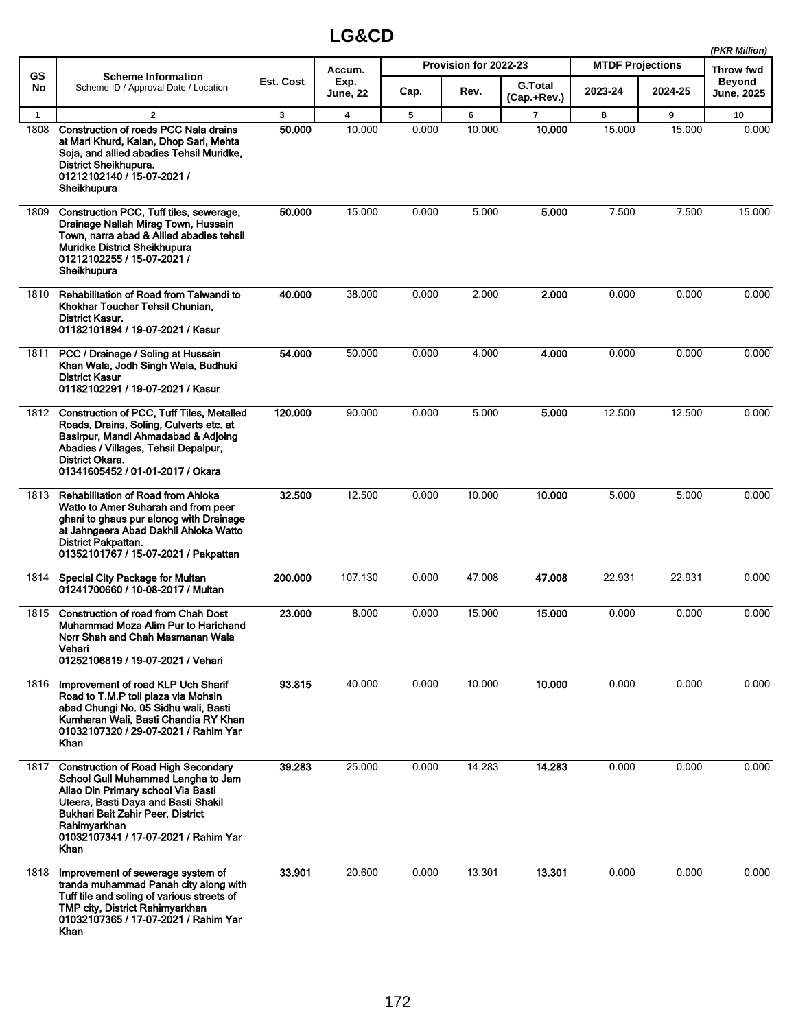# LG&CD

*(PKR Million)*

| GS No | Scheme Information<br>Scheme ID / Approval Date / Location | Est. Cost | Accum. Exp. June, 22 | Provision for 2022-23 | | | MTDF Projections | | Throw fwd Beyond June, 2025 |
|---|---|---|---|---|---|---|---|---|---|
| | | | | Cap. | Rev. | G.Total (Cap.+Rev.) | 2023-24 | 2024-25 | |
| 1 | 2 | 3 | 4 | 5 | 6 | 7 | 8 | 9 | 10 |
| 1808 | **Construction of roads PCC Nala drains at Mari Khurd, Kalan, Dhop Sari, Mehta Soja, and allied abadies Tehsil Muridke, District Sheikhupura.<br>01212102140 / 15-07-2021 / Sheikhupura** | **50.000** | 10.000 | 0.000 | 10.000 | **10.000** | 15.000 | 15.000 | 0.000 |
| 1809 | **Construction PCC, Tuff tiles, sewerage, Drainage Nallah Mirag Town, Hussain Town, narra abad & Allied abadies tehsil Muridke District Sheikhupura<br>01212102255 / 15-07-2021 / Sheikhupura** | **50.000** | 15.000 | 0.000 | 5.000 | **5.000** | 7.500 | 7.500 | 15.000 |
| 1810 | **Rehabilitation of Road from Talwandi to Khokhar Toucher Tehsil Chunian, District Kasur.<br>01182101894 / 19-07-2021 / Kasur** | **40.000** | 38.000 | 0.000 | 2.000 | **2.000** | 0.000 | 0.000 | 0.000 |
| 1811 | **PCC / Drainage / Soling at Hussain Khan Wala, Jodh Singh Wala, Budhuki District Kasur<br>01182102291 / 19-07-2021 / Kasur** | **54.000** | 50.000 | 0.000 | 4.000 | **4.000** | 0.000 | 0.000 | 0.000 |
| 1812 | **Construction of PCC, Tuff Tiles, Metalled Roads, Drains, Soling, Culverts etc. at Basirpur, Mandi Ahmadabad & Adjoing Abadies / Villages, Tehsil Depalpur, District Okara.<br>01341605452 / 01-01-2017 / Okara** | **120.000** | 90.000 | 0.000 | 5.000 | **5.000** | 12.500 | 12.500 | 0.000 |
| 1813 | **Rehabilitation of Road from Ahloka Watto to Amer Suharah and from peer ghani to ghaus pur alonog with Drainage at Jahngeera Abad Dakhli Ahloka Watto District Pakpattan.<br>01352101767 / 15-07-2021 / Pakpattan** | **32.500** | 12.500 | 0.000 | 10.000 | **10.000** | 5.000 | 5.000 | 0.000 |
| 1814 | **Special City Package for Multan<br>01241700660 / 10-08-2017 / Multan** | **200.000** | 107.130 | 0.000 | 47.008 | **47.008** | 22.931 | 22.931 | 0.000 |
| 1815 | **Construction of road from Chah Dost Muhammad Moza Alim Pur to Harichand Norr Shah and Chah Masmanan Wala Vehari<br>01252106819 / 19-07-2021 / Vehari** | **23.000** | 8.000 | 0.000 | 15.000 | **15.000** | 0.000 | 0.000 | 0.000 |
| 1816 | **Improvement of road KLP Uch Sharif Road to T.M.P toll plaza via Mohsin abad Chungi No. 05 Sidhu wali, Basti Kumharan Wali, Basti Chandia RY Khan<br>01032107320 / 29-07-2021 / Rahim Yar Khan** | **93.815** | 40.000 | 0.000 | 10.000 | **10.000** | 0.000 | 0.000 | 0.000 |
| 1817 | **Construction of Road High Secondary School Gull Muhammad Langha to Jam Allao Din Primary school Via Basti Uteera, Basti Daya and Basti Shakil Bukhari Bait Zahir Peer, District Rahimyarkhan<br>01032107341 / 17-07-2021 / Rahim Yar Khan** | **39.283** | 25.000 | 0.000 | 14.283 | **14.283** | 0.000 | 0.000 | 0.000 |
| 1818 | **Improvement of sewerage system of tranda muhammad Panah city along with Tuff tile and soling of various streets of TMP city, District Rahimyarkhan<br>01032107365 / 17-07-2021 / Rahim Yar Khan** | **33.901** | 20.600 | 0.000 | 13.301 | **13.301** | 0.000 | 0.000 | 0.000 |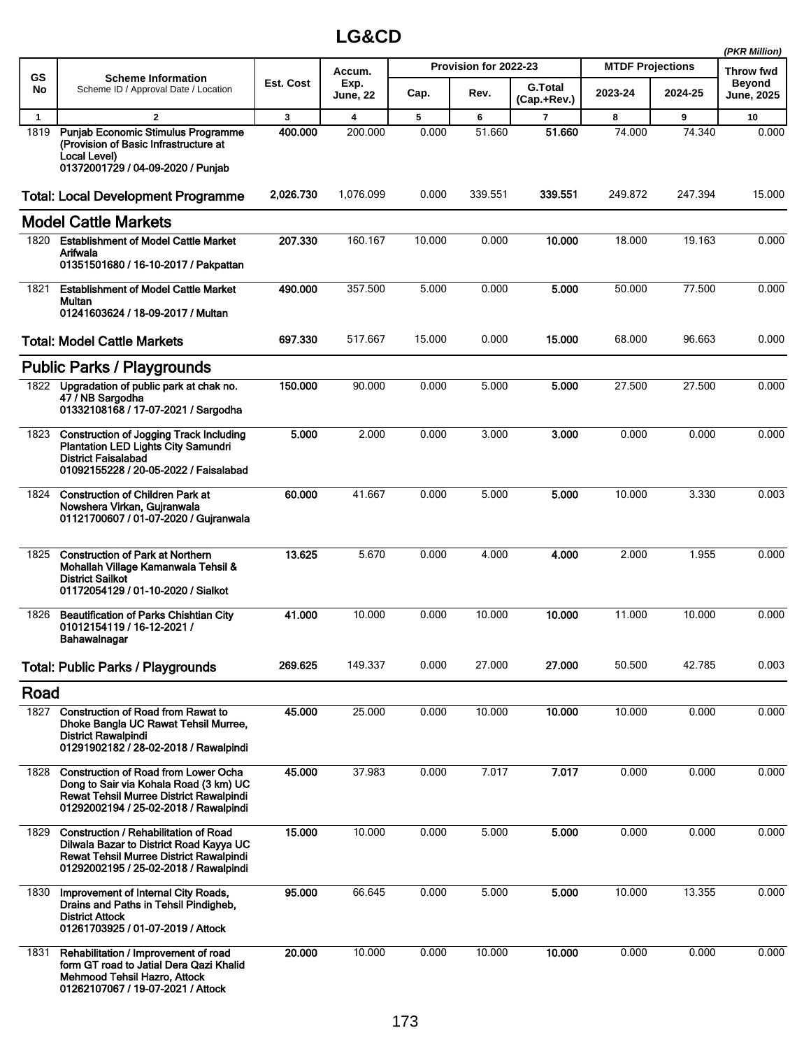# LG&CD

(PKR Million)

| GS No | Scheme Information<br>Scheme ID / Approval Date / Location | Est. Cost | Accum. Exp. June, 22 | Provision for 2022-23 | | | MTDF Projections | | Throw fwd Beyond June, 2025 |
|---|---|---|---|---|---|---|---|---|---|
| | | | | Cap. | Rev. | G.Total (Cap.+Rev.) | 2023-24 | 2024-25 | |
| 1 | 2 | 3 | 4 | 5 | 6 | 7 | 8 | 9 | 10 |
| 1819 | **Punjab Economic Stimulus Programme (Provision of Basic Infrastructure at Local Level)**<br>**01372001729 / 04-09-2020 / Punjab** | **400.000** | 200.000 | 0.000 | 51.660 | **51.660** | 74.000 | 74.340 | 0.000 |
| | **Total: Local Development Programme** | **2,026.730** | 1,076.099 | 0.000 | 339.551 | **339.551** | 249.872 | 247.394 | 15.000 |
| | **Model Cattle Markets** | | | | | | | | |
| 1820 | **Establishment of Model Cattle Market Arifwala**<br>**01351501680 / 16-10-2017 / Pakpattan** | **207.330** | 160.167 | 10.000 | 0.000 | **10.000** | 18.000 | 19.163 | 0.000 |
| 1821 | **Establishment of Model Cattle Market Multan**<br>**01241603624 / 18-09-2017 / Multan** | **490.000** | 357.500 | 5.000 | 0.000 | **5.000** | 50.000 | 77.500 | 0.000 |
| | **Total: Model Cattle Markets** | **697.330** | 517.667 | 15.000 | 0.000 | **15.000** | 68.000 | 96.663 | 0.000 |
| | **Public Parks / Playgrounds** | | | | | | | | |
| 1822 | **Upgradation of public park at chak no. 47 / NB Sargodha**<br>**01332108168 / 17-07-2021 / Sargodha** | **150.000** | 90.000 | 0.000 | 5.000 | **5.000** | 27.500 | 27.500 | 0.000 |
| 1823 | **Construction of Jogging Track Including Plantation LED Lights City Samundri District Faisalabad**<br>**01092155228 / 20-05-2022 / Faisalabad** | **5.000** | 2.000 | 0.000 | 3.000 | **3.000** | 0.000 | 0.000 | 0.000 |
| 1824 | **Construction of Children Park at Nowshera Virkan, Gujranwala**<br>**01121700607 / 01-07-2020 / Gujranwala** | **60.000** | 41.667 | 0.000 | 5.000 | **5.000** | 10.000 | 3.330 | 0.003 |
| 1825 | **Construction of Park at Northern Mohallah Village Kamanwala Tehsil & District Sailkot**<br>**01172054129 / 01-10-2020 / Sialkot** | **13.625** | 5.670 | 0.000 | 4.000 | **4.000** | 2.000 | 1.955 | 0.000 |
| 1826 | **Beautification of Parks Chishtian City**<br>**01012154119 / 16-12-2021 / Bahawalnagar** | **41.000** | 10.000 | 0.000 | 10.000 | **10.000** | 11.000 | 10.000 | 0.000 |
| | **Total: Public Parks / Playgrounds** | **269.625** | 149.337 | 0.000 | 27.000 | **27.000** | 50.500 | 42.785 | 0.003 |
| | **Road** | | | | | | | | |
| 1827 | **Construction of Road from Rawat to Dhoke Bangla UC Rawat Tehsil Murree, District Rawalpindi**<br>**01291902182 / 28-02-2018 / Rawalpindi** | **45.000** | 25.000 | 0.000 | 10.000 | **10.000** | 10.000 | 0.000 | 0.000 |
| 1828 | **Construction of Road from Lower Ocha Dong to Sair via Kohala Road (3 km) UC Rewat Tehsil Murree District Rawalpindi**<br>**01292002194 / 25-02-2018 / Rawalpindi** | **45.000** | 37.983 | 0.000 | 7.017 | **7.017** | 0.000 | 0.000 | 0.000 |
| 1829 | **Construction / Rehabilitation of Road Dilwala Bazar to District Road Kayya UC Rewat Tehsil Murree District Rawalpindi**<br>**01292002195 / 25-02-2018 / Rawalpindi** | **15.000** | 10.000 | 0.000 | 5.000 | **5.000** | 0.000 | 0.000 | 0.000 |
| 1830 | **Improvement of Internal City Roads, Drains and Paths in Tehsil Pindigheb, District Attock**<br>**01261703925 / 01-07-2019 / Attock** | **95.000** | 66.645 | 0.000 | 5.000 | **5.000** | 10.000 | 13.355 | 0.000 |
| 1831 | **Rehabilitation / Improvement of road form GT road to Jatial Dera Qazi Khalid Mehmood Tehsil Hazro, Attock**<br>**01262107067 / 19-07-2021 / Attock** | **20.000** | 10.000 | 0.000 | 10.000 | **10.000** | 0.000 | 0.000 | 0.000 |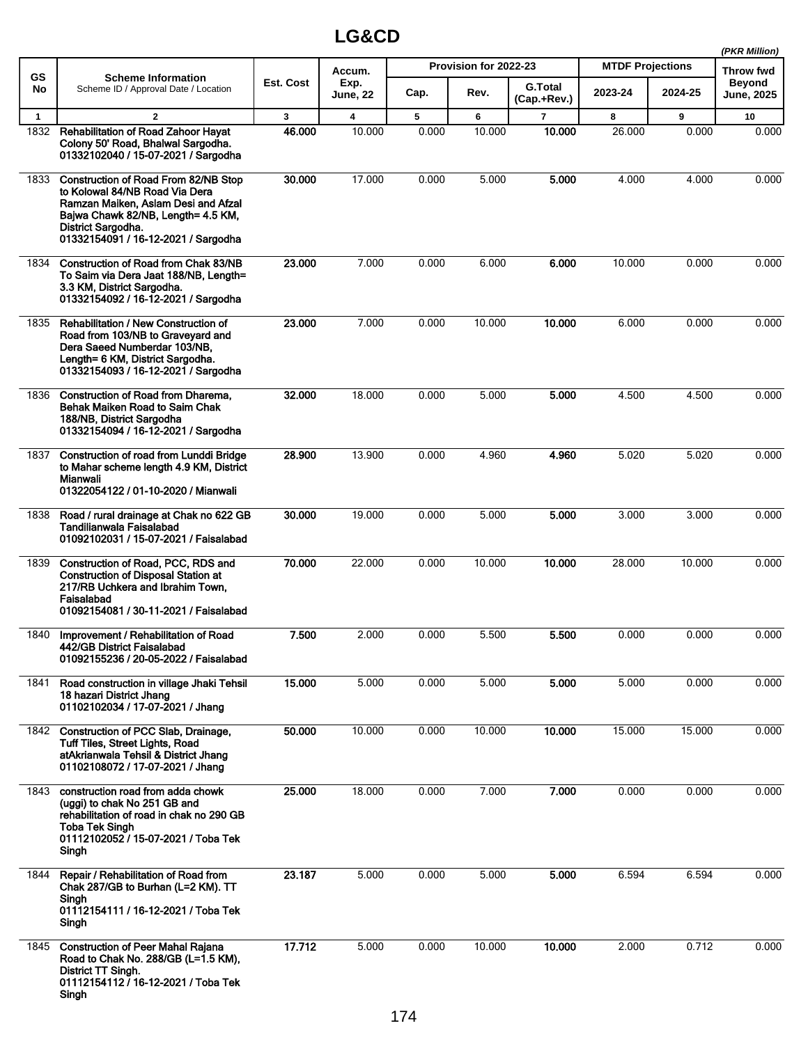# LG&CD

(PKR Million)

| GS No | Scheme Information<br>Scheme ID / Approval Date / Location | Est. Cost | Accum. Exp. June, 22 | Provision for 2022-23 | | | MTDF Projections | | Throw fwd Beyond June, 2025 |
|---|---|---|---|---|---|---|---|---|---|
| | | | | Cap. | Rev. | G.Total (Cap.+Rev.) | 2023-24 | 2024-25 | |
| 1 | 2 | 3 | 4 | 5 | 6 | 7 | 8 | 9 | 10 |
| 1832 | **Rehabilitation of Road Zahoor Hayat Colony 50' Road, Bhalwal Sargodha.**<br>**01332102040 / 15-07-2021 / Sargodha** | **46.000** | 10.000 | 0.000 | 10.000 | **10.000** | 26.000 | 0.000 | 0.000 |
| 1833 | **Construction of Road From 82/NB Stop to Kolowal 84/NB Road Via Dera Ramzan Maiken, Aslam Desi and Afzal Bajwa Chawk 82/NB, Length= 4.5 KM, District Sargodha.**<br>**01332154091 / 16-12-2021 / Sargodha** | **30.000** | 17.000 | 0.000 | 5.000 | **5.000** | 4.000 | 4.000 | 0.000 |
| 1834 | **Construction of Road from Chak 83/NB To Saim via Dera Jaat 188/NB, Length= 3.3 KM, District Sargodha.**<br>**01332154092 / 16-12-2021 / Sargodha** | **23.000** | 7.000 | 0.000 | 6.000 | **6.000** | 10.000 | 0.000 | 0.000 |
| 1835 | **Rehabilitation / New Construction of Road from 103/NB to Graveyard and Dera Saeed Numberdar 103/NB, Length= 6 KM, District Sargodha.**<br>**01332154093 / 16-12-2021 / Sargodha** | **23.000** | 7.000 | 0.000 | 10.000 | **10.000** | 6.000 | 0.000 | 0.000 |
| 1836 | **Construction of Road from Dharema, Behak Maiken Road to Saim Chak 188/NB, District Sargodha**<br>**01332154094 / 16-12-2021 / Sargodha** | **32.000** | 18.000 | 0.000 | 5.000 | **5.000** | 4.500 | 4.500 | 0.000 |
| 1837 | **Construction of road from Lunddi Bridge to Mahar scheme length 4.9 KM, District Mianwali**<br>**01322054122 / 01-10-2020 / Mianwali** | **28.900** | 13.900 | 0.000 | 4.960 | **4.960** | 5.020 | 5.020 | 0.000 |
| 1838 | **Road / rural drainage at Chak no 622 GB Tandilianwala Faisalabad**<br>**01092102031 / 15-07-2021 / Faisalabad** | **30.000** | 19.000 | 0.000 | 5.000 | **5.000** | 3.000 | 3.000 | 0.000 |
| 1839 | **Construction of Road, PCC, RDS and Construction of Disposal Station at 217/RB Uchkera and Ibrahim Town, Faisalabad**<br>**01092154081 / 30-11-2021 / Faisalabad** | **70.000** | 22.000 | 0.000 | 10.000 | **10.000** | 28.000 | 10.000 | 0.000 |
| 1840 | **Improvement / Rehabilitation of Road 442/GB District Faisalabad**<br>**01092155236 / 20-05-2022 / Faisalabad** | **7.500** | 2.000 | 0.000 | 5.500 | **5.500** | 0.000 | 0.000 | 0.000 |
| 1841 | **Road construction in village Jhaki Tehsil 18 hazari District Jhang**<br>**01102102034 / 17-07-2021 / Jhang** | **15.000** | 5.000 | 0.000 | 5.000 | **5.000** | 5.000 | 0.000 | 0.000 |
| 1842 | **Construction of PCC Slab, Drainage, Tuff Tiles, Street Lights, Road atAkrianwala Tehsil & District Jhang**<br>**01102108072 / 17-07-2021 / Jhang** | **50.000** | 10.000 | 0.000 | 10.000 | **10.000** | 15.000 | 15.000 | 0.000 |
| 1843 | **construction road from adda chowk (uggi) to chak No 251 GB and rehabilitation of road in chak no 290 GB Toba Tek Singh**<br>**01112102052 / 15-07-2021 / Toba Tek Singh** | **25.000** | 18.000 | 0.000 | 7.000 | **7.000** | 0.000 | 0.000 | 0.000 |
| 1844 | **Repair / Rehabilitation of Road from Chak 287/GB to Burhan (L=2 KM). TT Singh**<br>**01112154111 / 16-12-2021 / Toba Tek Singh** | **23.187** | 5.000 | 0.000 | 5.000 | **5.000** | 6.594 | 6.594 | 0.000 |
| 1845 | **Construction of Peer Mahal Rajana Road to Chak No. 288/GB (L=1.5 KM), District TT Singh.**<br>**01112154112 / 16-12-2021 / Toba Tek Singh** | **17.712** | 5.000 | 0.000 | 10.000 | **10.000** | 2.000 | 0.712 | 0.000 |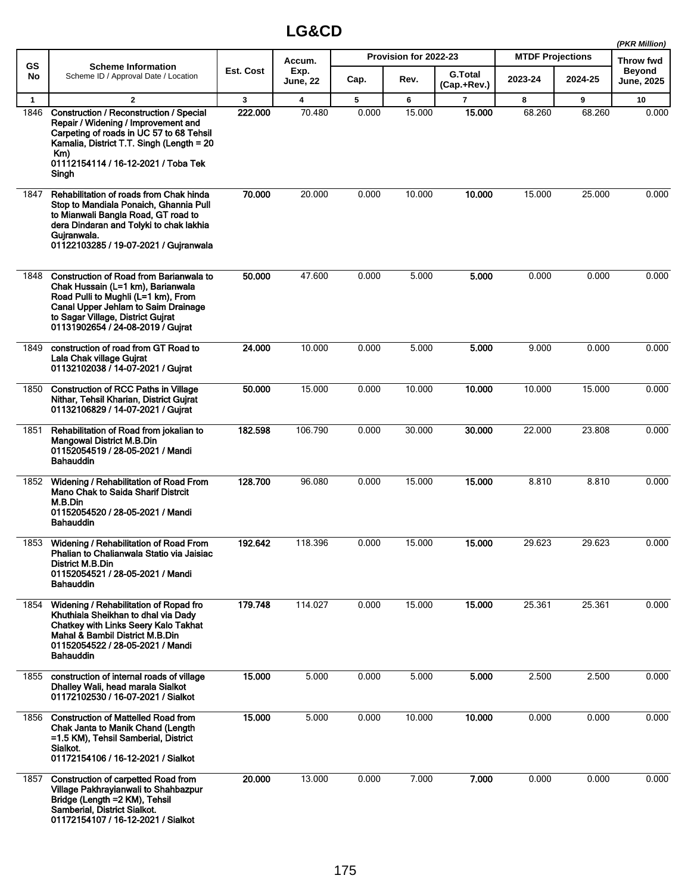# LG&CD

*(PKR Million)*

| GS No | Scheme Information<br>Scheme ID / Approval Date / Location | Est. Cost | Accum. Exp. June, 22 | Provision for 2022-23 | | | MTDF Projections | | Throw fwd Beyond June, 2025 |
|---|---|---|---|---|---|---|---|---|---|
| | | | | Cap. | Rev. | G.Total (Cap.+Rev.) | 2023-24 | 2024-25 | |
| 1 | 2 | 3 | 4 | 5 | 6 | 7 | 8 | 9 | 10 |
| 1846 | **Construction / Reconstruction / Special Repair / Widening / Improvement and Carpeting of roads in UC 57 to 68 Tehsil Kamalia, District T.T. Singh (Length = 20 Km)**<br>**01112154114 / 16-12-2021 / Toba Tek Singh** | **222.000** | 70.480 | 0.000 | 15.000 | **15.000** | 68.260 | 68.260 | 0.000 |
| 1847 | **Rehabilitation of roads from Chak hinda Stop to Mandiala Ponaich, Ghannia Pull to Mianwali Bangla Road, GT road to dera Dindaran and Tolyki to chak lakhia Gujranwala.**<br>**01122103285 / 19-07-2021 / Gujranwala** | **70.000** | 20.000 | 0.000 | 10.000 | **10.000** | 15.000 | 25.000 | 0.000 |
| 1848 | **Construction of Road from Barianwala to Chak Hussain (L=1 km), Barianwala Road Pulli to Mughli (L=1 km), From Canal Upper Jehlam to Saim Drainage to Sagar Village, District Gujrat**<br>**01131902654 / 24-08-2019 / Gujrat** | **50.000** | 47.600 | 0.000 | 5.000 | **5.000** | 0.000 | 0.000 | 0.000 |
| 1849 | **construction of road from GT Road to Lala Chak village Gujrat**<br>**01132102038 / 14-07-2021 / Gujrat** | **24.000** | 10.000 | 0.000 | 5.000 | **5.000** | 9.000 | 0.000 | 0.000 |
| 1850 | **Construction of RCC Paths in Village Nithar, Tehsil Kharian, District Gujrat**<br>**01132106829 / 14-07-2021 / Gujrat** | **50.000** | 15.000 | 0.000 | 10.000 | **10.000** | 10.000 | 15.000 | 0.000 |
| 1851 | **Rehabilitation of Road from jokalian to Mangowal District M.B.Din**<br>**01152054519 / 28-05-2021 / Mandi Bahauddin** | **182.598** | 106.790 | 0.000 | 30.000 | **30.000** | 22.000 | 23.808 | 0.000 |
| 1852 | **Widening / Rehabilitation of Road From Mano Chak to Saida Sharif Distrcit M.B.Din**<br>**01152054520 / 28-05-2021 / Mandi Bahauddin** | **128.700** | 96.080 | 0.000 | 15.000 | **15.000** | 8.810 | 8.810 | 0.000 |
| 1853 | **Widening / Rehabilitation of Road From Phalian to Chalianwala Statio via Jaisiac District M.B.Din**<br>**01152054521 / 28-05-2021 / Mandi Bahauddin** | **192.642** | 118.396 | 0.000 | 15.000 | **15.000** | 29.623 | 29.623 | 0.000 |
| 1854 | **Widening / Rehabilitation of Ropad fro Khuthiala Sheikhan to dhal via Dady Chatkey with Links Seery Kalo Takhat Mahal & Bambil District M.B.Din**<br>**01152054522 / 28-05-2021 / Mandi Bahauddin** | **179.748** | 114.027 | 0.000 | 15.000 | **15.000** | 25.361 | 25.361 | 0.000 |
| 1855 | **construction of internal roads of village Dhalley Wali, head marala Sialkot**<br>**01172102530 / 16-07-2021 / Sialkot** | **15.000** | 5.000 | 0.000 | 5.000 | **5.000** | 2.500 | 2.500 | 0.000 |
| 1856 | **Construction of Mattelled Road from Chak Janta to Manik Chand (Length =1.5 KM), Tehsil Samberial, District Sialkot.**<br>**01172154106 / 16-12-2021 / Sialkot** | **15.000** | 5.000 | 0.000 | 10.000 | **10.000** | 0.000 | 0.000 | 0.000 |
| 1857 | **Construction of carpetted Road from Village Pakhrayianwali to Shahbazpur Bridge (Length =2 KM), Tehsil Samberial, District Sialkot.**<br>**01172154107 / 16-12-2021 / Sialkot** | **20.000** | 13.000 | 0.000 | 7.000 | **7.000** | 0.000 | 0.000 | 0.000 |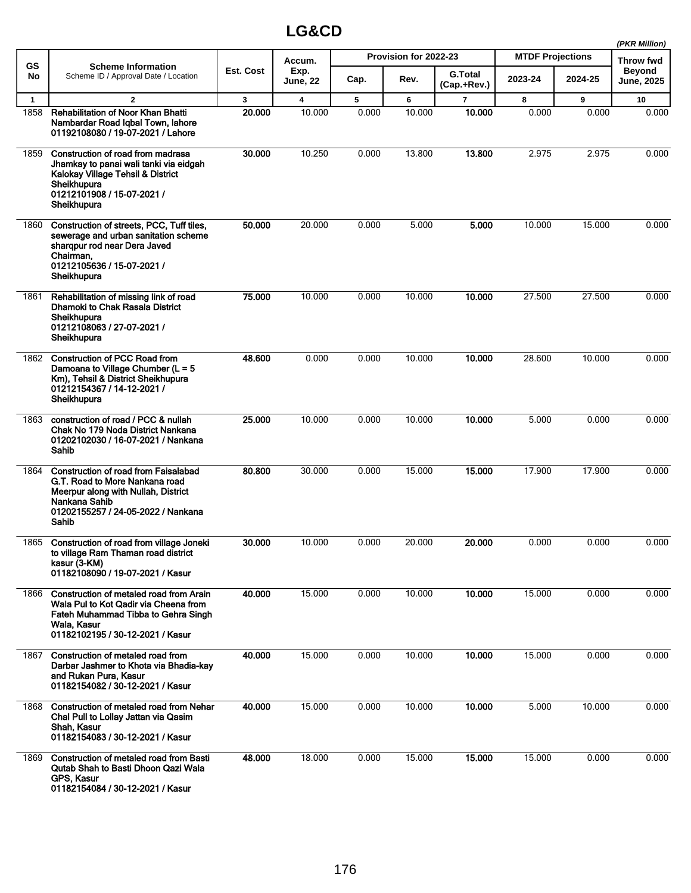# LG&CD

*(PKR Million)*

| GS No | Scheme Information<br>Scheme ID / Approval Date / Location | Est. Cost | Accum. Exp. June, 22 | Provision for 2022-23 | | | MTDF Projections | | Throw fwd Beyond June, 2025 |
|---|---|---|---|---|---|---|---|---|---|
| | | | | Cap. | Rev. | G.Total (Cap.+Rev.) | 2023-24 | 2024-25 | |
| 1 | 2 | 3 | 4 | 5 | 6 | 7 | 8 | 9 | 10 |
| 1858 | **Rehabilitation of Noor Khan Bhatti Nambardar Road Iqbal Town, lahore 01192108080 / 19-07-2021 / Lahore** | **20.000** | 10.000 | 0.000 | 10.000 | **10.000** | 0.000 | 0.000 | 0.000 |
| 1859 | **Construction of road from madrasa Jhamkay to panai wali tanki via eidgah Kalokay Village Tehsil & District Sheikhupura 01212101908 / 15-07-2021 / Sheikhupura** | **30.000** | 10.250 | 0.000 | 13.800 | **13.800** | 2.975 | 2.975 | 0.000 |
| 1860 | **Construction of streets, PCC, Tuff tiles, sewerage and urban sanitation scheme sharqpur rod near Dera Javed Chairman, 01212105636 / 15-07-2021 / Sheikhupura** | **50.000** | 20.000 | 0.000 | 5.000 | **5.000** | 10.000 | 15.000 | 0.000 |
| 1861 | **Rehabilitation of missing link of road Dhamoki to Chak Rasala District Sheikhupura 01212108063 / 27-07-2021 / Sheikhupura** | **75.000** | 10.000 | 0.000 | 10.000 | **10.000** | 27.500 | 27.500 | 0.000 |
| 1862 | **Construction of PCC Road from Damoana to Village Chumber (L = 5 Km), Tehsil & District Sheikhupura 01212154367 / 14-12-2021 / Sheikhupura** | **48.600** | 0.000 | 0.000 | 10.000 | **10.000** | 28.600 | 10.000 | 0.000 |
| 1863 | **construction of road / PCC & nullah Chak No 179 Noda District Nankana 01202102030 / 16-07-2021 / Nankana Sahib** | **25.000** | 10.000 | 0.000 | 10.000 | **10.000** | 5.000 | 0.000 | 0.000 |
| 1864 | **Construction of road from Faisalabad G.T. Road to More Nankana road Meerpur along with Nullah, District Nankana Sahib 01202155257 / 24-05-2022 / Nankana Sahib** | **80.800** | 30.000 | 0.000 | 15.000 | **15.000** | 17.900 | 17.900 | 0.000 |
| 1865 | **Construction of road from village Joneki to village Ram Thaman road district kasur (3-KM) 01182108090 / 19-07-2021 / Kasur** | **30.000** | 10.000 | 0.000 | 20.000 | **20.000** | 0.000 | 0.000 | 0.000 |
| 1866 | **Construction of metaled road from Arain Wala Pul to Kot Qadir via Cheena from Fateh Muhammad Tibba to Gehra Singh Wala, Kasur 01182102195 / 30-12-2021 / Kasur** | **40.000** | 15.000 | 0.000 | 10.000 | **10.000** | 15.000 | 0.000 | 0.000 |
| 1867 | **Construction of metaled road from Darbar Jashmer to Khota via Bhadia-kay and Rukan Pura, Kasur 01182154082 / 30-12-2021 / Kasur** | **40.000** | 15.000 | 0.000 | 10.000 | **10.000** | 15.000 | 0.000 | 0.000 |
| 1868 | **Construction of metaled road from Nehar Chal Pull to Lollay Jattan via Qasim Shah, Kasur 01182154083 / 30-12-2021 / Kasur** | **40.000** | 15.000 | 0.000 | 10.000 | **10.000** | 5.000 | 10.000 | 0.000 |
| 1869 | **Construction of metaled road from Basti Qutab Shah to Basti Dhoon Qazi Wala GPS, Kasur 01182154084 / 30-12-2021 / Kasur** | **48.000** | 18.000 | 0.000 | 15.000 | **15.000** | 15.000 | 0.000 | 0.000 |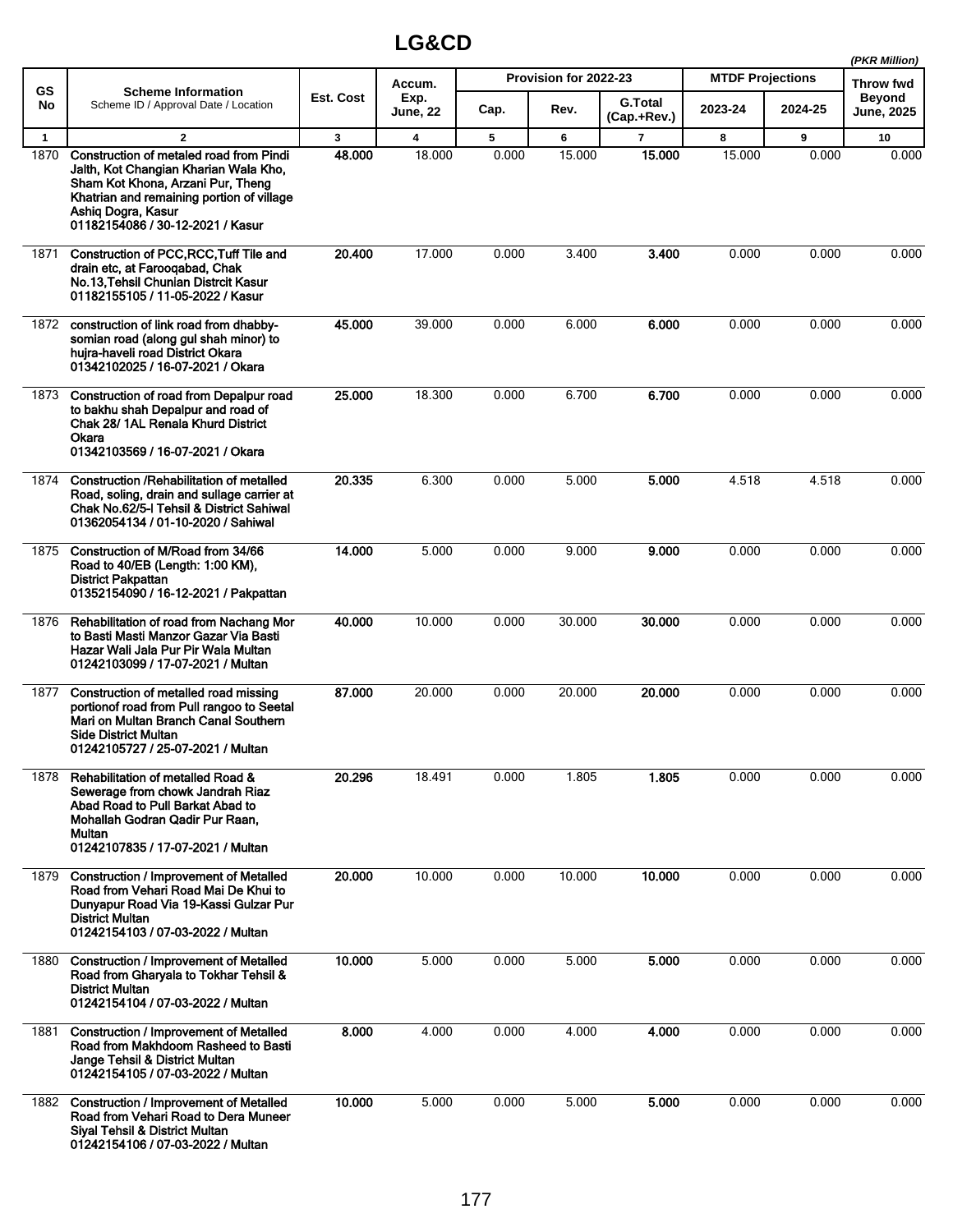# LG&CD

*(PKR Million)*

| GS No | Scheme Information<br>Scheme ID / Approval Date / Location | Est. Cost | Accum. Exp. June, 22 | Provision for 2022-23 | | | MTDF Projections | | Throw fwd Beyond June, 2025 |
|---|---|---|---|---|---|---|---|---|---|
| | | | | Cap. | Rev. | G.Total (Cap.+Rev.) | 2023-24 | 2024-25 | |
| 1 | 2 | 3 | 4 | 5 | 6 | 7 | 8 | 9 | 10 |
| 1870 | **Construction of metaled road from Pindi Jalth, Kot Changian Kharian Wala Kho, Sham Kot Khona, Arzani Pur, Theng Khatrian and remaining portion of village Ashiq Dogra, Kasur**<br>**01182154086 / 30-12-2021 / Kasur** | **48.000** | 18.000 | 0.000 | 15.000 | **15.000** | 15.000 | 0.000 | 0.000 |
| 1871 | **Construction of PCC,RCC,Tuff Tile and drain etc, at Farooqabad, Chak No.13,Tehsil Chunian Distrcit Kasur**<br>**01182155105 / 11-05-2022 / Kasur** | **20.400** | 17.000 | 0.000 | 3.400 | **3.400** | 0.000 | 0.000 | 0.000 |
| 1872 | **construction of link road from dhabby-somian road (along gul shah minor) to hujra-haveli road District Okara**<br>**01342102025 / 16-07-2021 / Okara** | **45.000** | 39.000 | 0.000 | 6.000 | **6.000** | 0.000 | 0.000 | 0.000 |
| 1873 | **Construction of road from Depalpur road to bakhu shah Depalpur and road of Chak 28/ 1AL Renala Khurd District Okara**<br>**01342103569 / 16-07-2021 / Okara** | **25.000** | 18.300 | 0.000 | 6.700 | **6.700** | 0.000 | 0.000 | 0.000 |
| 1874 | **Construction /Rehabilitation of metalled Road, soling, drain and sullage carrier at Chak No.62/5-l Tehsil & District Sahiwal**<br>**01362054134 / 01-10-2020 / Sahiwal** | **20.335** | 6.300 | 0.000 | 5.000 | **5.000** | 4.518 | 4.518 | 0.000 |
| 1875 | **Construction of M/Road from 34/66 Road to 40/EB (Length: 1:00 KM), District Pakpattan**<br>**01352154090 / 16-12-2021 / Pakpattan** | **14.000** | 5.000 | 0.000 | 9.000 | **9.000** | 0.000 | 0.000 | 0.000 |
| 1876 | **Rehabilitation of road from Nachang Mor to Basti Masti Manzor Gazar Via Basti Hazar Wali Jala Pur Pir Wala Multan**<br>**01242103099 / 17-07-2021 / Multan** | **40.000** | 10.000 | 0.000 | 30.000 | **30.000** | 0.000 | 0.000 | 0.000 |
| 1877 | **Construction of metalled road missing portionof road from Pull rangoo to Seetal Mari on Multan Branch Canal Southern Side District Multan**<br>**01242105727 / 25-07-2021 / Multan** | **87.000** | 20.000 | 0.000 | 20.000 | **20.000** | 0.000 | 0.000 | 0.000 |
| 1878 | **Rehabilitation of metalled Road & Sewerage from chowk Jandrah Riaz Abad Road to Pull Barkat Abad to Mohallah Godran Qadir Pur Raan, Multan**<br>**01242107835 / 17-07-2021 / Multan** | **20.296** | 18.491 | 0.000 | 1.805 | **1.805** | 0.000 | 0.000 | 0.000 |
| 1879 | **Construction / Improvement of Metalled Road from Vehari Road Mai De Khui to Dunyapur Road Via 19-Kassi Gulzar Pur District Multan**<br>**01242154103 / 07-03-2022 / Multan** | **20.000** | 10.000 | 0.000 | 10.000 | **10.000** | 0.000 | 0.000 | 0.000 |
| 1880 | **Construction / Improvement of Metalled Road from Gharyala to Tokhar Tehsil & District Multan**<br>**01242154104 / 07-03-2022 / Multan** | **10.000** | 5.000 | 0.000 | 5.000 | **5.000** | 0.000 | 0.000 | 0.000 |
| 1881 | **Construction / Improvement of Metalled Road from Makhdoom Rasheed to Basti Jange Tehsil & District Multan**<br>**01242154105 / 07-03-2022 / Multan** | **8.000** | 4.000 | 0.000 | 4.000 | **4.000** | 0.000 | 0.000 | 0.000 |
| 1882 | **Construction / Improvement of Metalled Road from Vehari Road to Dera Muneer Siyal Tehsil & District Multan**<br>**01242154106 / 07-03-2022 / Multan** | **10.000** | 5.000 | 0.000 | 5.000 | **5.000** | 0.000 | 0.000 | 0.000 |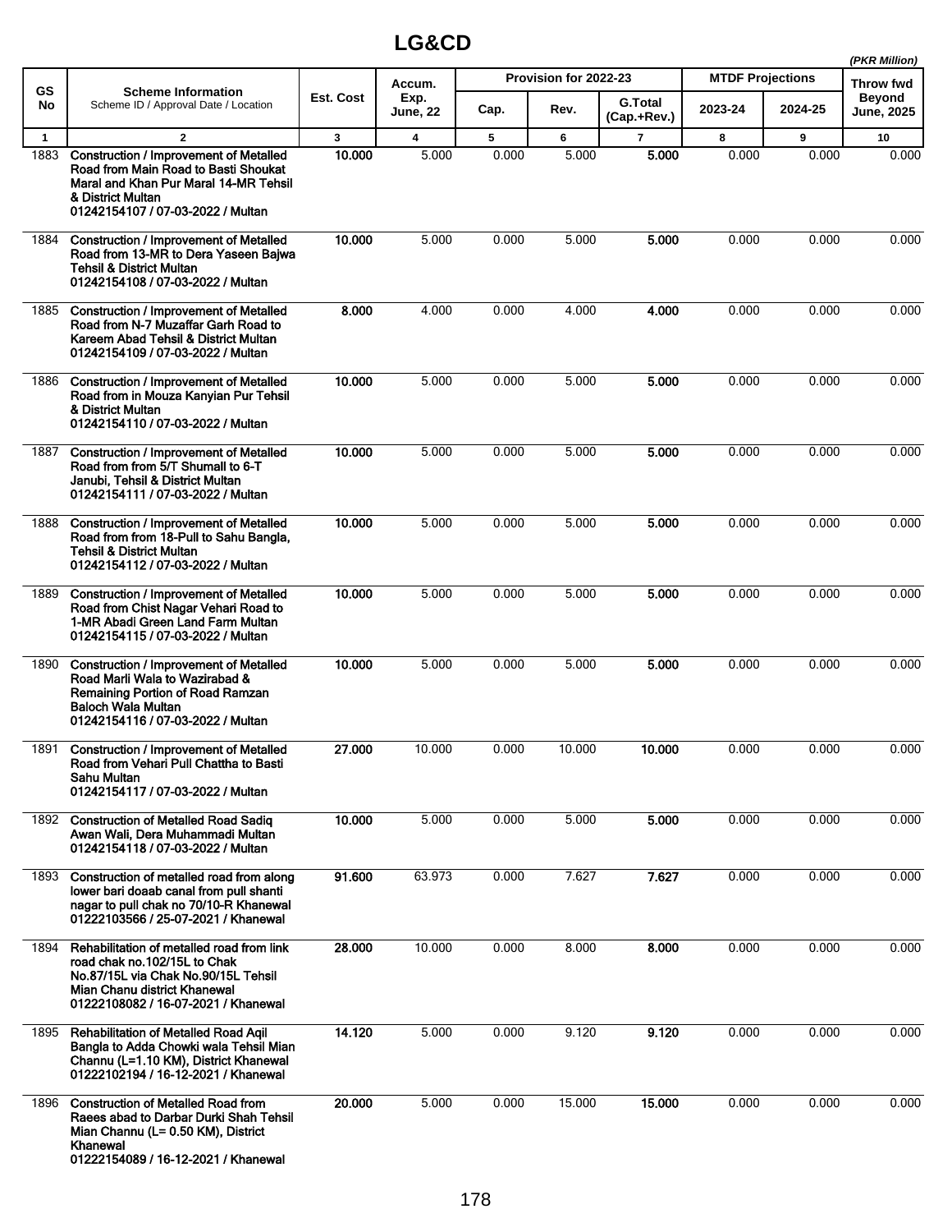# LG&CD

*(PKR Million)*

| GS No | Scheme Information<br>Scheme ID / Approval Date / Location | Est. Cost | Accum. Exp. June, 22 | Provision for 2022-23 | | | MTDF Projections | | Throw fwd Beyond June, 2025 |
|---|---|---|---|---|---|---|---|---|---|
| | | | | Cap. | Rev. | G.Total (Cap.+Rev.) | 2023-24 | 2024-25 | |
| 1 | 2 | 3 | 4 | 5 | 6 | 7 | 8 | 9 | 10 |
| 1883 | **Construction / Improvement of Metalled Road from Main Road to Basti Shoukat Maral and Khan Pur Maral 14-MR Tehsil & District Multan**<br>**01242154107 / 07-03-2022 / Multan** | **10.000** | 5.000 | 0.000 | 5.000 | **5.000** | 0.000 | 0.000 | 0.000 |
| 1884 | **Construction / Improvement of Metalled Road from 13-MR to Dera Yaseen Bajwa Tehsil & District Multan**<br>**01242154108 / 07-03-2022 / Multan** | **10.000** | 5.000 | 0.000 | 5.000 | **5.000** | 0.000 | 0.000 | 0.000 |
| 1885 | **Construction / Improvement of Metalled Road from N-7 Muzaffar Garh Road to Kareem Abad Tehsil & District Multan**<br>**01242154109 / 07-03-2022 / Multan** | **8.000** | 4.000 | 0.000 | 4.000 | **4.000** | 0.000 | 0.000 | 0.000 |
| 1886 | **Construction / Improvement of Metalled Road from in Mouza Kanyian Pur Tehsil & District Multan**<br>**01242154110 / 07-03-2022 / Multan** | **10.000** | 5.000 | 0.000 | 5.000 | **5.000** | 0.000 | 0.000 | 0.000 |
| 1887 | **Construction / Improvement of Metalled Road from from 5/T Shumall to 6-T Janubi, Tehsil & District Multan**<br>**01242154111 / 07-03-2022 / Multan** | **10.000** | 5.000 | 0.000 | 5.000 | **5.000** | 0.000 | 0.000 | 0.000 |
| 1888 | **Construction / Improvement of Metalled Road from from 18-Pull to Sahu Bangla, Tehsil & District Multan**<br>**01242154112 / 07-03-2022 / Multan** | **10.000** | 5.000 | 0.000 | 5.000 | **5.000** | 0.000 | 0.000 | 0.000 |
| 1889 | **Construction / Improvement of Metalled Road from Chist Nagar Vehari Road to 1-MR Abadi Green Land Farm Multan**<br>**01242154115 / 07-03-2022 / Multan** | **10.000** | 5.000 | 0.000 | 5.000 | **5.000** | 0.000 | 0.000 | 0.000 |
| 1890 | **Construction / Improvement of Metalled Road Marli Wala to Wazirabad & Remaining Portion of Road Ramzan Baloch Wala Multan**<br>**01242154116 / 07-03-2022 / Multan** | **10.000** | 5.000 | 0.000 | 5.000 | **5.000** | 0.000 | 0.000 | 0.000 |
| 1891 | **Construction / Improvement of Metalled Road from Vehari Pull Chattha to Basti Sahu Multan**<br>**01242154117 / 07-03-2022 / Multan** | **27.000** | 10.000 | 0.000 | 10.000 | **10.000** | 0.000 | 0.000 | 0.000 |
| 1892 | **Construction of Metalled Road Sadiq Awan Wali, Dera Muhammadi Multan**<br>**01242154118 / 07-03-2022 / Multan** | **10.000** | 5.000 | 0.000 | 5.000 | **5.000** | 0.000 | 0.000 | 0.000 |
| 1893 | **Construction of metalled road from along lower bari doaab canal from pull shanti nagar to pull chak no 70/10-R Khanewal**<br>**01222103566 / 25-07-2021 / Khanewal** | **91.600** | 63.973 | 0.000 | 7.627 | **7.627** | 0.000 | 0.000 | 0.000 |
| 1894 | **Rehabilitation of metalled road from link road chak no.102/15L to Chak No.87/15L via Chak No.90/15L Tehsil Mian Chanu district Khanewal**<br>**01222108082 / 16-07-2021 / Khanewal** | **28.000** | 10.000 | 0.000 | 8.000 | **8.000** | 0.000 | 0.000 | 0.000 |
| 1895 | **Rehabilitation of Metalled Road Aqil Bangla to Adda Chowki wala Tehsil Mian Channu (L=1.10 KM), District Khanewal**<br>**01222102194 / 16-12-2021 / Khanewal** | **14.120** | 5.000 | 0.000 | 9.120 | **9.120** | 0.000 | 0.000 | 0.000 |
| 1896 | **Construction of Metalled Road from Raees abad to Darbar Durki Shah Tehsil Mian Channu (L= 0.50 KM), District Khanewal**<br>**01222154089 / 16-12-2021 / Khanewal** | **20.000** | 5.000 | 0.000 | 15.000 | **15.000** | 0.000 | 0.000 | 0.000 |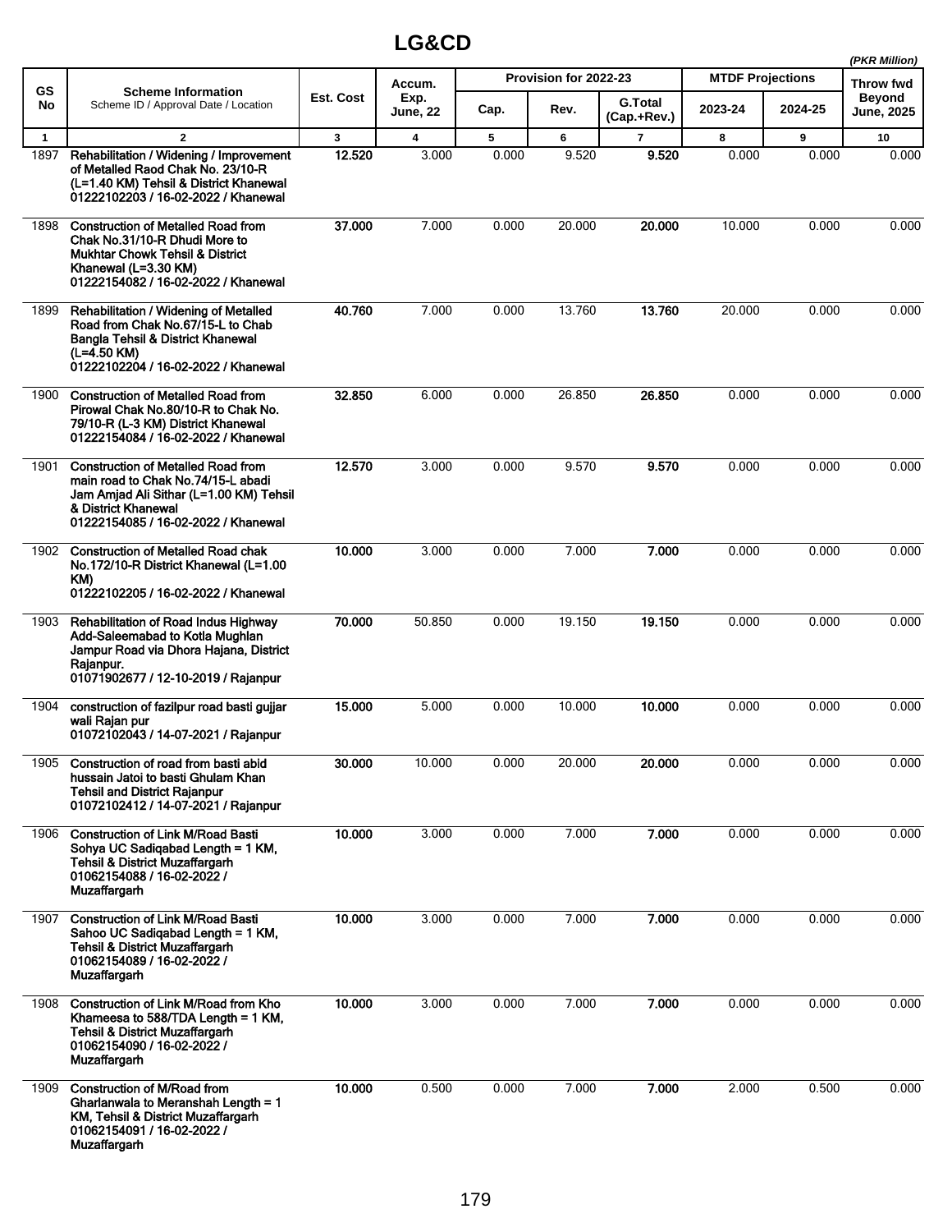# LG&CD

*(PKR Million)*

| GS No | Scheme Information<br>Scheme ID / Approval Date / Location | Est. Cost | Accum. Exp. June, 22 | Provision for 2022-23 | | | MTDF Projections | | Throw fwd Beyond June, 2025 |
|---|---|---|---|---|---|---|---|---|---|
| | | | | Cap. | Rev. | G.Total (Cap.+Rev.) | 2023-24 | 2024-25 | |
| 1 | 2 | 3 | 4 | 5 | 6 | 7 | 8 | 9 | 10 |
| 1897 | **Rehabilitation / Widening / Improvement of Metalled Raod Chak No. 23/10-R (L=1.40 KM) Tehsil & District Khanewal 01222102203 / 16-02-2022 / Khanewal** | **12.520** | 3.000 | 0.000 | 9.520 | **9.520** | 0.000 | 0.000 | 0.000 |
| 1898 | **Construction of Metalled Road from Chak No.31/10-R Dhudi More to Mukhtar Chowk Tehsil & District Khanewal (L=3.30 KM) 01222154082 / 16-02-2022 / Khanewal** | **37.000** | 7.000 | 0.000 | 20.000 | **20.000** | 10.000 | 0.000 | 0.000 |
| 1899 | **Rehabilitation / Widening of Metalled Road from Chak No.67/15-L to Chab Bangla Tehsil & District Khanewal (L=4.50 KM) 01222102204 / 16-02-2022 / Khanewal** | **40.760** | 7.000 | 0.000 | 13.760 | **13.760** | 20.000 | 0.000 | 0.000 |
| 1900 | **Construction of Metalled Road from Pirowal Chak No.80/10-R to Chak No. 79/10-R (L-3 KM) District Khanewal 01222154084 / 16-02-2022 / Khanewal** | **32.850** | 6.000 | 0.000 | 26.850 | **26.850** | 0.000 | 0.000 | 0.000 |
| 1901 | **Construction of Metalled Road from main road to Chak No.74/15-L abadi Jam Amjad Ali Sithar (L=1.00 KM) Tehsil & District Khanewal 01222154085 / 16-02-2022 / Khanewal** | **12.570** | 3.000 | 0.000 | 9.570 | **9.570** | 0.000 | 0.000 | 0.000 |
| 1902 | **Construction of Metalled Road chak No.172/10-R District Khanewal (L=1.00 KM) 01222102205 / 16-02-2022 / Khanewal** | **10.000** | 3.000 | 0.000 | 7.000 | **7.000** | 0.000 | 0.000 | 0.000 |
| 1903 | **Rehabilitation of Road Indus Highway Add-Saleemabad to Kotla Mughlan Jampur Road via Dhora Hajana, District Rajanpur. 01071902677 / 12-10-2019 / Rajanpur** | **70.000** | 50.850 | 0.000 | 19.150 | **19.150** | 0.000 | 0.000 | 0.000 |
| 1904 | **construction of fazilpur road basti gujjar wali Rajan pur 01072102043 / 14-07-2021 / Rajanpur** | **15.000** | 5.000 | 0.000 | 10.000 | **10.000** | 0.000 | 0.000 | 0.000 |
| 1905 | **Construction of road from basti abid hussain Jatoi to basti Ghulam Khan Tehsil and District Rajanpur 01072102412 / 14-07-2021 / Rajanpur** | **30.000** | 10.000 | 0.000 | 20.000 | **20.000** | 0.000 | 0.000 | 0.000 |
| 1906 | **Construction of Link M/Road Basti Sohya UC Sadiqabad Length = 1 KM, Tehsil & District Muzaffargarh 01062154088 / 16-02-2022 / Muzaffargarh** | **10.000** | 3.000 | 0.000 | 7.000 | **7.000** | 0.000 | 0.000 | 0.000 |
| 1907 | **Construction of Link M/Road Basti Sahoo UC Sadiqabad Length = 1 KM, Tehsil & District Muzaffargarh 01062154089 / 16-02-2022 / Muzaffargarh** | **10.000** | 3.000 | 0.000 | 7.000 | **7.000** | 0.000 | 0.000 | 0.000 |
| 1908 | **Construction of Link M/Road from Kho Khameesa to 588/TDA Length = 1 KM, Tehsil & District Muzaffargarh 01062154090 / 16-02-2022 / Muzaffargarh** | **10.000** | 3.000 | 0.000 | 7.000 | **7.000** | 0.000 | 0.000 | 0.000 |
| 1909 | **Construction of M/Road from Gharlanwala to Meranshah Length = 1 KM, Tehsil & District Muzaffargarh 01062154091 / 16-02-2022 / Muzaffargarh** | **10.000** | 0.500 | 0.000 | 7.000 | **7.000** | 2.000 | 0.500 | 0.000 |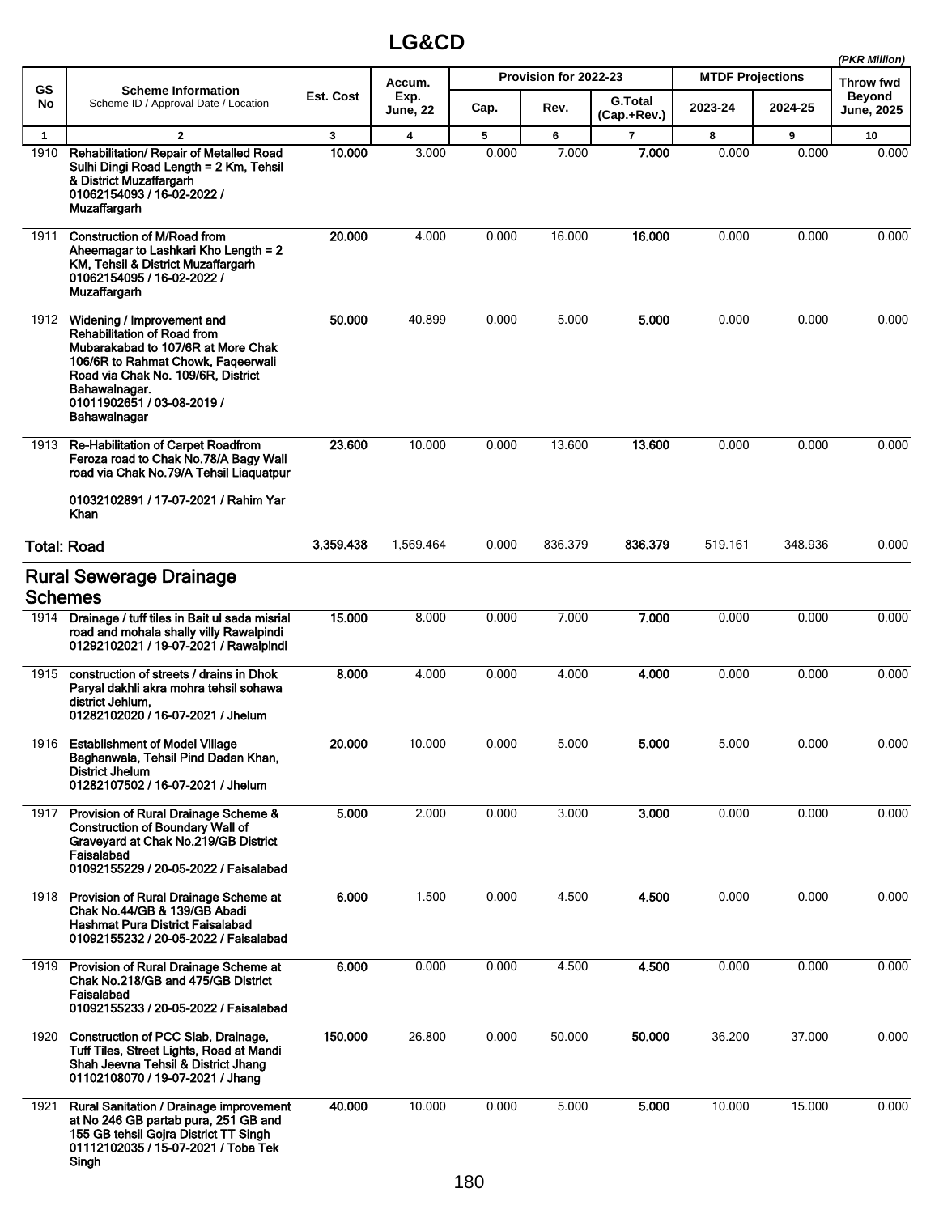# LG&CD

(PKR Million)

| GS No | Scheme Information<br>Scheme ID / Approval Date / Location | Est. Cost | Accum. Exp. June, 22 | Provision for 2022-23 | | | MTDF Projections | | Throw fwd Beyond June, 2025 |
|---|---|---|---|---|---|---|---|---|---|
| | | | | Cap. | Rev. | G.Total (Cap.+Rev.) | 2023-24 | 2024-25 | |
| 1 | 2 | 3 | 4 | 5 | 6 | 7 | 8 | 9 | 10 |
| 1910 | **Rehabilitation/ Repair of Metalled Road Sulhi Dingi Road Length = 2 Km, Tehsil & District Muzaffargarh 01062154093 / 16-02-2022 / Muzaffargarh** | **10.000** | 3.000 | 0.000 | 7.000 | **7.000** | 0.000 | 0.000 | 0.000 |
| 1911 | **Construction of M/Road from Aheemagar to Lashkari Kho Length = 2 KM, Tehsil & District Muzaffargarh 01062154095 / 16-02-2022 / Muzaffargarh** | **20.000** | 4.000 | 0.000 | 16.000 | **16.000** | 0.000 | 0.000 | 0.000 |
| 1912 | **Widening / Improvement and Rehabilitation of Road from Mubarakabad to 107/6R at More Chak 106/6R to Rahmat Chowk, Faqeerwali Road via Chak No. 109/6R, District Bahawalnagar. 01011902651 / 03-08-2019 / Bahawalnagar** | **50.000** | 40.899 | 0.000 | 5.000 | **5.000** | 0.000 | 0.000 | 0.000 |
| 1913 | **Re-Habilitation of Carpet Roadfrom Feroza road to Chak No.78/A Bagy Wali road via Chak No.79/A Tehsil Liaquatpur 01032102891 / 17-07-2021 / Rahim Yar Khan** | **23.600** | 10.000 | 0.000 | 13.600 | **13.600** | 0.000 | 0.000 | 0.000 |
| **Total: Road** | | **3,359.438** | 1,569.464 | 0.000 | 836.379 | **836.379** | 519.161 | 348.936 | 0.000 |

## Rural Sewerage Drainage Schemes

| GS No | Scheme Information<br>Scheme ID / Approval Date / Location | Est. Cost | Accum. Exp. June, 22 | Cap. | Rev. | G.Total (Cap.+Rev.) | 2023-24 | 2024-25 | Throw fwd Beyond June, 2025 |
|---|---|---|---|---|---|---|---|---|---|
| 1914 | **Drainage / tuff tiles in Bait ul sada misrial road and mohala shally villy Rawalpindi 01292102021 / 19-07-2021 / Rawalpindi** | **15.000** | 8.000 | 0.000 | 7.000 | **7.000** | 0.000 | 0.000 | 0.000 |
| 1915 | **construction of streets / drains in Dhok Paryal dakhli akra mohra tehsil sohawa district Jehlum, 01282102020 / 16-07-2021 / Jhelum** | **8.000** | 4.000 | 0.000 | 4.000 | **4.000** | 0.000 | 0.000 | 0.000 |
| 1916 | **Establishment of Model Village Baghanwala, Tehsil Pind Dadan Khan, District Jhelum 01282107502 / 16-07-2021 / Jhelum** | **20.000** | 10.000 | 0.000 | 5.000 | **5.000** | 5.000 | 0.000 | 0.000 |
| 1917 | **Provision of Rural Drainage Scheme & Construction of Boundary Wall of Graveyard at Chak No.219/GB District Faisalabad 01092155229 / 20-05-2022 / Faisalabad** | **5.000** | 2.000 | 0.000 | 3.000 | **3.000** | 0.000 | 0.000 | 0.000 |
| 1918 | **Provision of Rural Drainage Scheme at Chak No.44/GB & 139/GB Abadi Hashmat Pura District Faisalabad 01092155232 / 20-05-2022 / Faisalabad** | **6.000** | 1.500 | 0.000 | 4.500 | **4.500** | 0.000 | 0.000 | 0.000 |
| 1919 | **Provision of Rural Drainage Scheme at Chak No.218/GB and 475/GB District Faisalabad 01092155233 / 20-05-2022 / Faisalabad** | **6.000** | 0.000 | 0.000 | 4.500 | **4.500** | 0.000 | 0.000 | 0.000 |
| 1920 | **Construction of PCC Slab, Drainage, Tuff Tiles, Street Lights, Road at Mandi Shah Jeevna Tehsil & District Jhang 01102108070 / 19-07-2021 / Jhang** | **150.000** | 26.800 | 0.000 | 50.000 | **50.000** | 36.200 | 37.000 | 0.000 |
| 1921 | **Rural Sanitation / Drainage improvement at No 246 GB partab pura, 251 GB and 155 GB tehsil Gojra District TT Singh 01112102035 / 15-07-2021 / Toba Tek Singh** | **40.000** | 10.000 | 0.000 | 5.000 | **5.000** | 10.000 | 15.000 | 0.000 |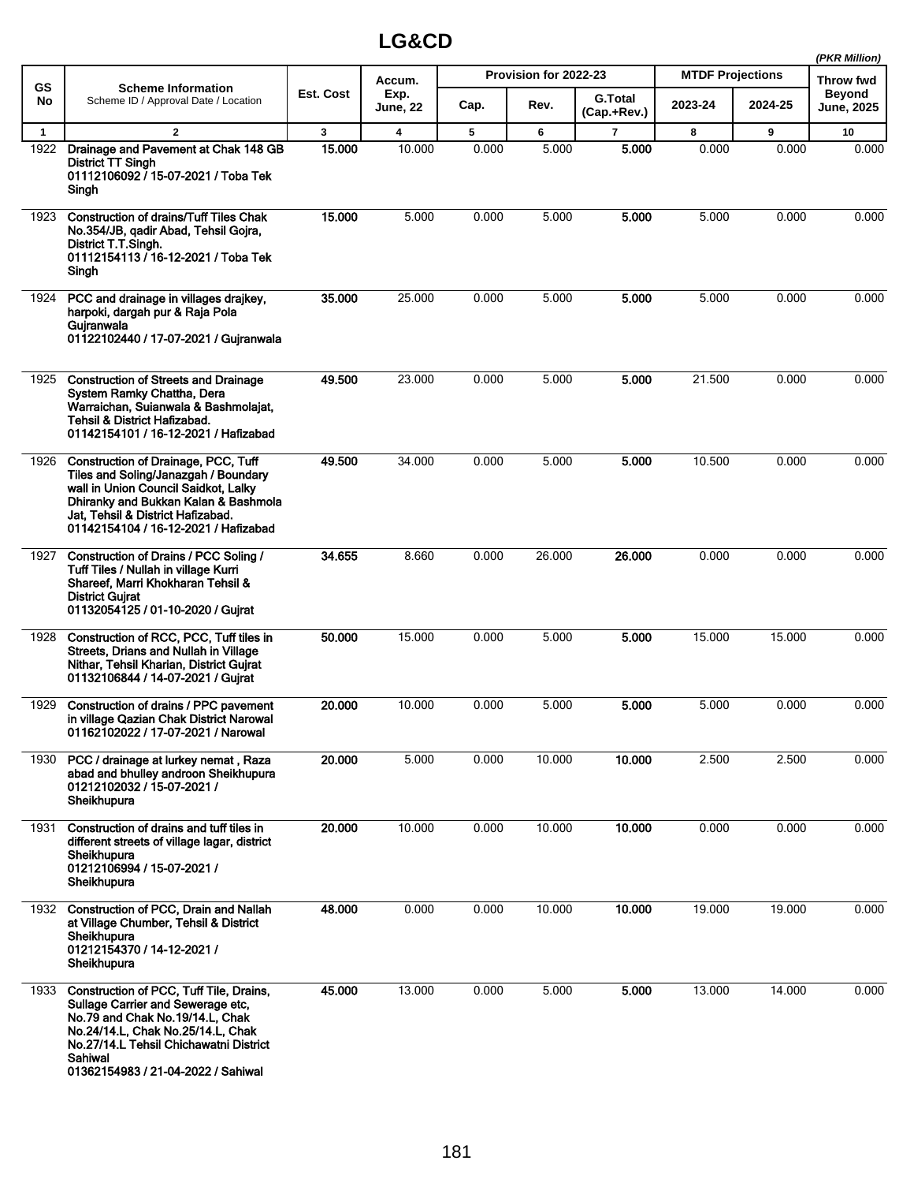# LG&CD

*(PKR Million)*

| GS No | Scheme Information<br>Scheme ID / Approval Date / Location | Est. Cost | Accum. Exp. June, 22 | Provision for 2022-23 | | | MTDF Projections | | Throw fwd Beyond June, 2025 |
|---|---|---|---|---|---|---|---|---|---|
| | | | | Cap. | Rev. | G.Total (Cap.+Rev.) | 2023-24 | 2024-25 | |
| 1 | 2 | 3 | 4 | 5 | 6 | 7 | 8 | 9 | 10 |
| 1922 | **Drainage and Pavement at Chak 148 GB District TT Singh**<br>**01112106092 / 15-07-2021 / Toba Tek Singh** | **15.000** | 10.000 | 0.000 | 5.000 | **5.000** | 0.000 | 0.000 | 0.000 |
| 1923 | **Construction of drains/Tuff Tiles Chak No.354/JB, qadir Abad, Tehsil Gojra, District T.T.Singh.**<br>**01112154113 / 16-12-2021 / Toba Tek Singh** | **15.000** | 5.000 | 0.000 | 5.000 | **5.000** | 5.000 | 0.000 | 0.000 |
| 1924 | **PCC and drainage in villages drajkey, harpoki, dargah pur & Raja Pola Gujranwala**<br>**01122102440 / 17-07-2021 / Gujranwala** | **35.000** | 25.000 | 0.000 | 5.000 | **5.000** | 5.000 | 0.000 | 0.000 |
| 1925 | **Construction of Streets and Drainage System Ramky Chattha, Dera Warraichan, Suianwala & Bashmolajat, Tehsil & District Hafizabad.**<br>**01142154101 / 16-12-2021 / Hafizabad** | **49.500** | 23.000 | 0.000 | 5.000 | **5.000** | 21.500 | 0.000 | 0.000 |
| 1926 | **Construction of Drainage, PCC, Tuff Tiles and Soling/Janazgah / Boundary wall in Union Council Saidkot, Lalky Dhiranky and Bukkan Kalan & Bashmola Jat, Tehsil & District Hafizabad.**<br>**01142154104 / 16-12-2021 / Hafizabad** | **49.500** | 34.000 | 0.000 | 5.000 | **5.000** | 10.500 | 0.000 | 0.000 |
| 1927 | **Construction of Drains / PCC Soling / Tuff Tiles / Nullah in village Kurri Shareef, Marri Khokharan Tehsil & District Gujrat**<br>**01132054125 / 01-10-2020 / Gujrat** | **34.655** | 8.660 | 0.000 | 26.000 | **26.000** | 0.000 | 0.000 | 0.000 |
| 1928 | **Construction of RCC, PCC, Tuff tiles in Streets, Drians and Nullah in Village Nithar, Tehsil Kharian, District Gujrat**<br>**01132106844 / 14-07-2021 / Gujrat** | **50.000** | 15.000 | 0.000 | 5.000 | **5.000** | 15.000 | 15.000 | 0.000 |
| 1929 | **Construction of drains / PPC pavement in village Qazian Chak District Narowal**<br>**01162102022 / 17-07-2021 / Narowal** | **20.000** | 10.000 | 0.000 | 5.000 | **5.000** | 5.000 | 0.000 | 0.000 |
| 1930 | **PCC / drainage at lurkey nemat , Raza abad and bhulley androon Sheikhupura**<br>**01212102032 / 15-07-2021 / Sheikhupura** | **20.000** | 5.000 | 0.000 | 10.000 | **10.000** | 2.500 | 2.500 | 0.000 |
| 1931 | **Construction of drains and tuff tiles in different streets of village lagar, district Sheikhupura**<br>**01212106994 / 15-07-2021 / Sheikhupura** | **20.000** | 10.000 | 0.000 | 10.000 | **10.000** | 0.000 | 0.000 | 0.000 |
| 1932 | **Construction of PCC, Drain and Nallah at Village Chumber, Tehsil & District Sheikhupura**<br>**01212154370 / 14-12-2021 / Sheikhupura** | **48.000** | 0.000 | 0.000 | 10.000 | **10.000** | 19.000 | 19.000 | 0.000 |
| 1933 | **Construction of PCC, Tuff Tile, Drains, Sullage Carrier and Sewerage etc, No.79 and Chak No.19/14.L, Chak No.24/14.L, Chak No.25/14.L, Chak No.27/14.L Tehsil Chichawatni District Sahiwal**<br>**01362154983 / 21-04-2022 / Sahiwal** | **45.000** | 13.000 | 0.000 | 5.000 | **5.000** | 13.000 | 14.000 | 0.000 |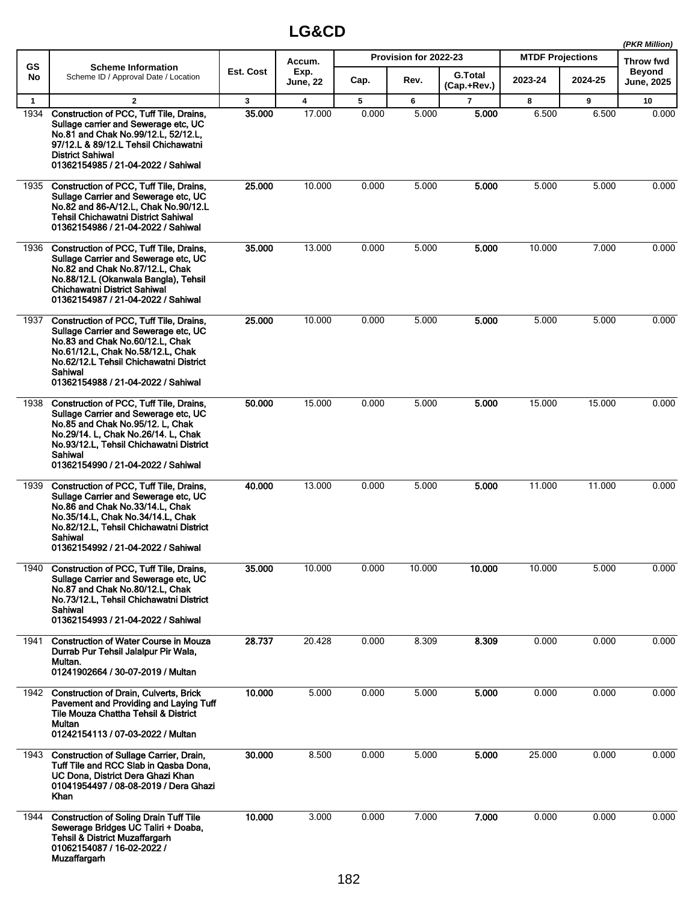# LG&CD

*(PKR Million)*

| GS No | Scheme Information<br>Scheme ID / Approval Date / Location | Est. Cost | Accum. Exp. June, 22 | Provision for 2022-23 | | | MTDF Projections | | Throw fwd Beyond June, 2025 |
|---|---|---|---|---|---|---|---|---|---|
| | | | | Cap. | Rev. | G.Total (Cap.+Rev.) | 2023-24 | 2024-25 | |
| 1 | 2 | 3 | 4 | 5 | 6 | 7 | 8 | 9 | 10 |
| 1934 | **Construction of PCC, Tuff Tile, Drains, Sullage carrier and Sewerage etc, UC No.81 and Chak No.99/12.L, 52/12.L, 97/12.L & 89/12.L Tehsil Chichawatni District Sahiwal 01362154985 / 21-04-2022 / Sahiwal** | **35.000** | 17.000 | 0.000 | 5.000 | **5.000** | 6.500 | 6.500 | 0.000 |
| 1935 | **Construction of PCC, Tuff Tile, Drains, Sullage Carrier and Sewerage etc, UC No.82 and 86-A/12.L, Chak No.90/12.L Tehsil Chichawatni District Sahiwal 01362154986 / 21-04-2022 / Sahiwal** | **25.000** | 10.000 | 0.000 | 5.000 | **5.000** | 5.000 | 5.000 | 0.000 |
| 1936 | **Construction of PCC, Tuff Tile, Drains, Sullage Carrier and Sewerage etc, UC No.82 and Chak No.87/12.L, Chak No.88/12.L (Okanwala Bangla), Tehsil Chichawatni District Sahiwal 01362154987 / 21-04-2022 / Sahiwal** | **35.000** | 13.000 | 0.000 | 5.000 | **5.000** | 10.000 | 7.000 | 0.000 |
| 1937 | **Construction of PCC, Tuff Tile, Drains, Sullage Carrier and Sewerage etc, UC No.83 and Chak No.60/12.L, Chak No.61/12.L, Chak No.58/12.L, Chak No.62/12.L Tehsil Chichawatni District Sahiwal 01362154988 / 21-04-2022 / Sahiwal** | **25.000** | 10.000 | 0.000 | 5.000 | **5.000** | 5.000 | 5.000 | 0.000 |
| 1938 | **Construction of PCC, Tuff Tile, Drains, Sullage Carrier and Sewerage etc, UC No.85 and Chak No.95/12. L, Chak No.29/14. L, Chak No.26/14. L, Chak No.93/12.L, Tehsil Chichawatni District Sahiwal 01362154990 / 21-04-2022 / Sahiwal** | **50.000** | 15.000 | 0.000 | 5.000 | **5.000** | 15.000 | 15.000 | 0.000 |
| 1939 | **Construction of PCC, Tuff Tile, Drains, Sullage Carrier and Sewerage etc, UC No.86 and Chak No.33/14.L, Chak No.35/14.L, Chak No.34/14.L, Chak No.82/12.L, Tehsil Chichawatni District Sahiwal 01362154992 / 21-04-2022 / Sahiwal** | **40.000** | 13.000 | 0.000 | 5.000 | **5.000** | 11.000 | 11.000 | 0.000 |
| 1940 | **Construction of PCC, Tuff Tile, Drains, Sullage Carrier and Sewerage etc, UC No.87 and Chak No.80/12.L, Chak No.73/12.L, Tehsil Chichawatni District Sahiwal 01362154993 / 21-04-2022 / Sahiwal** | **35.000** | 10.000 | 0.000 | 10.000 | **10.000** | 10.000 | 5.000 | 0.000 |
| 1941 | **Construction of Water Course in Mouza Durrab Pur Tehsil Jalalpur Pir Wala, Multan. 01241902664 / 30-07-2019 / Multan** | **28.737** | 20.428 | 0.000 | 8.309 | **8.309** | 0.000 | 0.000 | 0.000 |
| 1942 | **Construction of Drain, Culverts, Brick Pavement and Providing and Laying Tuff Tile Mouza Chattha Tehsil & District Multan 01242154113 / 07-03-2022 / Multan** | **10.000** | 5.000 | 0.000 | 5.000 | **5.000** | 0.000 | 0.000 | 0.000 |
| 1943 | **Construction of Sullage Carrier, Drain, Tuff Tile and RCC Slab in Qasba Dona, UC Dona, District Dera Ghazi Khan 01041954497 / 08-08-2019 / Dera Ghazi Khan** | **30.000** | 8.500 | 0.000 | 5.000 | **5.000** | 25.000 | 0.000 | 0.000 |
| 1944 | **Construction of Soling Drain Tuff Tile Sewerage Bridges UC Taliri + Doaba, Tehsil & District Muzaffargarh 01062154087 / 16-02-2022 / Muzaffargarh** | **10.000** | 3.000 | 0.000 | 7.000 | **7.000** | 0.000 | 0.000 | 0.000 |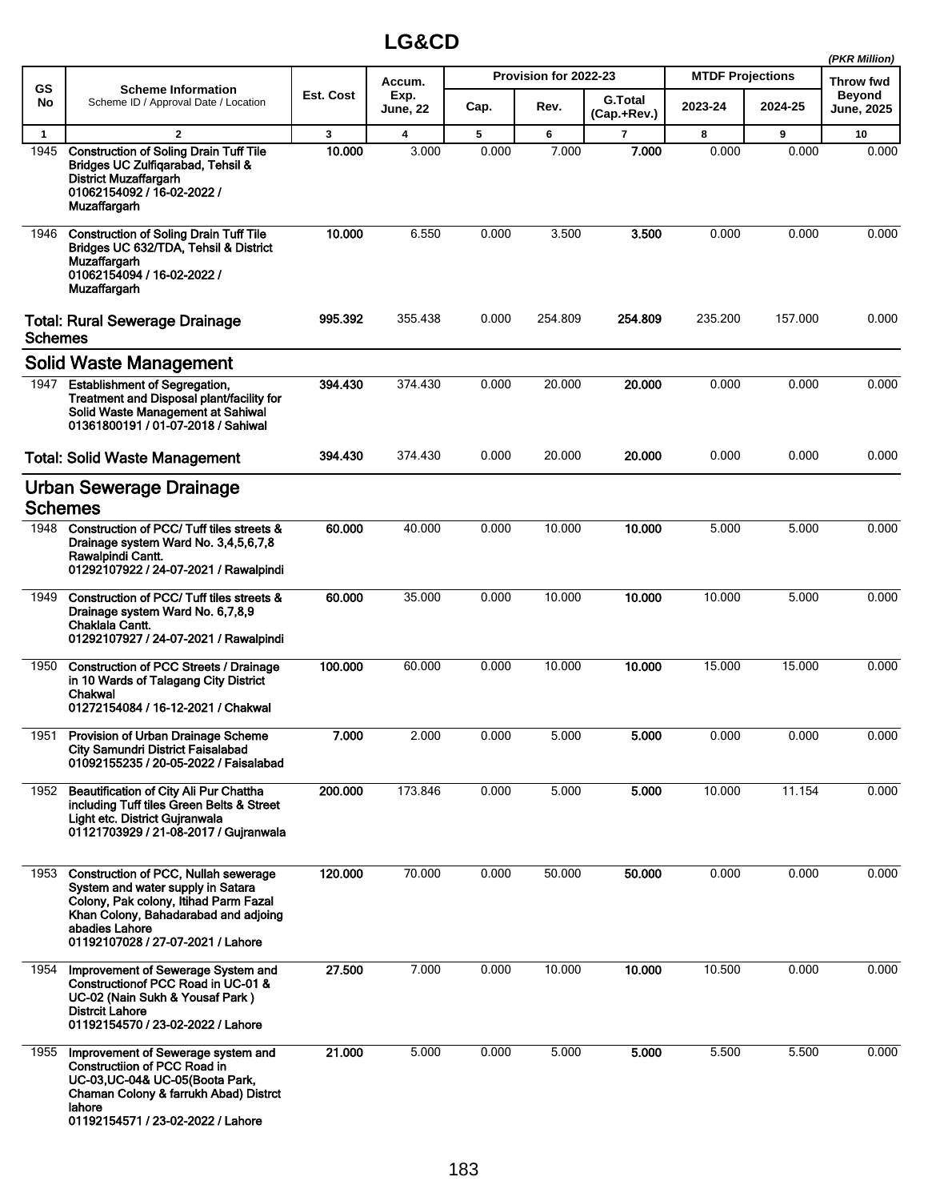# LG&CD

*(PKR Million)*

| GS No | Scheme Information<br>Scheme ID / Approval Date / Location | Est. Cost | Accum. Exp. June, 22 | Provision for 2022-23 | | | MTDF Projections | | Throw fwd Beyond June, 2025 |
|---|---|---|---|---|---|---|---|---|---|
| | | | | Cap. | Rev. | G.Total (Cap.+Rev.) | 2023-24 | 2024-25 | |
| 1 | 2 | 3 | 4 | 5 | 6 | 7 | 8 | 9 | 10 |
| 1945 | **Construction of Soling Drain Tuff Tile Bridges UC Zulfiqarabad, Tehsil & District Muzaffargarh 01062154092 / 16-02-2022 / Muzaffargarh** | **10.000** | 3.000 | 0.000 | 7.000 | **7.000** | 0.000 | 0.000 | 0.000 |
| 1946 | **Construction of Soling Drain Tuff Tile Bridges UC 632/TDA, Tehsil & District Muzaffargarh 01062154094 / 16-02-2022 / Muzaffargarh** | **10.000** | 6.550 | 0.000 | 3.500 | **3.500** | 0.000 | 0.000 | 0.000 |
| | **Total: Rural Sewerage Drainage Schemes** | **995.392** | 355.438 | 0.000 | 254.809 | **254.809** | 235.200 | 157.000 | 0.000 |
| | **Solid Waste Management** | | | | | | | | |
| 1947 | **Establishment of Segregation, Treatment and Disposal plant/facility for Solid Waste Management at Sahiwal 01361800191 / 01-07-2018 / Sahiwal** | **394.430** | 374.430 | 0.000 | 20.000 | **20.000** | 0.000 | 0.000 | 0.000 |
| | **Total: Solid Waste Management** | **394.430** | 374.430 | 0.000 | 20.000 | **20.000** | 0.000 | 0.000 | 0.000 |
| | **Urban Sewerage Drainage Schemes** | | | | | | | | |
| 1948 | **Construction of PCC/ Tuff tiles streets & Drainage system Ward No. 3,4,5,6,7,8 Rawalpindi Cantt. 01292107922 / 24-07-2021 / Rawalpindi** | **60.000** | 40.000 | 0.000 | 10.000 | **10.000** | 5.000 | 5.000 | 0.000 |
| 1949 | **Construction of PCC/ Tuff tiles streets & Drainage system Ward No. 6,7,8,9 Chaklala Cantt. 01292107927 / 24-07-2021 / Rawalpindi** | **60.000** | 35.000 | 0.000 | 10.000 | **10.000** | 10.000 | 5.000 | 0.000 |
| 1950 | **Construction of PCC Streets / Drainage in 10 Wards of Talagang City District Chakwal 01272154084 / 16-12-2021 / Chakwal** | **100.000** | 60.000 | 0.000 | 10.000 | **10.000** | 15.000 | 15.000 | 0.000 |
| 1951 | **Provision of Urban Drainage Scheme City Samundri District Faisalabad 01092155235 / 20-05-2022 / Faisalabad** | **7.000** | 2.000 | 0.000 | 5.000 | **5.000** | 0.000 | 0.000 | 0.000 |
| 1952 | **Beautification of City Ali Pur Chattha including Tuff tiles Green Belts & Street Light etc. District Gujranwala 01121703929 / 21-08-2017 / Gujranwala** | **200.000** | 173.846 | 0.000 | 5.000 | **5.000** | 10.000 | 11.154 | 0.000 |
| 1953 | **Construction of PCC, Nullah sewerage System and water supply in Satara Colony, Pak colony, Itihad Parm Fazal Khan Colony, Bahadarabad and adjoing abadies Lahore 01192107028 / 27-07-2021 / Lahore** | **120.000** | 70.000 | 0.000 | 50.000 | **50.000** | 0.000 | 0.000 | 0.000 |
| 1954 | **Improvement of Sewerage System and Constructionof PCC Road in UC-01 & UC-02 (Nain Sukh & Yousaf Park ) Distrcit Lahore 01192154570 / 23-02-2022 / Lahore** | **27.500** | 7.000 | 0.000 | 10.000 | **10.000** | 10.500 | 0.000 | 0.000 |
| 1955 | **Improvement of Sewerage system and Constructiion of PCC Road in UC-03,UC-04& UC-05(Boota Park, Chaman Colony & farrukh Abad) Distrct lahore 01192154571 / 23-02-2022 / Lahore** | **21.000** | 5.000 | 0.000 | 5.000 | **5.000** | 5.500 | 5.500 | 0.000 |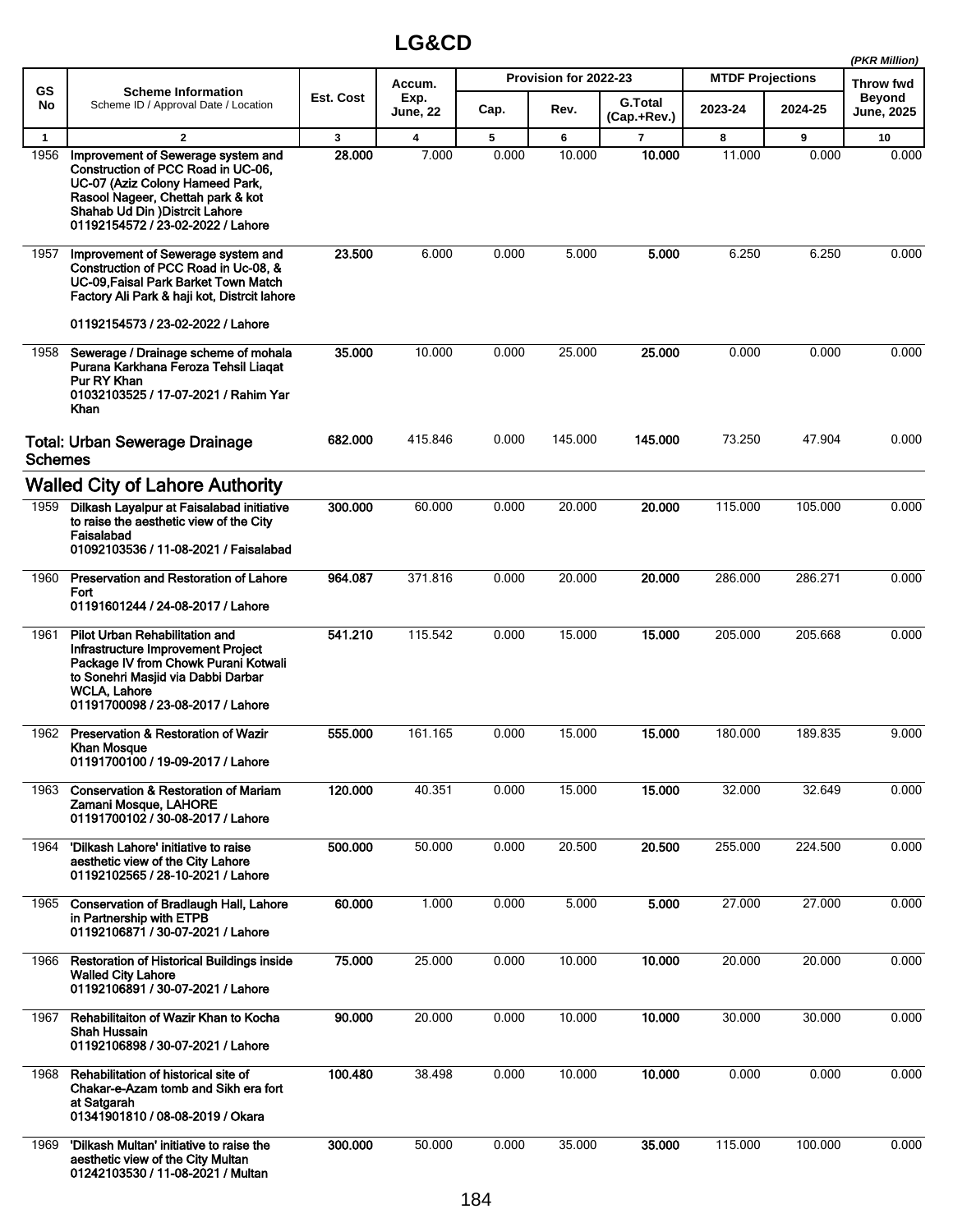# LG&CD

(PKR Million)

| GS No | Scheme Information<br>Scheme ID / Approval Date / Location | Est. Cost | Accum. Exp. June, 22 | Provision for 2022-23 | | | MTDF Projections | | Throw fwd Beyond June, 2025 |
|---|---|---|---|---|---|---|---|---|---|
| | | | | Cap. | Rev. | G.Total (Cap.+Rev.) | 2023-24 | 2024-25 | |
| 1 | 2 | 3 | 4 | 5 | 6 | 7 | 8 | 9 | 10 |
| 1956 | **Improvement of Sewerage system and Construction of PCC Road in UC-06, UC-07 (Aziz Colony Hameed Park, Rasool Nageer, Chettah park & kot Shahab Ud Din )Distrcit Lahore**<br>**01192154572 / 23-02-2022 / Lahore** | **28.000** | 7.000 | 0.000 | 10.000 | **10.000** | 11.000 | 0.000 | 0.000 |
| 1957 | **Improvement of Sewerage system and Construction of PCC Road in Uc-08, & UC-09,Faisal Park Barket Town Match Factory Ali Park & haji kot, Distrcit lahore**<br>**01192154573 / 23-02-2022 / Lahore** | **23.500** | 6.000 | 0.000 | 5.000 | **5.000** | 6.250 | 6.250 | 0.000 |
| 1958 | **Sewerage / Drainage scheme of mohala Purana Karkhana Feroza Tehsil Liaqat Pur RY Khan**<br>**01032103525 / 17-07-2021 / Rahim Yar Khan** | **35.000** | 10.000 | 0.000 | 25.000 | **25.000** | 0.000 | 0.000 | 0.000 |
| | **Total: Urban Sewerage Drainage Schemes** | **682.000** | 415.846 | 0.000 | 145.000 | **145.000** | 73.250 | 47.904 | 0.000 |
| | **Walled City of Lahore Authority** | | | | | | | | |
| 1959 | **Dilkash Layalpur at Faisalabad initiative to raise the aesthetic view of the City Faisalabad**<br>**01092103536 / 11-08-2021 / Faisalabad** | **300.000** | 60.000 | 0.000 | 20.000 | **20.000** | 115.000 | 105.000 | 0.000 |
| 1960 | **Preservation and Restoration of Lahore Fort**<br>**01191601244 / 24-08-2017 / Lahore** | **964.087** | 371.816 | 0.000 | 20.000 | **20.000** | 286.000 | 286.271 | 0.000 |
| 1961 | **Pilot Urban Rehabilitation and Infrastructure Improvement Project Package IV from Chowk Purani Kotwali to Sonehri Masjid via Dabbi Darbar WCLA, Lahore**<br>**01191700098 / 23-08-2017 / Lahore** | **541.210** | 115.542 | 0.000 | 15.000 | **15.000** | 205.000 | 205.668 | 0.000 |
| 1962 | **Preservation & Restoration of Wazir Khan Mosque**<br>**01191700100 / 19-09-2017 / Lahore** | **555.000** | 161.165 | 0.000 | 15.000 | **15.000** | 180.000 | 189.835 | 9.000 |
| 1963 | **Conservation & Restoration of Mariam Zamani Mosque, LAHORE**<br>**01191700102 / 30-08-2017 / Lahore** | **120.000** | 40.351 | 0.000 | 15.000 | **15.000** | 32.000 | 32.649 | 0.000 |
| 1964 | **'Dilkash Lahore' initiative to raise aesthetic view of the City Lahore**<br>**01192102565 / 28-10-2021 / Lahore** | **500.000** | 50.000 | 0.000 | 20.500 | **20.500** | 255.000 | 224.500 | 0.000 |
| 1965 | **Conservation of Bradlaugh Hall, Lahore in Partnership with ETPB**<br>**01192106871 / 30-07-2021 / Lahore** | **60.000** | 1.000 | 0.000 | 5.000 | **5.000** | 27.000 | 27.000 | 0.000 |
| 1966 | **Restoration of Historical Buildings inside Walled City Lahore**<br>**01192106891 / 30-07-2021 / Lahore** | **75.000** | 25.000 | 0.000 | 10.000 | **10.000** | 20.000 | 20.000 | 0.000 |
| 1967 | **Rehabilitaiton of Wazir Khan to Kocha Shah Hussain**<br>**01192106898 / 30-07-2021 / Lahore** | **90.000** | 20.000 | 0.000 | 10.000 | **10.000** | 30.000 | 30.000 | 0.000 |
| 1968 | **Rehabilitation of historical site of Chakar-e-Azam tomb and Sikh era fort at Satgarah**<br>**01341901810 / 08-08-2019 / Okara** | **100.480** | 38.498 | 0.000 | 10.000 | **10.000** | 0.000 | 0.000 | 0.000 |
| 1969 | **'Dilkash Multan' initiative to raise the aesthetic view of the City Multan**<br>**01242103530 / 11-08-2021 / Multan** | **300.000** | 50.000 | 0.000 | 35.000 | **35.000** | 115.000 | 100.000 | 0.000 |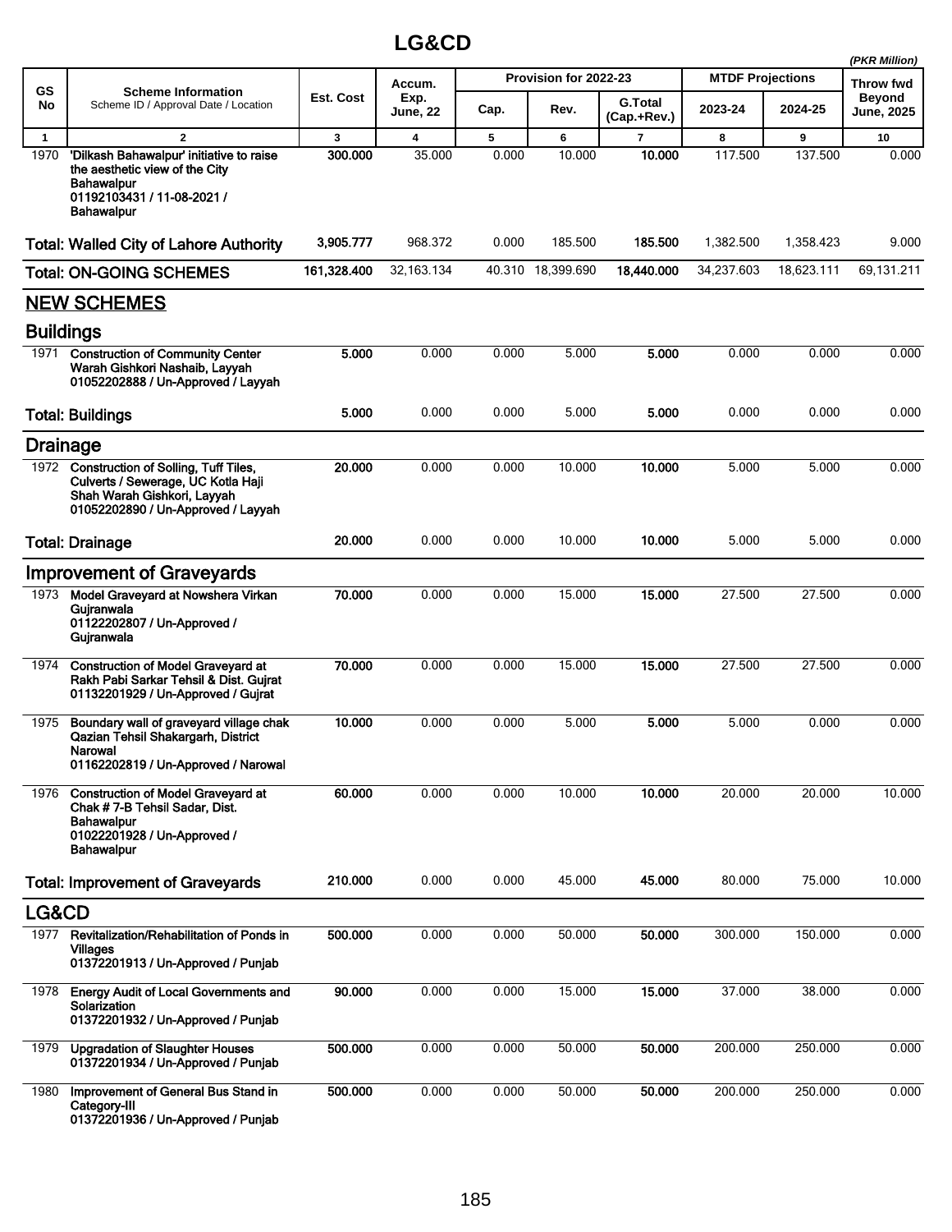# LG&CD

(PKR Million)

| GS No | Scheme Information<br>Scheme ID / Approval Date / Location | Est. Cost | Accum. Exp. June, 22 | Provision for 2022-23 | | | MTDF Projections | | Throw fwd Beyond June, 2025 |
|---|---|---|---|---|---|---|---|---|---|
| | | | | Cap. | Rev. | G.Total (Cap.+Rev.) | 2023-24 | 2024-25 | |
| 1 | 2 | 3 | 4 | 5 | 6 | 7 | 8 | 9 | 10 |
| 1970 | **'Dilkash Bahawalpur' initiative to raise the aesthetic view of the City Bahawalpur**<br>**01192103431 / 11-08-2021 / Bahawalpur** | **300.000** | 35.000 | 0.000 | 10.000 | **10.000** | 117.500 | 137.500 | 0.000 |
| | **Total: Walled City of Lahore Authority** | **3,905.777** | 968.372 | 0.000 | 185.500 | **185.500** | 1,382.500 | 1,358.423 | 9.000 |
| | **Total: ON-GOING SCHEMES** | **161,328.400** | 32,163.134 | 40.310 | 18,399.690 | **18,440.000** | 34,237.603 | 18,623.111 | 69,131.211 |
| | **NEW SCHEMES** | | | | | | | | |
| | **Buildings** | | | | | | | | |
| 1971 | **Construction of Community Center Warah Gishkori Nashaib, Layyah**<br>**01052202888 / Un-Approved / Layyah** | **5.000** | 0.000 | 0.000 | 5.000 | **5.000** | 0.000 | 0.000 | 0.000 |
| | **Total: Buildings** | **5.000** | 0.000 | 0.000 | 5.000 | **5.000** | 0.000 | 0.000 | 0.000 |
| | **Drainage** | | | | | | | | |
| 1972 | **Construction of Solling, Tuff Tiles, Culverts / Sewerage, UC Kotla Haji Shah Warah Gishkori, Layyah**<br>**01052202890 / Un-Approved / Layyah** | **20.000** | 0.000 | 0.000 | 10.000 | **10.000** | 5.000 | 5.000 | 0.000 |
| | **Total: Drainage** | **20.000** | 0.000 | 0.000 | 10.000 | **10.000** | 5.000 | 5.000 | 0.000 |
| | **Improvement of Graveyards** | | | | | | | | |
| 1973 | **Model Graveyard at Nowshera Virkan Gujranwala**<br>**01122202807 / Un-Approved / Gujranwala** | **70.000** | 0.000 | 0.000 | 15.000 | **15.000** | 27.500 | 27.500 | 0.000 |
| 1974 | **Construction of Model Graveyard at Rakh Pabi Sarkar Tehsil & Dist. Gujrat**<br>**01132201929 / Un-Approved / Gujrat** | **70.000** | 0.000 | 0.000 | 15.000 | **15.000** | 27.500 | 27.500 | 0.000 |
| 1975 | **Boundary wall of graveyard village chak Qazian Tehsil Shakargarh, District Narowal**<br>**01162202819 / Un-Approved / Narowal** | **10.000** | 0.000 | 0.000 | 5.000 | **5.000** | 5.000 | 0.000 | 0.000 |
| 1976 | **Construction of Model Graveyard at Chak # 7-B Tehsil Sadar, Dist. Bahawalpur**<br>**01022201928 / Un-Approved / Bahawalpur** | **60.000** | 0.000 | 0.000 | 10.000 | **10.000** | 20.000 | 20.000 | 10.000 |
| | **Total: Improvement of Graveyards** | **210.000** | 0.000 | 0.000 | 45.000 | **45.000** | 80.000 | 75.000 | 10.000 |
| | **LG&CD** | | | | | | | | |
| 1977 | **Revitalization/Rehabilitation of Ponds in Villages**<br>**01372201913 / Un-Approved / Punjab** | **500.000** | 0.000 | 0.000 | 50.000 | **50.000** | 300.000 | 150.000 | 0.000 |
| 1978 | **Energy Audit of Local Governments and Solarization**<br>**01372201932 / Un-Approved / Punjab** | **90.000** | 0.000 | 0.000 | 15.000 | **15.000** | 37.000 | 38.000 | 0.000 |
| 1979 | **Upgradation of Slaughter Houses**<br>**01372201934 / Un-Approved / Punjab** | **500.000** | 0.000 | 0.000 | 50.000 | **50.000** | 200.000 | 250.000 | 0.000 |
| 1980 | **Improvement of General Bus Stand in Category-III**<br>**01372201936 / Un-Approved / Punjab** | **500.000** | 0.000 | 0.000 | 50.000 | **50.000** | 200.000 | 250.000 | 0.000 |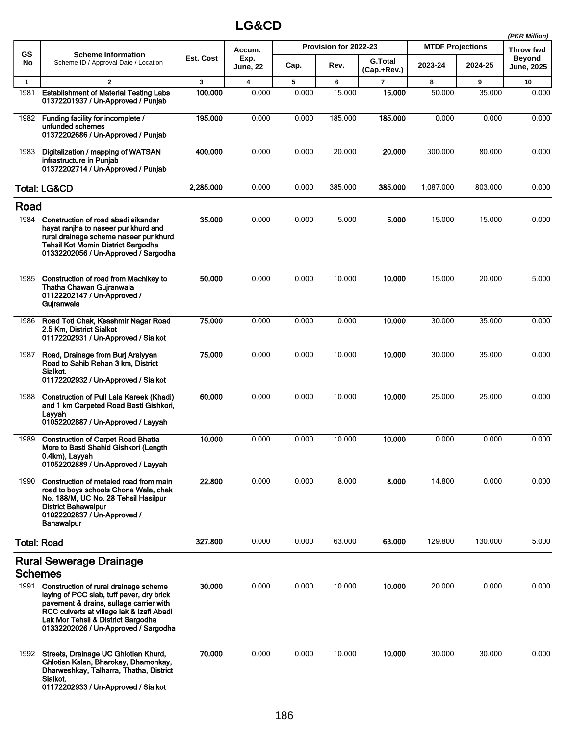# LG&CD

*(PKR Million)*

| GS No | Scheme Information<br>Scheme ID / Approval Date / Location | Est. Cost | Accum. Exp. June, 22 | Provision for 2022-23 | | | MTDF Projections | | Throw fwd Beyond June, 2025 |
|---|---|---|---|---|---|---|---|---|---|
| | | | | Cap. | Rev. | G.Total (Cap.+Rev.) | 2023-24 | 2024-25 | |
| 1 | 2 | 3 | 4 | 5 | 6 | 7 | 8 | 9 | 10 |
| 1981 | **Establishment of Material Testing Labs**<br>**01372201937 / Un-Approved / Punjab** | **100.000** | 0.000 | 0.000 | 15.000 | **15.000** | 50.000 | 35.000 | 0.000 |
| 1982 | **Funding facility for incomplete / unfunded schemes**<br>**01372202686 / Un-Approved / Punjab** | **195.000** | 0.000 | 0.000 | 185.000 | **185.000** | 0.000 | 0.000 | 0.000 |
| 1983 | **Digitalization / mapping of WATSAN infrastructure in Punjab**<br>**01372202714 / Un-Approved / Punjab** | **400.000** | 0.000 | 0.000 | 20.000 | **20.000** | 300.000 | 80.000 | 0.000 |
| **Total: LG&CD** | | **2,285.000** | 0.000 | 0.000 | 385.000 | **385.000** | 1,087.000 | 803.000 | 0.000 |
| **Road** | | | | | | | | | |
| 1984 | **Construction of road abadi sikandar hayat ranjha to naseer pur khurd and rural drainage scheme naseer pur khurd Tehsil Kot Momin District Sargodha**<br>**01332202056 / Un-Approved / Sargodha** | **35.000** | 0.000 | 0.000 | 5.000 | **5.000** | 15.000 | 15.000 | 0.000 |
| 1985 | **Construction of road from Machikey to Thatha Chawan Gujranwala**<br>**01122202147 / Un-Approved / Gujranwala** | **50.000** | 0.000 | 0.000 | 10.000 | **10.000** | 15.000 | 20.000 | 5.000 |
| 1986 | **Road Toti Chak, Ksashmir Nagar Road 2.5 Km, District Sialkot**<br>**01172202931 / Un-Approved / Sialkot** | **75.000** | 0.000 | 0.000 | 10.000 | **10.000** | 30.000 | 35.000 | 0.000 |
| 1987 | **Road, Drainage from Burj Araiyyan Road to Sahib Rehan 3 km, District Sialkot.**<br>**01172202932 / Un-Approved / Sialkot** | **75.000** | 0.000 | 0.000 | 10.000 | **10.000** | 30.000 | 35.000 | 0.000 |
| 1988 | **Construction of Pull Lala Kareek (Khadi) and 1 km Carpeted Road Basti Gishkori, Layyah**<br>**01052202887 / Un-Approved / Layyah** | **60.000** | 0.000 | 0.000 | 10.000 | **10.000** | 25.000 | 25.000 | 0.000 |
| 1989 | **Construction of Carpet Road Bhatta More to Basti Shahid Gishkori (Length 0.4km), Layyah**<br>**01052202889 / Un-Approved / Layyah** | **10.000** | 0.000 | 0.000 | 10.000 | **10.000** | 0.000 | 0.000 | 0.000 |
| 1990 | **Construction of metaled road from main road to boys schools Chona Wala, chak No. 188/M, UC No. 28 Tehsil Hasilpur District Bahawalpur**<br>**01022202837 / Un-Approved / Bahawalpur** | **22.800** | 0.000 | 0.000 | 8.000 | **8.000** | 14.800 | 0.000 | 0.000 |
| **Total: Road** | | **327.800** | 0.000 | 0.000 | 63.000 | **63.000** | 129.800 | 130.000 | 5.000 |
| **Rural Sewerage Drainage Schemes** | | | | | | | | | |
| 1991 | **Construction of rural drainage scheme laying of PCC slab, tuff paver, dry brick pavement & drains, sullage carrier with RCC culverts at village lak & Izafi Abadi Lak Mor Tehsil & District Sargodha**<br>**01332202026 / Un-Approved / Sargodha** | **30.000** | 0.000 | 0.000 | 10.000 | **10.000** | 20.000 | 0.000 | 0.000 |
| 1992 | **Streets, Drainage UC Ghlotian Khurd, Ghlotian Kalan, Bharokay, Dhamonkay, Dharweshkay, Talharra, Thatha, District Sialkot.**<br>**01172202933 / Un-Approved / Sialkot** | **70.000** | 0.000 | 0.000 | 10.000 | **10.000** | 30.000 | 30.000 | 0.000 |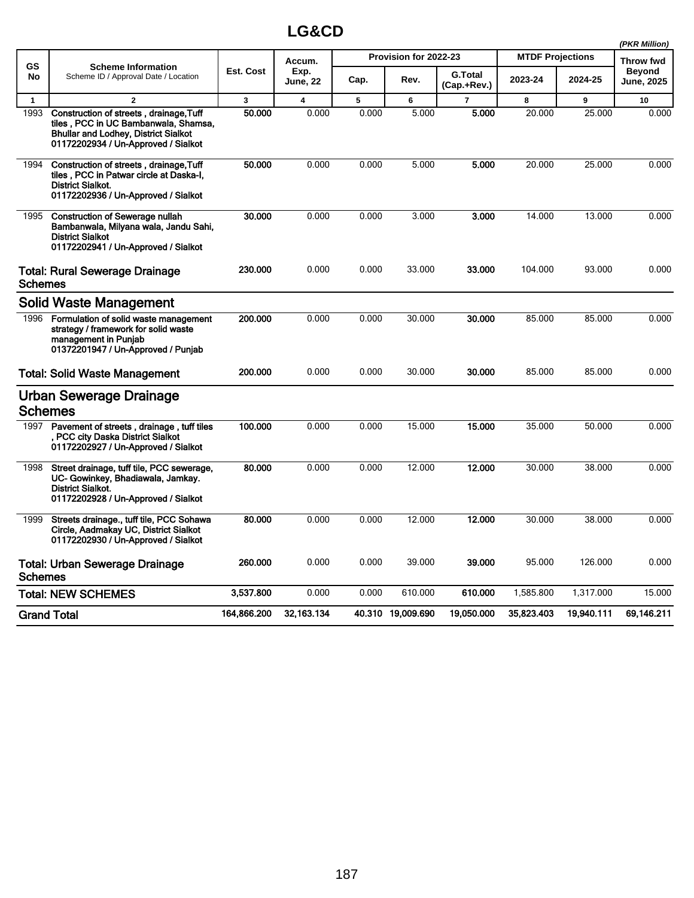# LG&CD

(PKR Million)

| GS No | Scheme Information<br>Scheme ID / Approval Date / Location | Est. Cost | Accum. Exp. June, 22 | Provision for 2022-23 | | | MTDF Projections | | Throw fwd Beyond June, 2025 |
|---|---|---|---|---|---|---|---|---|---|
| | | | | Cap. | Rev. | G.Total (Cap.+Rev.) | 2023-24 | 2024-25 | |
| 1 | 2 | 3 | 4 | 5 | 6 | 7 | 8 | 9 | 10 |
| 1993 | **Construction of streets , drainage,Tuff tiles , PCC in UC Bambanwala, Shamsa, Bhullar and Lodhey, District Sialkot**<br>**01172202934 / Un-Approved / Sialkot** | **50.000** | 0.000 | 0.000 | 5.000 | **5.000** | 20.000 | 25.000 | 0.000 |
| 1994 | **Construction of streets , drainage,Tuff tiles , PCC in Patwar circle at Daska-I, District Sialkot.**<br>**01172202936 / Un-Approved / Sialkot** | **50.000** | 0.000 | 0.000 | 5.000 | **5.000** | 20.000 | 25.000 | 0.000 |
| 1995 | **Construction of Sewerage nullah Bambanwala, Milyana wala, Jandu Sahi, District Sialkot**<br>**01172202941 / Un-Approved / Sialkot** | **30.000** | 0.000 | 0.000 | 3.000 | **3.000** | 14.000 | 13.000 | 0.000 |
| | **Total: Rural Sewerage Drainage Schemes** | **230.000** | 0.000 | 0.000 | 33.000 | **33.000** | 104.000 | 93.000 | 0.000 |
| | **Solid Waste Management** | | | | | | | | |
| 1996 | **Formulation of solid waste management strategy / framework for solid waste management in Punjab**<br>**01372201947 / Un-Approved / Punjab** | **200.000** | 0.000 | 0.000 | 30.000 | **30.000** | 85.000 | 85.000 | 0.000 |
| | **Total: Solid Waste Management** | **200.000** | 0.000 | 0.000 | 30.000 | **30.000** | 85.000 | 85.000 | 0.000 |
| | **Urban Sewerage Drainage Schemes** | | | | | | | | |
| 1997 | **Pavement of streets , drainage , tuff tiles , PCC city Daska District Sialkot**<br>**01172202927 / Un-Approved / Sialkot** | **100.000** | 0.000 | 0.000 | 15.000 | **15.000** | 35.000 | 50.000 | 0.000 |
| 1998 | **Street drainage, tuff tile, PCC sewerage, UC- Gowinkey, Bhadiawala, Jamkay. District Sialkot.**<br>**01172202928 / Un-Approved / Sialkot** | **80.000** | 0.000 | 0.000 | 12.000 | **12.000** | 30.000 | 38.000 | 0.000 |
| 1999 | **Streets drainage., tuff tile, PCC Sohawa Circle, Aadmakay UC, District Sialkot**<br>**01172202930 / Un-Approved / Sialkot** | **80.000** | 0.000 | 0.000 | 12.000 | **12.000** | 30.000 | 38.000 | 0.000 |
| | **Total: Urban Sewerage Drainage Schemes** | **260.000** | 0.000 | 0.000 | 39.000 | **39.000** | 95.000 | 126.000 | 0.000 |
| | **Total: NEW SCHEMES** | **3,537.800** | 0.000 | 0.000 | 610.000 | **610.000** | 1,585.800 | 1,317.000 | 15.000 |
| | **Grand Total** | **164,866.200** | **32,163.134** | **40.310** | **19,009.690** | **19,050.000** | **35,823.403** | **19,940.111** | **69,146.211** |